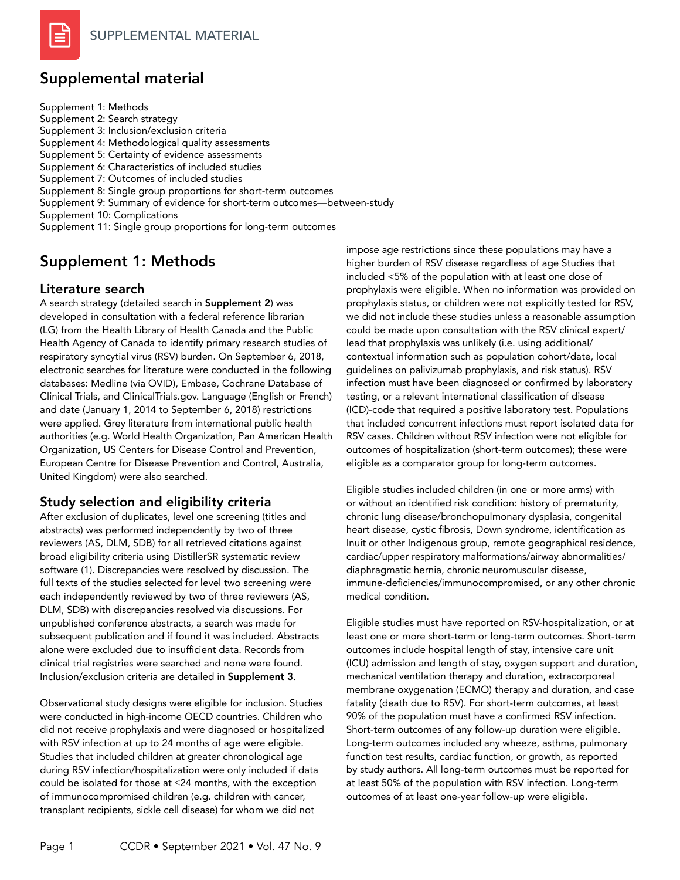# Supplemental material

Supplement 1: Methods
Supplement 2: Search strategy
Supplement 3: Inclusion/exclusion criteria
Supplement 4: Methodological quality assessments
Supplement 5: Certainty of evidence assessments
Supplement 6: Characteristics of included studies
Supplement 7: Outcomes of included studies
Supplement 8: Single group proportions for short-term outcomes
Supplement 9: Summary of evidence for short-term outcomes—between-study
Supplement 10: Complications
Supplement 11: Single group proportions for long-term outcomes

# Supplement 1: Methods

## Literature search

A search strategy (detailed search in **Supplement 2**) was developed in consultation with a federal reference librarian (LG) from the Health Library of Health Canada and the Public Health Agency of Canada to identify primary research studies of respiratory syncytial virus (RSV) burden. On September 6, 2018, electronic searches for literature were conducted in the following databases: Medline (via OVID), Embase, Cochrane Database of Clinical Trials, and ClinicalTrials.gov. Language (English or French) and date (January 1, 2014 to September 6, 2018) restrictions were applied. Grey literature from international public health authorities (e.g. World Health Organization, Pan American Health Organization, US Centers for Disease Control and Prevention, European Centre for Disease Prevention and Control, Australia, United Kingdom) were also searched.

## Study selection and eligibility criteria

After exclusion of duplicates, level one screening (titles and abstracts) was performed independently by two of three reviewers (AS, DLM, SDB) for all retrieved citations against broad eligibility criteria using DistillerSR systematic review software (1). Discrepancies were resolved by discussion. The full texts of the studies selected for level two screening were each independently reviewed by two of three reviewers (AS, DLM, SDB) with discrepancies resolved via discussions. For unpublished conference abstracts, a search was made for subsequent publication and if found it was included. Abstracts alone were excluded due to insufficient data. Records from clinical trial registries were searched and none were found. Inclusion/exclusion criteria are detailed in **Supplement 3**.

Observational study designs were eligible for inclusion. Studies were conducted in high-income OECD countries. Children who did not receive prophylaxis and were diagnosed or hospitalized with RSV infection at up to 24 months of age were eligible. Studies that included children at greater chronological age during RSV infection/hospitalization were only included if data could be isolated for those at ≤24 months, with the exception of immunocompromised children (e.g. children with cancer, transplant recipients, sickle cell disease) for whom we did not impose age restrictions since these populations may have a higher burden of RSV disease regardless of age Studies that included <5% of the population with at least one dose of prophylaxis were eligible. When no information was provided on prophylaxis status, or children were not explicitly tested for RSV, we did not include these studies unless a reasonable assumption could be made upon consultation with the RSV clinical expert/lead that prophylaxis was unlikely (i.e. using additional/contextual information such as population cohort/date, local guidelines on palivizumab prophylaxis, and risk status). RSV infection must have been diagnosed or confirmed by laboratory testing, or a relevant international classification of disease (ICD)-code that required a positive laboratory test. Populations that included concurrent infections must report isolated data for RSV cases. Children without RSV infection were not eligible for outcomes of hospitalization (short-term outcomes); these were eligible as a comparator group for long-term outcomes.

Eligible studies included children (in one or more arms) with or without an identified risk condition: history of prematurity, chronic lung disease/bronchopulmonary dysplasia, congenital heart disease, cystic fibrosis, Down syndrome, identification as Inuit or other Indigenous group, remote geographical residence, cardiac/upper respiratory malformations/airway abnormalities/diaphragmatic hernia, chronic neuromuscular disease, immune-deficiencies/immunocompromised, or any other chronic medical condition.

Eligible studies must have reported on RSV-hospitalization, or at least one or more short-term or long-term outcomes. Short-term outcomes include hospital length of stay, intensive care unit (ICU) admission and length of stay, oxygen support and duration, mechanical ventilation therapy and duration, extracorporeal membrane oxygenation (ECMO) therapy and duration, and case fatality (death due to RSV). For short-term outcomes, at least 90% of the population must have a confirmed RSV infection. Short-term outcomes of any follow-up duration were eligible. Long-term outcomes included any wheeze, asthma, pulmonary function test results, cardiac function, or growth, as reported by study authors. All long-term outcomes must be reported for at least 50% of the population with RSV infection. Long-term outcomes of at least one-year follow-up were eligible.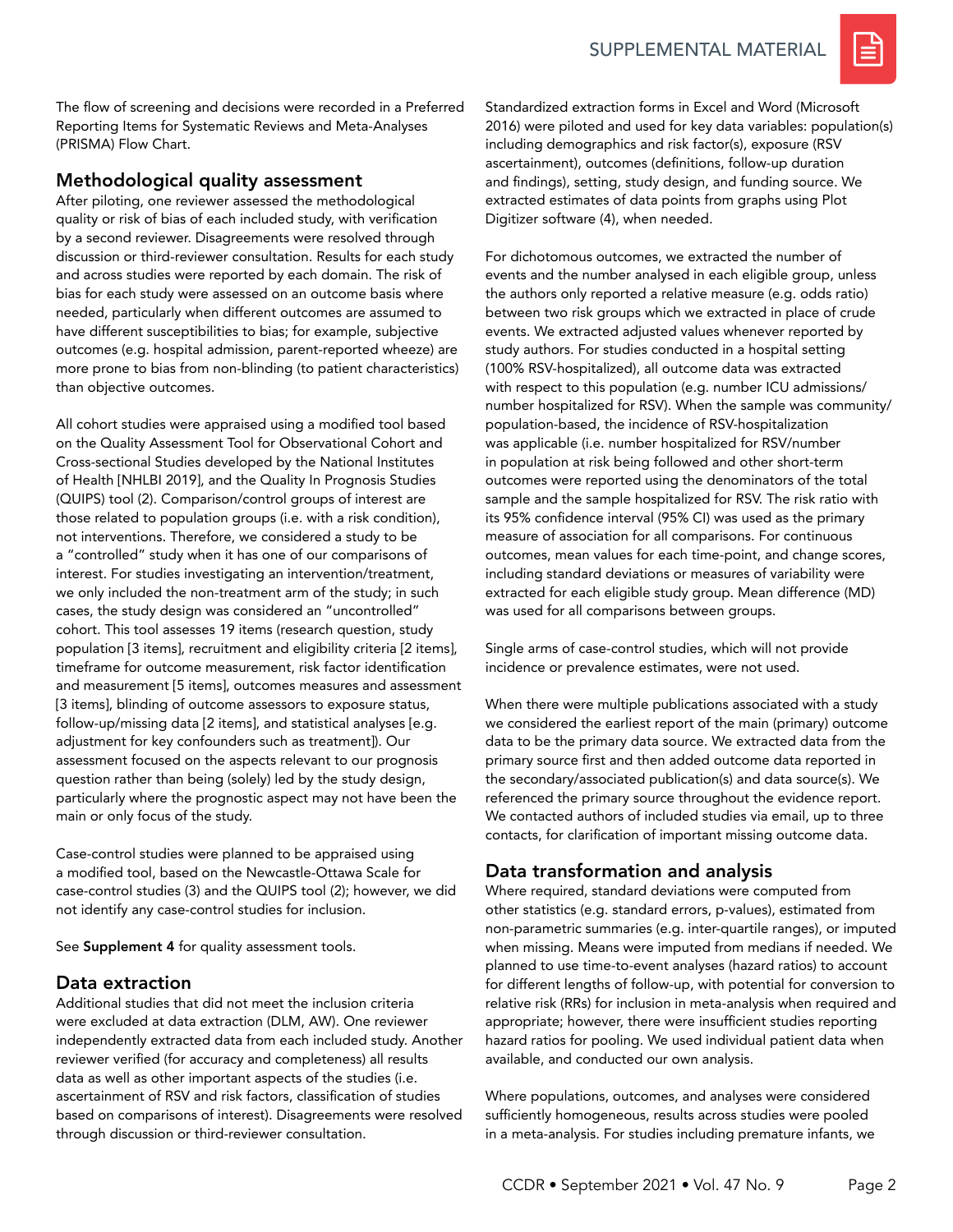The flow of screening and decisions were recorded in a Preferred Reporting Items for Systematic Reviews and Meta-Analyses (PRISMA) Flow Chart.

## Methodological quality assessment

After piloting, one reviewer assessed the methodological quality or risk of bias of each included study, with verification by a second reviewer. Disagreements were resolved through discussion or third-reviewer consultation. Results for each study and across studies were reported by each domain. The risk of bias for each study were assessed on an outcome basis where needed, particularly when different outcomes are assumed to have different susceptibilities to bias; for example, subjective outcomes (e.g. hospital admission, parent-reported wheeze) are more prone to bias from non-blinding (to patient characteristics) than objective outcomes.

All cohort studies were appraised using a modified tool based on the Quality Assessment Tool for Observational Cohort and Cross-sectional Studies developed by the National Institutes of Health [NHLBI 2019], and the Quality In Prognosis Studies (QUIPS) tool (2). Comparison/control groups of interest are those related to population groups (i.e. with a risk condition), not interventions. Therefore, we considered a study to be a "controlled" study when it has one of our comparisons of interest. For studies investigating an intervention/treatment, we only included the non-treatment arm of the study; in such cases, the study design was considered an "uncontrolled" cohort. This tool assesses 19 items (research question, study population [3 items], recruitment and eligibility criteria [2 items], timeframe for outcome measurement, risk factor identification and measurement [5 items], outcomes measures and assessment [3 items], blinding of outcome assessors to exposure status, follow-up/missing data [2 items], and statistical analyses [e.g. adjustment for key confounders such as treatment]). Our assessment focused on the aspects relevant to our prognosis question rather than being (solely) led by the study design, particularly where the prognostic aspect may not have been the main or only focus of the study.

Case-control studies were planned to be appraised using a modified tool, based on the Newcastle-Ottawa Scale for case-control studies (3) and the QUIPS tool (2); however, we did not identify any case-control studies for inclusion.

See **Supplement 4** for quality assessment tools.

## Data extraction

Additional studies that did not meet the inclusion criteria were excluded at data extraction (DLM, AW). One reviewer independently extracted data from each included study. Another reviewer verified (for accuracy and completeness) all results data as well as other important aspects of the studies (i.e. ascertainment of RSV and risk factors, classification of studies based on comparisons of interest). Disagreements were resolved through discussion or third-reviewer consultation.

Standardized extraction forms in Excel and Word (Microsoft 2016) were piloted and used for key data variables: population(s) including demographics and risk factor(s), exposure (RSV ascertainment), outcomes (definitions, follow-up duration and findings), setting, study design, and funding source. We extracted estimates of data points from graphs using Plot Digitizer software (4), when needed.

For dichotomous outcomes, we extracted the number of events and the number analysed in each eligible group, unless the authors only reported a relative measure (e.g. odds ratio) between two risk groups which we extracted in place of crude events. We extracted adjusted values whenever reported by study authors. For studies conducted in a hospital setting (100% RSV-hospitalized), all outcome data was extracted with respect to this population (e.g. number ICU admissions/number hospitalized for RSV). When the sample was community/population-based, the incidence of RSV-hospitalization was applicable (i.e. number hospitalized for RSV/number in population at risk being followed and other short-term outcomes were reported using the denominators of the total sample and the sample hospitalized for RSV. The risk ratio with its 95% confidence interval (95% CI) was used as the primary measure of association for all comparisons. For continuous outcomes, mean values for each time-point, and change scores, including standard deviations or measures of variability were extracted for each eligible study group. Mean difference (MD) was used for all comparisons between groups.

Single arms of case-control studies, which will not provide incidence or prevalence estimates, were not used.

When there were multiple publications associated with a study we considered the earliest report of the main (primary) outcome data to be the primary data source. We extracted data from the primary source first and then added outcome data reported in the secondary/associated publication(s) and data source(s). We referenced the primary source throughout the evidence report. We contacted authors of included studies via email, up to three contacts, for clarification of important missing outcome data.

## Data transformation and analysis

Where required, standard deviations were computed from other statistics (e.g. standard errors, p-values), estimated from non-parametric summaries (e.g. inter-quartile ranges), or imputed when missing. Means were imputed from medians if needed. We planned to use time-to-event analyses (hazard ratios) to account for different lengths of follow-up, with potential for conversion to relative risk (RRs) for inclusion in meta-analysis when required and appropriate; however, there were insufficient studies reporting hazard ratios for pooling. We used individual patient data when available, and conducted our own analysis.

Where populations, outcomes, and analyses were considered sufficiently homogeneous, results across studies were pooled in a meta-analysis. For studies including premature infants, we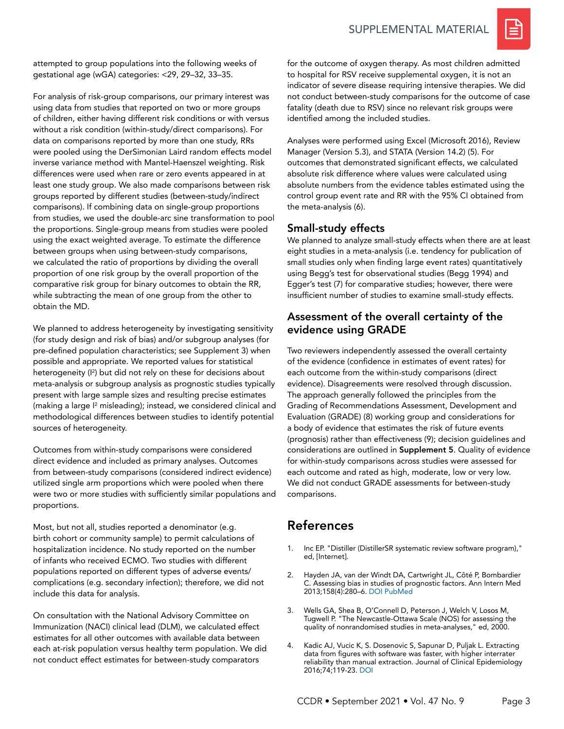attempted to group populations into the following weeks of gestational age (wGA) categories: <29, 29–32, 33–35.

For analysis of risk-group comparisons, our primary interest was using data from studies that reported on two or more groups of children, either having different risk conditions or with versus without a risk condition (within-study/direct comparisons). For data on comparisons reported by more than one study, RRs were pooled using the DerSimonian Laird random effects model inverse variance method with Mantel-Haenszel weighting. Risk differences were used when rare or zero events appeared in at least one study group. We also made comparisons between risk groups reported by different studies (between-study/indirect comparisons). If combining data on single-group proportions from studies, we used the double-arc sine transformation to pool the proportions. Single-group means from studies were pooled using the exact weighted average. To estimate the difference between groups when using between-study comparisons, we calculated the ratio of proportions by dividing the overall proportion of one risk group by the overall proportion of the comparative risk group for binary outcomes to obtain the RR, while subtracting the mean of one group from the other to obtain the MD.

We planned to address heterogeneity by investigating sensitivity (for study design and risk of bias) and/or subgroup analyses (for pre-defined population characteristics; see Supplement 3) when possible and appropriate. We reported values for statistical heterogeneity ($I^2$) but did not rely on these for decisions about meta-analysis or subgroup analysis as prognostic studies typically present with large sample sizes and resulting precise estimates (making a large $I^2$ misleading); instead, we considered clinical and methodological differences between studies to identify potential sources of heterogeneity.

Outcomes from within-study comparisons were considered direct evidence and included as primary analyses. Outcomes from between-study comparisons (considered indirect evidence) utilized single arm proportions which were pooled when there were two or more studies with sufficiently similar populations and proportions.

Most, but not all, studies reported a denominator (e.g. birth cohort or community sample) to permit calculations of hospitalization incidence. No study reported on the number of infants who received ECMO. Two studies with different populations reported on different types of adverse events/complications (e.g. secondary infection); therefore, we did not include this data for analysis.

On consultation with the National Advisory Committee on Immunization (NACI) clinical lead (DLM), we calculated effect estimates for all other outcomes with available data between each at-risk population versus healthy term population. We did not conduct effect estimates for between-study comparators for the outcome of oxygen therapy. As most children admitted to hospital for RSV receive supplemental oxygen, it is not an indicator of severe disease requiring intensive therapies. We did not conduct between-study comparisons for the outcome of case fatality (death due to RSV) since no relevant risk groups were identified among the included studies.

Analyses were performed using Excel (Microsoft 2016), Review Manager (Version 5.3), and STATA (Version 14.2) (5). For outcomes that demonstrated significant effects, we calculated absolute risk difference where values were calculated using absolute numbers from the evidence tables estimated using the control group event rate and RR with the 95% CI obtained from the meta-analysis (6).

## Small-study effects

We planned to analyze small-study effects when there are at least eight studies in a meta-analysis (i.e. tendency for publication of small studies only when finding large event rates) quantitatively using Begg's test for observational studies (Begg 1994) and Egger's test (7) for comparative studies; however, there were insufficient number of studies to examine small-study effects.

## Assessment of the overall certainty of the evidence using GRADE

Two reviewers independently assessed the overall certainty of the evidence (confidence in estimates of event rates) for each outcome from the within-study comparisons (direct evidence). Disagreements were resolved through discussion. The approach generally followed the principles from the Grading of Recommendations Assessment, Development and Evaluation (GRADE) (8) working group and considerations for a body of evidence that estimates the risk of future events (prognosis) rather than effectiveness (9); decision guidelines and considerations are outlined in **Supplement 5**. Quality of evidence for within-study comparisons across studies were assessed for each outcome and rated as high, moderate, low or very low. We did not conduct GRADE assessments for between-study comparisons.

# References

1. Inc EP. "Distiller (DistillerSR systematic review software program)," ed, [Internet].
2. Hayden JA, van der Windt DA, Cartwright JL, Côté P, Bombardier C. Assessing bias in studies of prognostic factors. Ann Intern Med 2013;158(4):280–6. DOI PubMed
3. Wells GA, Shea B, O'Connell D, Peterson J, Welch V, Losos M, Tugwell P. "The Newcastle-Ottawa Scale (NOS) for assessing the quality of nonrandomised studies in meta-analyses," ed, 2000.
4. Kadic AJ, Vucic K, S. Dosenovic S, Sapunar D, Puljak L. Extracting data from figures with software was faster, with higher interrater reliability than manual extraction. Journal of Clinical Epidemiology 2016;74;119-23. DOI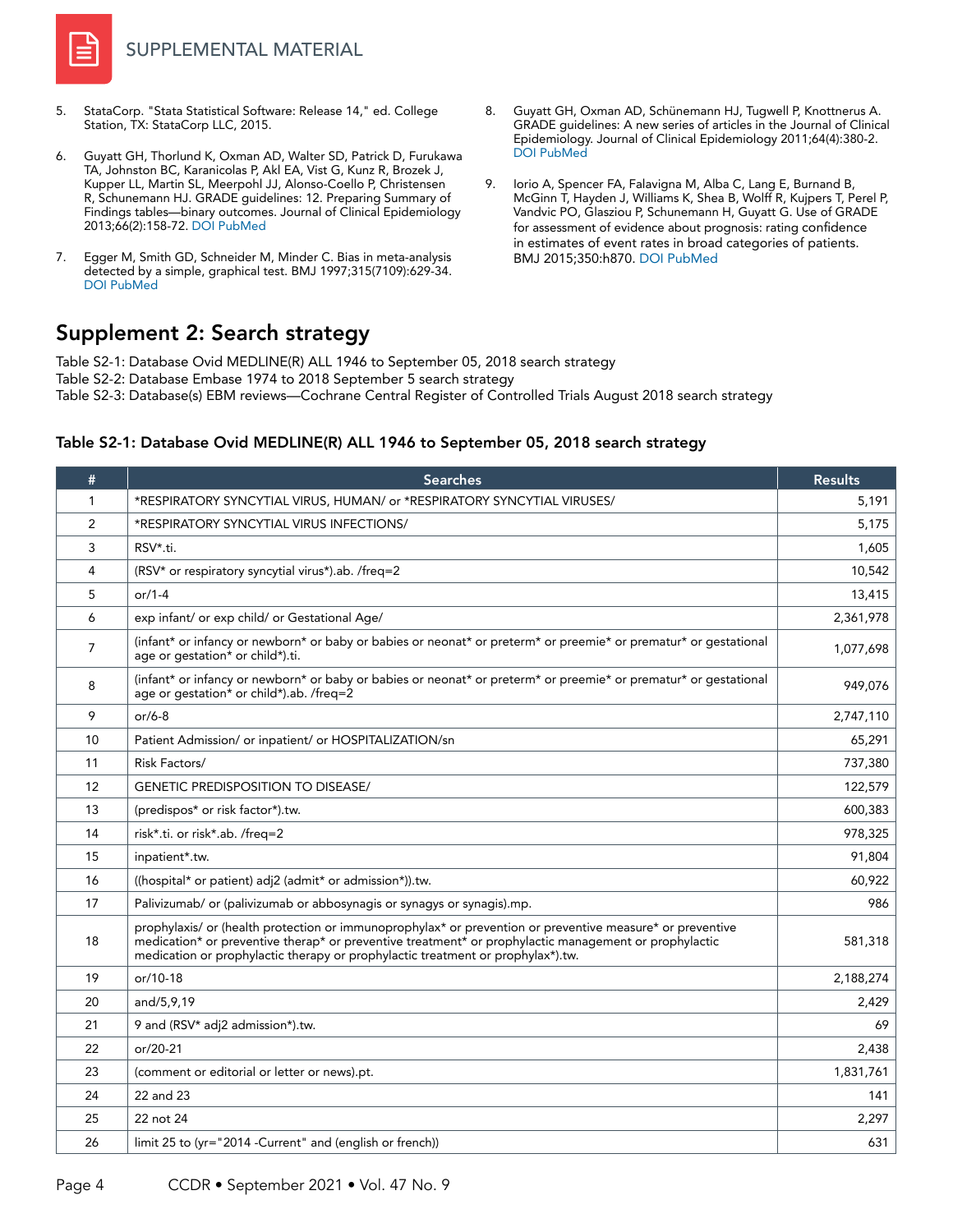5. StataCorp. "Stata Statistical Software: Release 14," ed. College Station, TX: StataCorp LLC, 2015.

6. Guyatt GH, Thorlund K, Oxman AD, Walter SD, Patrick D, Furukawa TA, Johnston BC, Karanicolas P, Akl EA, Vist G, Kunz R, Brozek J, Kupper LL, Martin SL, Meerpohl JJ, Alonso-Coello P, Christensen R, Schunemann HJ. GRADE guidelines: 12. Preparing Summary of Findings tables—binary outcomes. Journal of Clinical Epidemiology 2013;66(2):158-72. DOI PubMed

7. Egger M, Smith GD, Schneider M, Minder C. Bias in meta-analysis detected by a simple, graphical test. BMJ 1997;315(7109):629-34. DOI PubMed

8. Guyatt GH, Oxman AD, Schünemann HJ, Tugwell P, Knottnerus A. GRADE guidelines: A new series of articles in the Journal of Clinical Epidemiology. Journal of Clinical Epidemiology 2011;64(4):380-2. DOI PubMed

9. Iorio A, Spencer FA, Falavigna M, Alba C, Lang E, Burnand B, McGinn T, Hayden J, Williams K, Shea B, Wolff R, Kujpers T, Perel P, Vandvic PO, Glasziou P, Schunemann H, Guyatt G. Use of GRADE for assessment of evidence about prognosis: rating confidence in estimates of event rates in broad categories of patients. BMJ 2015;350:h870. DOI PubMed

## Supplement 2: Search strategy

Table S2-1: Database Ovid MEDLINE(R) ALL 1946 to September 05, 2018 search strategy
Table S2-2: Database Embase 1974 to 2018 September 5 search strategy
Table S2-3: Database(s) EBM reviews—Cochrane Central Register of Controlled Trials August 2018 search strategy

### Table S2-1: Database Ovid MEDLINE(R) ALL 1946 to September 05, 2018 search strategy

| # | Searches | Results |
|---|---|---|
| 1 | *RESPIRATORY SYNCYTIAL VIRUS, HUMAN/ or *RESPIRATORY SYNCYTIAL VIRUSES/ | 5,191 |
| 2 | *RESPIRATORY SYNCYTIAL VIRUS INFECTIONS/ | 5,175 |
| 3 | RSV*.ti. | 1,605 |
| 4 | (RSV* or respiratory syncytial virus*).ab. /freq=2 | 10,542 |
| 5 | or/1-4 | 13,415 |
| 6 | exp infant/ or exp child/ or Gestational Age/ | 2,361,978 |
| 7 | (infant* or infancy or newborn* or baby or babies or neonat* or preterm* or preemie* or prematur* or gestational age or gestation* or child*).ti. | 1,077,698 |
| 8 | (infant* or infancy or newborn* or baby or babies or neonat* or preterm* or preemie* or prematur* or gestational age or gestation* or child*).ab. /freq=2 | 949,076 |
| 9 | or/6-8 | 2,747,110 |
| 10 | Patient Admission/ or inpatient/ or HOSPITALIZATION/sn | 65,291 |
| 11 | Risk Factors/ | 737,380 |
| 12 | GENETIC PREDISPOSITION TO DISEASE/ | 122,579 |
| 13 | (predispos* or risk factor*).tw. | 600,383 |
| 14 | risk*.ti. or risk*.ab. /freq=2 | 978,325 |
| 15 | inpatient*.tw. | 91,804 |
| 16 | ((hospital* or patient) adj2 (admit* or admission*)).tw. | 60,922 |
| 17 | Palivizumab/ or (palivizumab or abbosynagis or synagys or synagis).mp. | 986 |
| 18 | prophylaxis/ or (health protection or immunoprophylax* or prevention or preventive measure* or preventive medication* or preventive therap* or preventive treatment* or prophylactic management or prophylactic medication or prophylactic therapy or prophylactic treatment or prophylax*).tw. | 581,318 |
| 19 | or/10-18 | 2,188,274 |
| 20 | and/5,9,19 | 2,429 |
| 21 | 9 and (RSV* adj2 admission*).tw. | 69 |
| 22 | or/20-21 | 2,438 |
| 23 | (comment or editorial or letter or news).pt. | 1,831,761 |
| 24 | 22 and 23 | 141 |
| 25 | 22 not 24 | 2,297 |
| 26 | limit 25 to (yr="2014 -Current" and (english or french)) | 631 |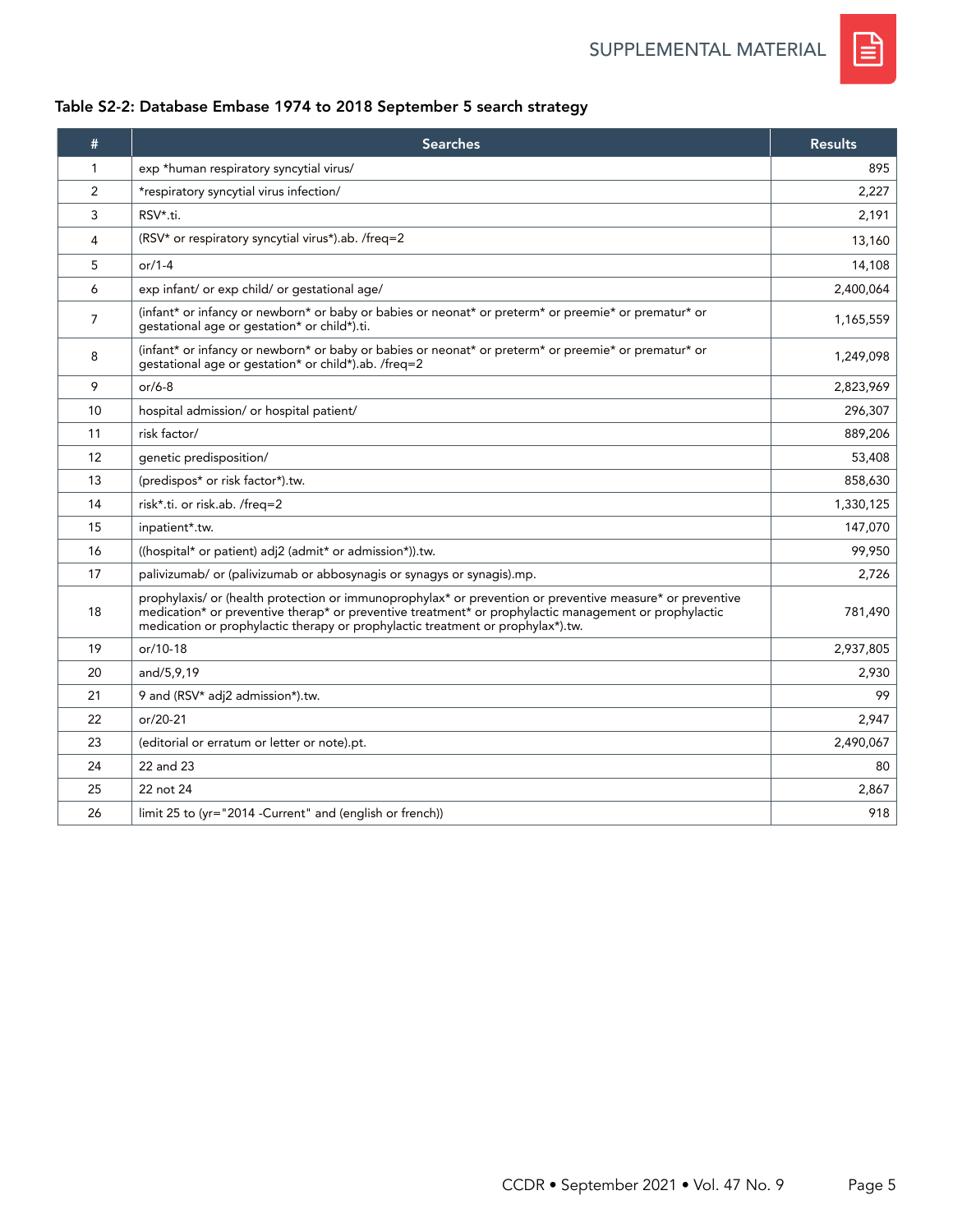### Table S2-2: Database Embase 1974 to 2018 September 5 search strategy

| # | Searches | Results |
|---|---|---|
| 1 | exp *human respiratory syncytial virus/ | 895 |
| 2 | *respiratory syncytial virus infection/ | 2,227 |
| 3 | RSV*.ti. | 2,191 |
| 4 | (RSV* or respiratory syncytial virus*).ab. /freq=2 | 13,160 |
| 5 | or/1-4 | 14,108 |
| 6 | exp infant/ or exp child/ or gestational age/ | 2,400,064 |
| 7 | (infant* or infancy or newborn* or baby or babies or neonat* or preterm* or preemie* or prematur* or gestational age or gestation* or child*).ti. | 1,165,559 |
| 8 | (infant* or infancy or newborn* or baby or babies or neonat* or preterm* or preemie* or prematur* or gestational age or gestation* or child*).ab. /freq=2 | 1,249,098 |
| 9 | or/6-8 | 2,823,969 |
| 10 | hospital admission/ or hospital patient/ | 296,307 |
| 11 | risk factor/ | 889,206 |
| 12 | genetic predisposition/ | 53,408 |
| 13 | (predispos* or risk factor*).tw. | 858,630 |
| 14 | risk*.ti. or risk.ab. /freq=2 | 1,330,125 |
| 15 | inpatient*.tw. | 147,070 |
| 16 | ((hospital* or patient) adj2 (admit* or admission*)).tw. | 99,950 |
| 17 | palivizumab/ or (palivizumab or abbosynagis or synagys or synagis).mp. | 2,726 |
| 18 | prophylaxis/ or (health protection or immunoprophylax* or prevention or preventive measure* or preventive medication* or preventive therap* or preventive treatment* or prophylactic management or prophylactic medication or prophylactic therapy or prophylactic treatment or prophylax*).tw. | 781,490 |
| 19 | or/10-18 | 2,937,805 |
| 20 | and/5,9,19 | 2,930 |
| 21 | 9 and (RSV* adj2 admission*).tw. | 99 |
| 22 | or/20-21 | 2,947 |
| 23 | (editorial or erratum or letter or note).pt. | 2,490,067 |
| 24 | 22 and 23 | 80 |
| 25 | 22 not 24 | 2,867 |
| 26 | limit 25 to (yr="2014 -Current" and (english or french)) | 918 |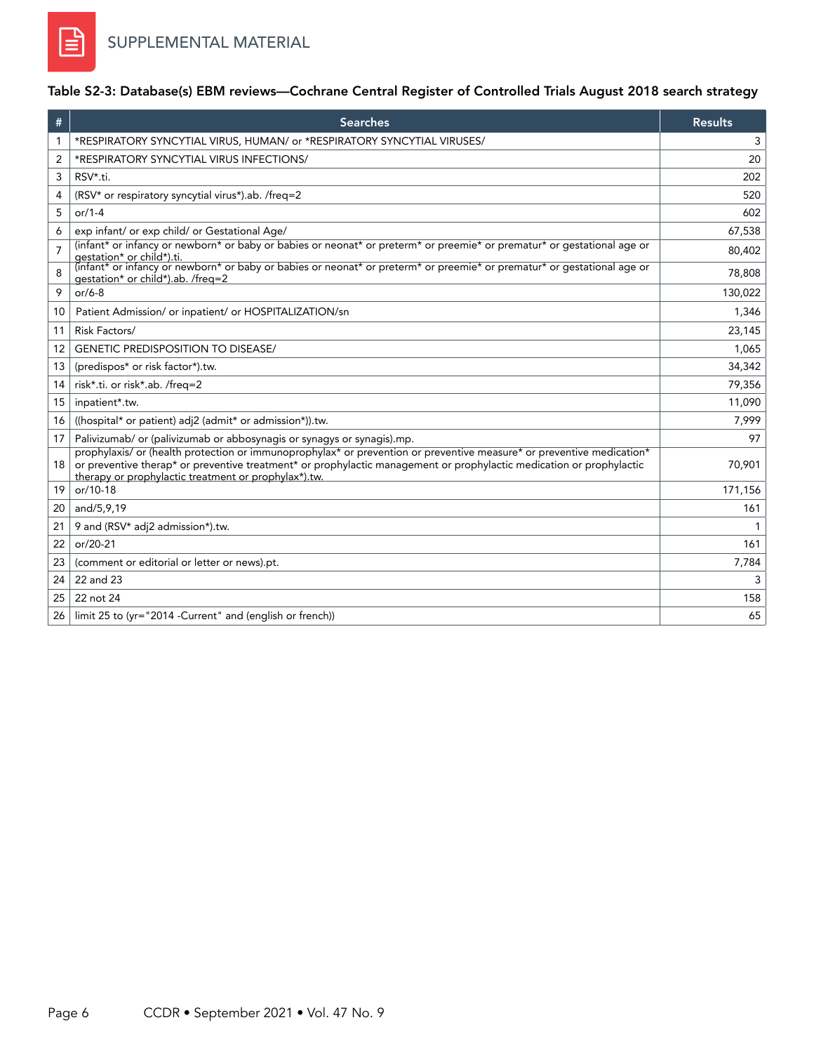SUPPLEMENTAL MATERIAL

### Table S2-3: Database(s) EBM reviews—Cochrane Central Register of Controlled Trials August 2018 search strategy

| # | Searches | Results |
|---|---|---|
| 1 | *RESPIRATORY SYNCYTIAL VIRUS, HUMAN/ or *RESPIRATORY SYNCYTIAL VIRUSES/ | 3 |
| 2 | *RESPIRATORY SYNCYTIAL VIRUS INFECTIONS/ | 20 |
| 3 | RSV*.ti. | 202 |
| 4 | (RSV* or respiratory syncytial virus*).ab. /freq=2 | 520 |
| 5 | or/1-4 | 602 |
| 6 | exp infant/ or exp child/ or Gestational Age/ | 67,538 |
| 7 | (infant* or infancy or newborn* or baby or babies or neonat* or preterm* or preemie* or prematur* or gestational age or gestation* or child*).ti. | 80,402 |
| 8 | (infant* or infancy or newborn* or baby or babies or neonat* or preterm* or preemie* or prematur* or gestational age or gestation* or child*).ab. /freq=2 | 78,808 |
| 9 | or/6-8 | 130,022 |
| 10 | Patient Admission/ or inpatient/ or HOSPITALIZATION/sn | 1,346 |
| 11 | Risk Factors/ | 23,145 |
| 12 | GENETIC PREDISPOSITION TO DISEASE/ | 1,065 |
| 13 | (predispos* or risk factor*).tw. | 34,342 |
| 14 | risk*.ti. or risk*.ab. /freq=2 | 79,356 |
| 15 | inpatient*.tw. | 11,090 |
| 16 | ((hospital* or patient) adj2 (admit* or admission*)).tw. | 7,999 |
| 17 | Palivizumab/ or (palivizumab or abbosynagis or synagys or synagis).mp. | 97 |
| 18 | prophylaxis/ or (health protection or immunoprophylax* or prevention or preventive measure* or preventive medication* or preventive therap* or preventive treatment* or prophylactic management or prophylactic medication or prophylactic therapy or prophylactic treatment or prophylax*).tw. | 70,901 |
| 19 | or/10-18 | 171,156 |
| 20 | and/5,9,19 | 161 |
| 21 | 9 and (RSV* adj2 admission*).tw. | 1 |
| 22 | or/20-21 | 161 |
| 23 | (comment or editorial or letter or news).pt. | 7,784 |
| 24 | 22 and 23 | 3 |
| 25 | 22 not 24 | 158 |
| 26 | limit 25 to (yr="2014 -Current" and (english or french)) | 65 |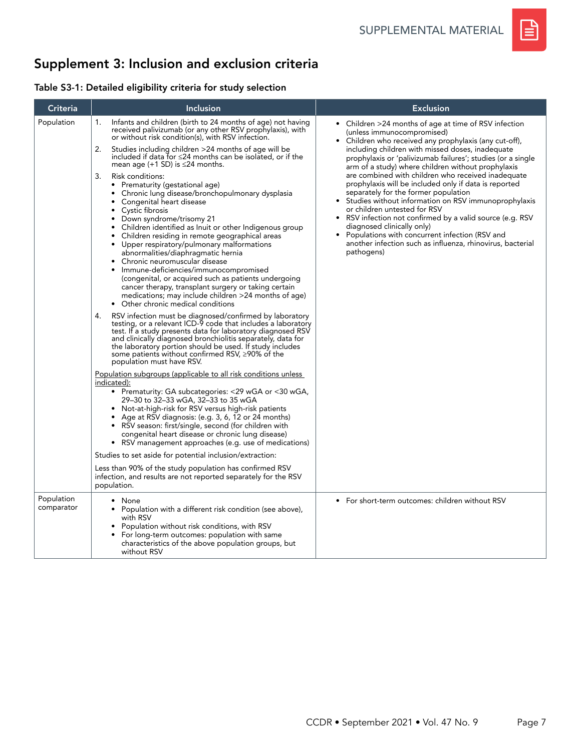## Supplement 3: Inclusion and exclusion criteria

### Table S3-1: Detailed eligibility criteria for study selection

| Criteria | Inclusion | Exclusion |
|---|---|---|
| Population | 1. Infants and children (birth to 24 months of age) not having received palivizumab (or any other RSV prophylaxis), with or without risk condition(s), with RSV infection.<br><br>2. Studies including children >24 months of age will be included if data for ≤24 months can be isolated, or if the mean age (+1 SD) is ≤24 months.<br><br>3. Risk conditions:<br>• Prematurity (gestational age)<br>• Chronic lung disease/bronchopulmonary dysplasia<br>• Congenital heart disease<br>• Cystic fibrosis<br>• Down syndrome/trisomy 21<br>• Children identified as Inuit or other Indigenous group<br>• Children residing in remote geographical areas<br>• Upper respiratory/pulmonary malformations abnormalities/diaphragmatic hernia<br>• Chronic neuromuscular disease<br>• Immune-deficiencies/immunocompromised (congenital, or acquired such as patients undergoing cancer therapy, transplant surgery or taking certain medications; may include children >24 months of age)<br>• Other chronic medical conditions<br><br>4. RSV infection must be diagnosed/confirmed by laboratory testing, or a relevant ICD-9 code that includes a laboratory test. If a study presents data for laboratory diagnosed RSV and clinically diagnosed bronchiolitis separately, data for the laboratory portion should be used. If study includes some patients without confirmed RSV, ≥90% of the population must have RSV.<br><br>Population subgroups (applicable to all risk conditions unless indicated):<br>• Prematurity: GA subcategories: <29 wGA or <30 wGA, 29–30 to 32–33 wGA, 32–33 to 35 wGA<br>• Not-at-high-risk for RSV versus high-risk patients<br>• Age at RSV diagnosis: (e.g. 3, 6, 12 or 24 months)<br>• RSV season: first/single, second (for children with congenital heart disease or chronic lung disease)<br>• RSV management approaches (e.g. use of medications)<br><br>Studies to set aside for potential inclusion/extraction:<br><br>Less than 90% of the study population has confirmed RSV infection, and results are not reported separately for the RSV population. | • Children >24 months of age at time of RSV infection (unless immunocompromised)<br>• Children who received any prophylaxis (any cut-off), including children with missed doses, inadequate prophylaxis or 'palivizumab failures'; studies (or a single arm of a study) where children without prophylaxis are combined with children who received inadequate prophylaxis will be included only if data is reported separately for the former population<br>• Studies without information on RSV immunoprophylaxis or children untested for RSV<br>• RSV infection not confirmed by a valid source (e.g. RSV diagnosed clinically only)<br>• Populations with concurrent infection (RSV and another infection such as influenza, rhinovirus, bacterial pathogens) |
| Population comparator | • None<br>• Population with a different risk condition (see above), with RSV<br>• Population without risk conditions, with RSV<br>• For long-term outcomes: population with same characteristics of the above population groups, but without RSV | • For short-term outcomes: children without RSV |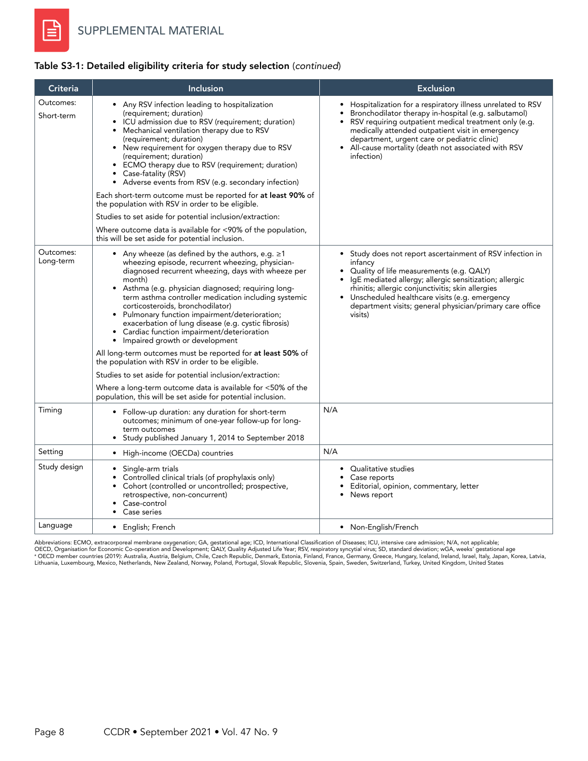**Table S3-1: Detailed eligibility criteria for study selection** (*continued*)

| Criteria | Inclusion | Exclusion |
|---|---|---|
| Outcomes: Short-term | • Any RSV infection leading to hospitalization (requirement; duration)<br>• ICU admission due to RSV (requirement; duration)<br>• Mechanical ventilation therapy due to RSV (requirement; duration)<br>• New requirement for oxygen therapy due to RSV (requirement; duration)<br>• ECMO therapy due to RSV (requirement; duration)<br>• Case-fatality (RSV)<br>• Adverse events from RSV (e.g. secondary infection)<br><br>Each short-term outcome must be reported for **at least 90%** of the population with RSV in order to be eligible.<br><br>Studies to set aside for potential inclusion/extraction:<br><br>Where outcome data is available for <90% of the population, this will be set aside for potential inclusion. | • Hospitalization for a respiratory illness unrelated to RSV<br>• Bronchodilator therapy in-hospital (e.g. salbutamol)<br>• RSV requiring outpatient medical treatment only (e.g. medically attended outpatient visit in emergency department, urgent care or pediatric clinic)<br>• All-cause mortality (death not associated with RSV infection) |
| Outcomes: Long-term | • Any wheeze (as defined by the authors, e.g. ≥1 wheezing episode, recurrent wheezing, physician-diagnosed recurrent wheezing, days with wheeze per month)<br>• Asthma (e.g. physician diagnosed; requiring long-term asthma controller medication including systemic corticosteroids, bronchodilator)<br>• Pulmonary function impairment/deterioration; exacerbation of lung disease (e.g. cystic fibrosis)<br>• Cardiac function impairment/deterioration<br>• Impaired growth or development<br><br>All long-term outcomes must be reported for **at least 50%** of the population with RSV in order to be eligible.<br><br>Studies to set aside for potential inclusion/extraction:<br><br>Where a long-term outcome data is available for <50% of the population, this will be set aside for potential inclusion. | • Study does not report ascertainment of RSV infection in infancy<br>• Quality of life measurements (e.g. QALY)<br>• IgE mediated allergy; allergic sensitization; allergic rhinitis; allergic conjunctivitis; skin allergies<br>• Unscheduled healthcare visits (e.g. emergency department visits; general physician/primary care office visits) |
| Timing | • Follow-up duration: any duration for short-term outcomes; minimum of one-year follow-up for long-term outcomes<br>• Study published January 1, 2014 to September 2018 | N/A |
| Setting | • High-income (OECD[a]) countries | N/A |
| Study design | • Single-arm trials<br>• Controlled clinical trials (of prophylaxis only)<br>• Cohort (controlled or uncontrolled; prospective, retrospective, non-concurrent)<br>• Case-control<br>• Case series | • Qualitative studies<br>• Case reports<br>• Editorial, opinion, commentary, letter<br>• News report |
| Language | • English; French | • Non-English/French |

Abbreviations: ECMO, extracorporeal membrane oxygenation; GA, gestational age; ICD, International Classification of Diseases; ICU, intensive care admission; N/A, not applicable; OECD, Organisation for Economic Co-operation and Development; QALY, Quality Adjusted Life Year; RSV, respiratory syncytial virus; SD, standard deviation; wGA, weeks' gestational age

[a] OECD member countries (2019): Australia, Austria, Belgium, Chile, Czech Republic, Denmark, Estonia, Finland, France, Germany, Greece, Hungary, Iceland, Ireland, Israel, Italy, Japan, Korea, Latvia, Lithuania, Luxembourg, Mexico, Netherlands, New Zealand, Norway, Poland, Portugal, Slovak Republic, Slovenia, Spain, Sweden, Switzerland, Turkey, United Kingdom, United States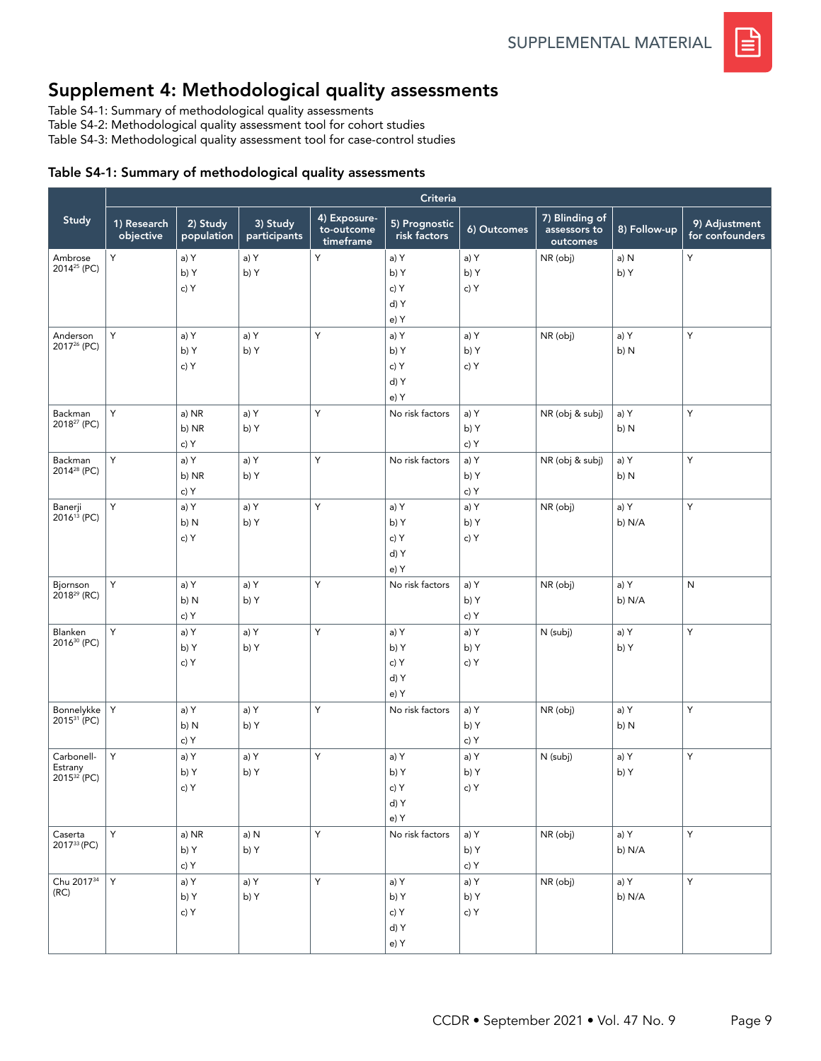# Supplement 4: Methodological quality assessments

Table S4-1: Summary of methodological quality assessments
Table S4-2: Methodological quality assessment tool for cohort studies
Table S4-3: Methodological quality assessment tool for case-control studies

## Table S4-1: Summary of methodological quality assessments

| Study | Criteria | | | | | | | | |
|---|---|---|---|---|---|---|---|---|---|
| | 1) Research objective | 2) Study population | 3) Study participants | 4) Exposure-to-outcome timeframe | 5) Prognostic risk factors | 6) Outcomes | 7) Blinding of assessors to outcomes | 8) Follow-up | 9) Adjustment for confounders |
| Ambrose 2014[25] (PC) | Y | a) Y b) Y c) Y | a) Y b) Y | Y | a) Y b) Y c) Y d) Y e) Y | a) Y b) Y c) Y | NR (obj) | a) N b) Y | Y |
| Anderson 2017[26] (PC) | Y | a) Y b) Y c) Y | a) Y b) Y | Y | a) Y b) Y c) Y d) Y e) Y | a) Y b) Y c) Y | NR (obj) | a) Y b) N | Y |
| Backman 2018[27] (PC) | Y | a) NR b) NR c) Y | a) Y b) Y | Y | No risk factors | a) Y b) Y c) Y | NR (obj & subj) | a) Y b) N | Y |
| Backman 2014[28] (PC) | Y | a) Y b) NR c) Y | a) Y b) Y | Y | No risk factors | a) Y b) Y c) Y | NR (obj & subj) | a) Y b) N | Y |
| Banerji 2016[13] (PC) | Y | a) Y b) N c) Y | a) Y b) Y | Y | a) Y b) Y c) Y d) Y e) Y | a) Y b) Y c) Y | NR (obj) | a) Y b) N/A | Y |
| Bjornson 2018[29] (RC) | Y | a) Y b) N c) Y | a) Y b) Y | Y | No risk factors | a) Y b) Y c) Y | NR (obj) | a) Y b) N/A | N |
| Blanken 2016[30] (PC) | Y | a) Y b) Y c) Y | a) Y b) Y | Y | a) Y b) Y c) Y d) Y e) Y | a) Y b) Y c) Y | N (subj) | a) Y b) Y | Y |
| Bonnelykke 2015[31] (PC) | Y | a) Y b) N c) Y | a) Y b) Y | Y | No risk factors | a) Y b) Y c) Y | NR (obj) | a) Y b) N | Y |
| Carbonell-Estrany 2015[32] (PC) | Y | a) Y b) Y c) Y | a) Y b) Y | Y | a) Y b) Y c) Y d) Y e) Y | a) Y b) Y c) Y | N (subj) | a) Y b) Y | Y |
| Caserta 2017[33] (PC) | Y | a) NR b) Y c) Y | a) N b) Y | Y | No risk factors | a) Y b) Y c) Y | NR (obj) | a) Y b) N/A | Y |
| Chu 2017[34] (RC) | Y | a) Y b) Y c) Y | a) Y b) Y | Y | a) Y b) Y c) Y d) Y e) Y | a) Y b) Y c) Y | NR (obj) | a) Y b) N/A | Y |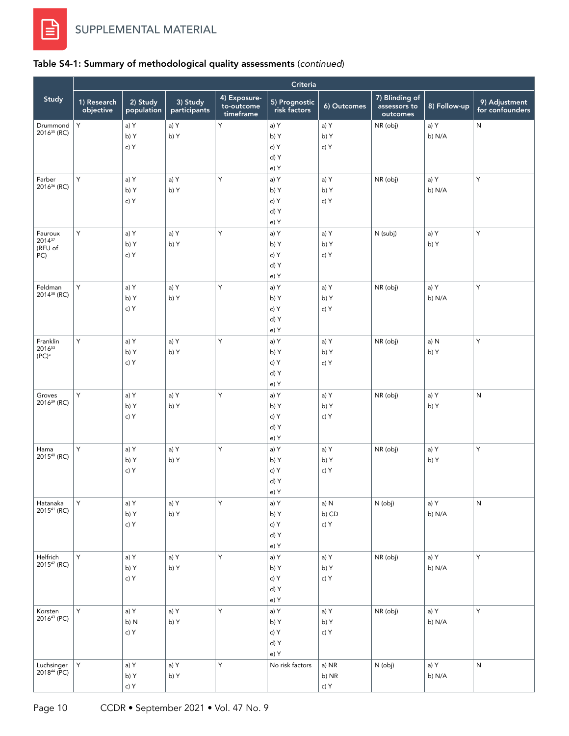## Table S4-1: Summary of methodological quality assessments (*continued*)

| Study | Criteria | | | | | | | | |
|---|---|---|---|---|---|---|---|---|---|
| | 1) Research objective | 2) Study population | 3) Study participants | 4) Exposure-to-outcome timeframe | 5) Prognostic risk factors | 6) Outcomes | 7) Blinding of assessors to outcomes | 8) Follow-up | 9) Adjustment for confounders |
| Drummond 2016[35] (RC) | Y | a) Y<br>b) Y<br>c) Y | a) Y<br>b) Y | Y | a) Y<br>b) Y<br>c) Y<br>d) Y<br>e) Y | a) Y<br>b) Y<br>c) Y | NR (obj) | a) Y<br>b) N/A | N |
| Farber 2016[36] (RC) | Y | a) Y<br>b) Y<br>c) Y | a) Y<br>b) Y | Y | a) Y<br>b) Y<br>c) Y<br>d) Y<br>e) Y | a) Y<br>b) Y<br>c) Y | NR (obj) | a) Y<br>b) N/A | Y |
| Fauroux 2014[37] (RFU of PC) | Y | a) Y<br>b) Y<br>c) Y | a) Y<br>b) Y | Y | a) Y<br>b) Y<br>c) Y<br>d) Y<br>e) Y | a) Y<br>b) Y<br>c) Y | N (subj) | a) Y<br>b) Y | Y |
| Feldman 2014[38] (RC) | Y | a) Y<br>b) Y<br>c) Y | a) Y<br>b) Y | Y | a) Y<br>b) Y<br>c) Y<br>d) Y<br>e) Y | a) Y<br>b) Y<br>c) Y | NR (obj) | a) Y<br>b) N/A | Y |
| Franklin 2016[53] (PC)[a] | Y | a) Y<br>b) Y<br>c) Y | a) Y<br>b) Y | Y | a) Y<br>b) Y<br>c) Y<br>d) Y<br>e) Y | a) Y<br>b) Y<br>c) Y | NR (obj) | a) N<br>b) Y | Y |
| Groves 2016[39] (RC) | Y | a) Y<br>b) Y<br>c) Y | a) Y<br>b) Y | Y | a) Y<br>b) Y<br>c) Y<br>d) Y<br>e) Y | a) Y<br>b) Y<br>c) Y | NR (obj) | a) Y<br>b) Y | N |
| Hama 2015[40] (RC) | Y | a) Y<br>b) Y<br>c) Y | a) Y<br>b) Y | Y | a) Y<br>b) Y<br>c) Y<br>d) Y<br>e) Y | a) Y<br>b) Y<br>c) Y | NR (obj) | a) Y<br>b) Y | Y |
| Hatanaka 2015[41] (RC) | Y | a) Y<br>b) Y<br>c) Y | a) Y<br>b) Y | Y | a) Y<br>b) Y<br>c) Y<br>d) Y<br>e) Y | a) N<br>b) CD<br>c) Y | N (obj) | a) Y<br>b) N/A | N |
| Helfrich 2015[42] (RC) | Y | a) Y<br>b) Y<br>c) Y | a) Y<br>b) Y | Y | a) Y<br>b) Y<br>c) Y<br>d) Y<br>e) Y | a) Y<br>b) Y<br>c) Y | NR (obj) | a) Y<br>b) N/A | Y |
| Korsten 2016[43] (PC) | Y | a) Y<br>b) N<br>c) Y | a) Y<br>b) Y | Y | a) Y<br>b) Y<br>c) Y<br>d) Y<br>e) Y | a) Y<br>b) Y<br>c) Y | NR (obj) | a) Y<br>b) N/A | Y |
| Luchsinger 2018[44] (PC) | Y | a) Y<br>b) Y<br>c) Y | a) Y<br>b) Y | Y | No risk factors | a) NR<br>b) NR<br>c) Y | N (obj) | a) Y<br>b) N/A | N |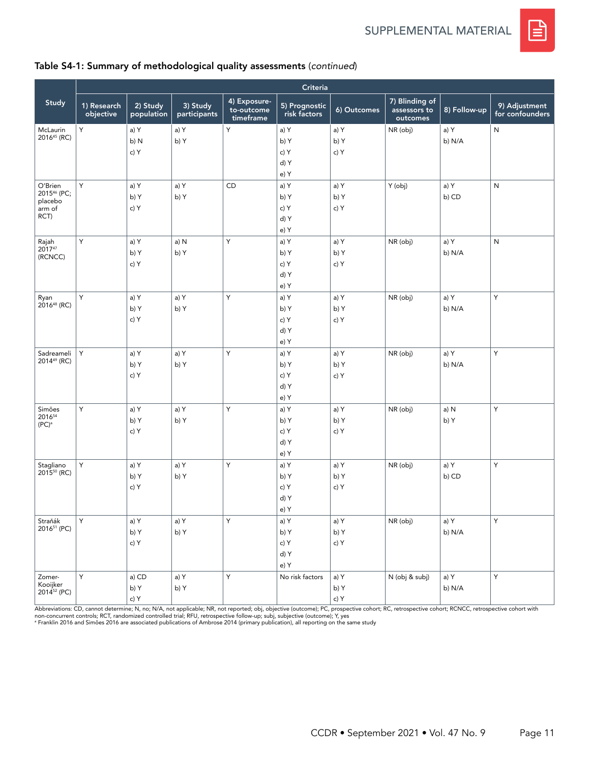## Table S4-1: Summary of methodological quality assessments (*continued*)

| Study | Criteria | | | | | | | | |
|---|---|---|---|---|---|---|---|---|---|
| | 1) Research objective | 2) Study population | 3) Study participants | 4) Exposure-to-outcome timeframe | 5) Prognostic risk factors | 6) Outcomes | 7) Blinding of assessors to outcomes | 8) Follow-up | 9) Adjustment for confounders |
| McLaurin 2016[45] (RC) | Y | a) Y b) N c) Y | a) Y b) Y | Y | a) Y b) Y c) Y d) Y e) Y | a) Y b) Y c) Y | NR (obj) | a) Y b) N/A | N |
| O'Brien 2015[46] (PC; placebo arm of RCT) | Y | a) Y b) Y c) Y | a) Y b) Y | CD | a) Y b) Y c) Y d) Y e) Y | a) Y b) Y c) Y | Y (obj) | a) Y b) CD | N |
| Rajah 2017[47] (RCNCC) | Y | a) Y b) Y c) Y | a) N b) Y | Y | a) Y b) Y c) Y d) Y e) Y | a) Y b) Y c) Y | NR (obj) | a) Y b) N/A | N |
| Ryan 2016[48] (RC) | Y | a) Y b) Y c) Y | a) Y b) Y | Y | a) Y b) Y c) Y d) Y e) Y | a) Y b) Y c) Y | NR (obj) | a) Y b) N/A | Y |
| Sadreameli 2014[49] (RC) | Y | a) Y b) Y c) Y | a) Y b) Y | Y | a) Y b) Y c) Y d) Y e) Y | a) Y b) Y c) Y | NR (obj) | a) Y b) N/A | Y |
| Simões 2016[54] (PC)[a] | Y | a) Y b) Y c) Y | a) Y b) Y | Y | a) Y b) Y c) Y d) Y e) Y | a) Y b) Y c) Y | NR (obj) | a) N b) Y | Y |
| Stagliano 2015[50] (RC) | Y | a) Y b) Y c) Y | a) Y b) Y | Y | a) Y b) Y c) Y d) Y e) Y | a) Y b) Y c) Y | NR (obj) | a) Y b) CD | Y |
| Straňák 2016[51] (PC) | Y | a) Y b) Y c) Y | a) Y b) Y | Y | a) Y b) Y c) Y d) Y e) Y | a) Y b) Y c) Y | NR (obj) | a) Y b) N/A | Y |
| Zomer-Kooijker 2014[52] (PC) | Y | a) CD b) Y c) Y | a) Y b) Y | Y | No risk factors | a) Y b) Y c) Y | N (obj & subj) | a) Y b) N/A | Y |

Abbreviations: CD, cannot determine; N, no; N/A, not applicable; NR, not reported; obj, objective (outcome); PC, prospective cohort; RC, retrospective cohort; RCNCC, retrospective cohort with non-concurrent controls; RCT, randomized controlled trial; RFU, retrospective follow-up; subj, subjective (outcome); Y, yes

[a] Franklin 2016 and Simões 2016 are associated publications of Ambrose 2014 (primary publication), all reporting on the same study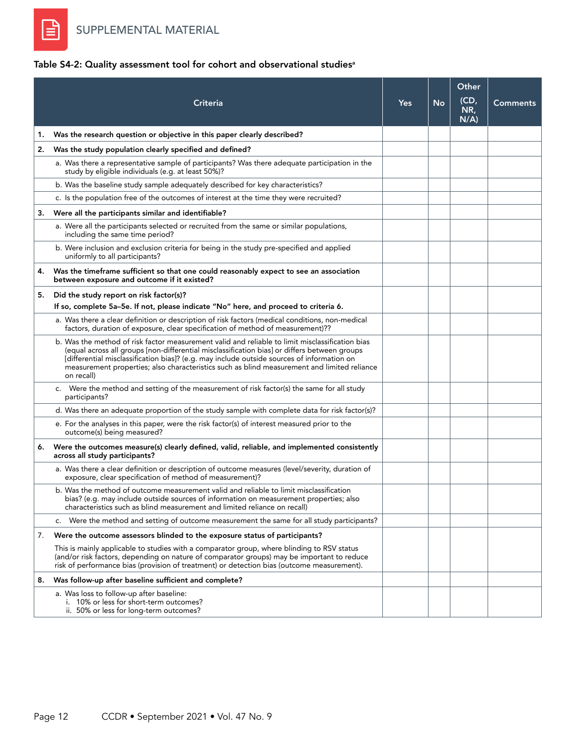SUPPLEMENTAL MATERIAL

**Table S4-2: Quality assessment tool for cohort and observational studies[a]**

| Criteria | Yes | No | Other (CD, NR, N/A) | Comments |
|---|---|---|---|---|
| **1. Was the research question or objective in this paper clearly described?** | | | | |
| **2. Was the study population clearly specified and defined?** | | | | |
| a. Was there a representative sample of participants? Was there adequate participation in the study by eligible individuals (e.g. at least 50%)? | | | | |
| b. Was the baseline study sample adequately described for key characteristics? | | | | |
| c. Is the population free of the outcomes of interest at the time they were recruited? | | | | |
| **3. Were all the participants similar and identifiable?** | | | | |
| a. Were all the participants selected or recruited from the same or similar populations, including the same time period? | | | | |
| b. Were inclusion and exclusion criteria for being in the study pre-specified and applied uniformly to all participants? | | | | |
| **4. Was the timeframe sufficient so that one could reasonably expect to see an association between exposure and outcome if it existed?** | | | | |
| **5. Did the study report on risk factor(s)? If so, complete 5a–5e. If not, please indicate "No" here, and proceed to criteria 6.** | | | | |
| a. Was there a clear definition or description of risk factors (medical conditions, non-medical factors, duration of exposure, clear specification of method of measurement)?? | | | | |
| b. Was the method of risk factor measurement valid and reliable to limit misclassification bias (equal across all groups [non-differential misclassification bias] or differs between groups [differential misclassification bias]? (e.g. may include outside sources of information on measurement properties; also characteristics such as blind measurement and limited reliance on recall) | | | | |
| c. Were the method and setting of the measurement of risk factor(s) the same for all study participants? | | | | |
| d. Was there an adequate proportion of the study sample with complete data for risk factor(s)? | | | | |
| e. For the analyses in this paper, were the risk factor(s) of interest measured prior to the outcome(s) being measured? | | | | |
| **6. Were the outcomes measure(s) clearly defined, valid, reliable, and implemented consistently across all study participants?** | | | | |
| a. Was there a clear definition or description of outcome measures (level/severity, duration of exposure, clear specification of method of measurement)? | | | | |
| b. Was the method of outcome measurement valid and reliable to limit misclassification bias? (e.g. may include outside sources of information on measurement properties; also characteristics such as blind measurement and limited reliance on recall) | | | | |
| c. Were the method and setting of outcome measurement the same for all study participants? | | | | |
| 7. **Were the outcome assessors blinded to the exposure status of participants?** This is mainly applicable to studies with a comparator group, where blinding to RSV status (and/or risk factors, depending on nature of comparator groups) may be important to reduce risk of performance bias (provision of treatment) or detection bias (outcome measurement). | | | | |
| **8. Was follow-up after baseline sufficient and complete?** | | | | |
| a. Was loss to follow-up after baseline: i. 10% or less for short-term outcomes? ii. 50% or less for long-term outcomes? | | | | |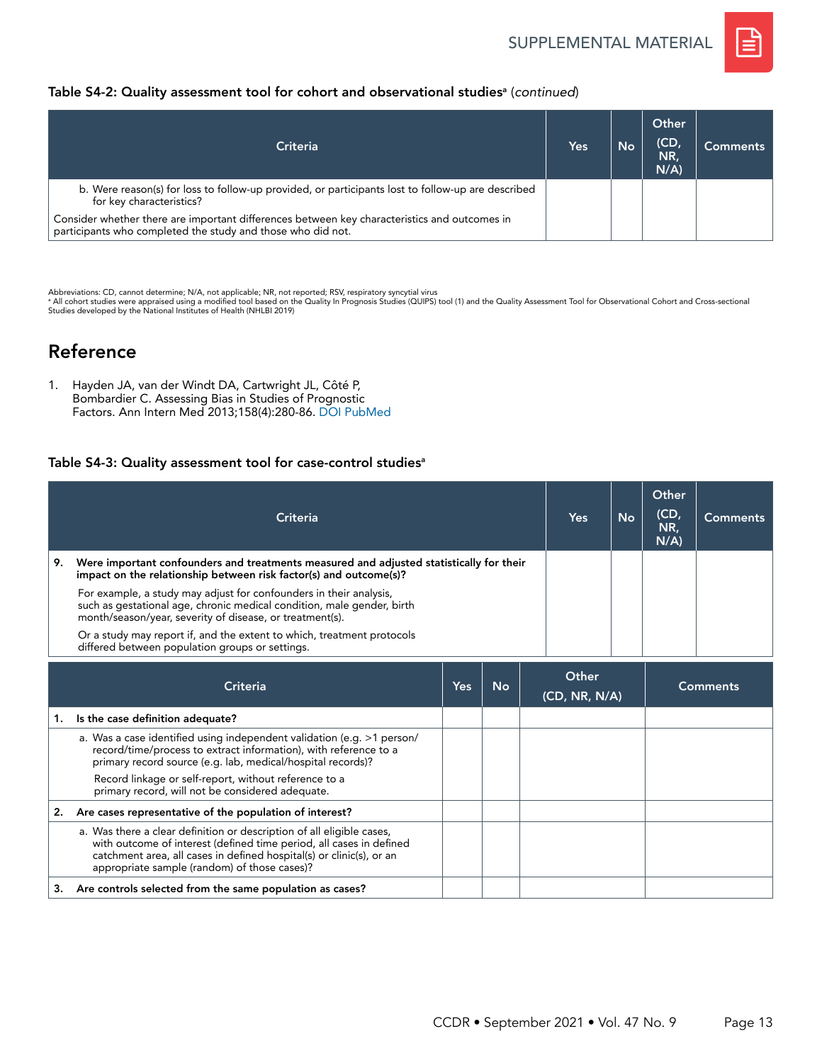**Table S4-2: Quality assessment tool for cohort and observational studies[a]** (*continued*)

| Criteria | Yes | No | Other (CD, NR, N/A) | Comments |
|---|---|---|---|---|
| b. Were reason(s) for loss to follow-up provided, or participants lost to follow-up are described for key characteristics?<br>Consider whether there are important differences between key characteristics and outcomes in participants who completed the study and those who did not. | | | | |

Abbreviations: CD, cannot determine; N/A, not applicable; NR, not reported; RSV, respiratory syncytial virus
[a] All cohort studies were appraised using a modified tool based on the Quality In Prognosis Studies (QUIPS) tool (1) and the Quality Assessment Tool for Observational Cohort and Cross-sectional Studies developed by the National Institutes of Health (NHLBI 2019)

## Reference

1. Hayden JA, van der Windt DA, Cartwright JL, Côté P, Bombardier C. Assessing Bias in Studies of Prognostic Factors. Ann Intern Med 2013;158(4):280-86. DOI PubMed

**Table S4-3: Quality assessment tool for case-control studies[a]**

| Criteria | Yes | No | Other (CD, NR, N/A) | Comments |
|---|---|---|---|---|
| **9. Were important confounders and treatments measured and adjusted statistically for their impact on the relationship between risk factor(s) and outcome(s)?**<br>For example, a study may adjust for confounders in their analysis, such as gestational age, chronic medical condition, male gender, birth month/season/year, severity of disease, or treatment(s).<br>Or a study may report if, and the extent to which, treatment protocols differed between population groups or settings. | | | | |

| Criteria | Yes | No | Other (CD, NR, N/A) | Comments |
|---|---|---|---|---|
| **1. Is the case definition adequate?** | | | | |
| a. Was a case identified using independent validation (e.g. >1 person/record/time/process to extract information), with reference to a primary record source (e.g. lab, medical/hospital records)?<br>Record linkage or self-report, without reference to a primary record, will not be considered adequate. | | | | |
| **2. Are cases representative of the population of interest?** | | | | |
| a. Was there a clear definition or description of all eligible cases, with outcome of interest (defined time period, all cases in defined catchment area, all cases in defined hospital(s) or clinic(s), or an appropriate sample (random) of those cases)? | | | | |
| **3. Are controls selected from the same population as cases?** | | | | |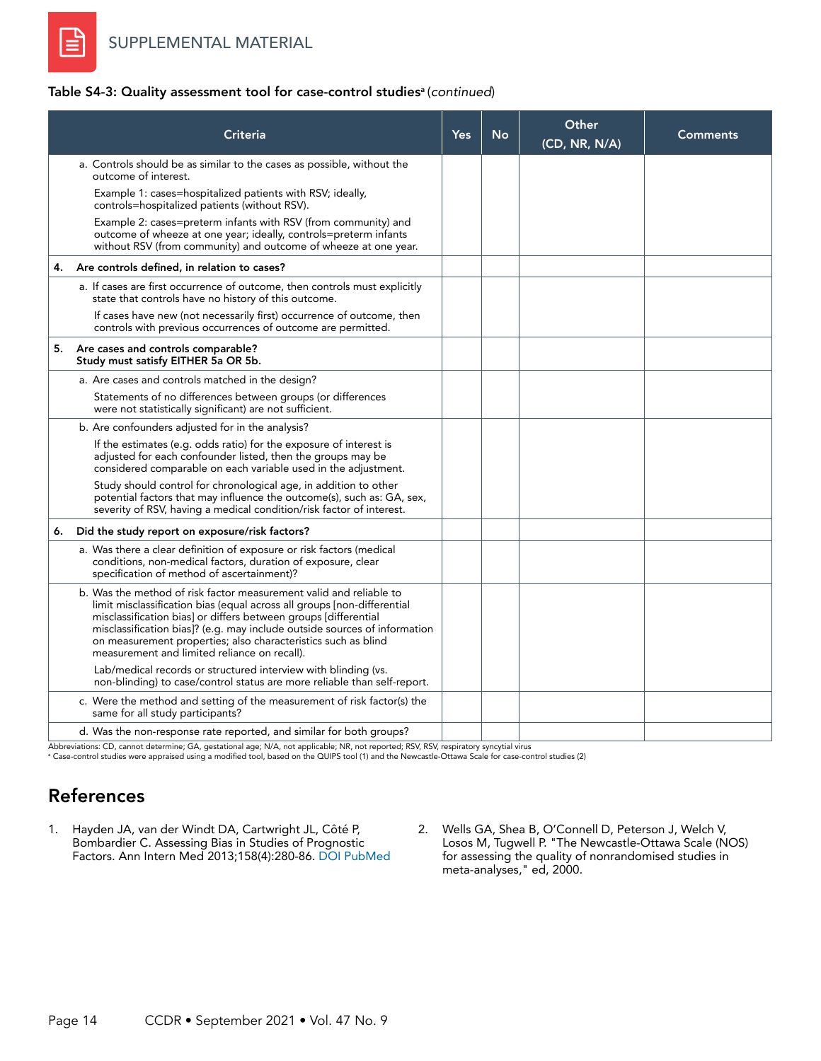SUPPLEMENTAL MATERIAL

**Table S4-3: Quality assessment tool for case-control studies[a] (*continued*)**

| Criteria | Yes | No | Other (CD, NR, N/A) | Comments |
|---|---|---|---|---|
| a. Controls should be as similar to the cases as possible, without the outcome of interest. Example 1: cases=hospitalized patients with RSV; ideally, controls=hospitalized patients (without RSV). Example 2: cases=preterm infants with RSV (from community) and outcome of wheeze at one year; ideally, controls=preterm infants without RSV (from community) and outcome of wheeze at one year. | | | | |
| **4. Are controls defined, in relation to cases?** | | | | |
| a. If cases are first occurrence of outcome, then controls must explicitly state that controls have no history of this outcome. If cases have new (not necessarily first) occurrence of outcome, then controls with previous occurrences of outcome are permitted. | | | | |
| **5. Are cases and controls comparable? Study must satisfy EITHER 5a OR 5b.** | | | | |
| a. Are cases and controls matched in the design? Statements of no differences between groups (or differences were not statistically significant) are not sufficient. | | | | |
| b. Are confounders adjusted for in the analysis? If the estimates (e.g. odds ratio) for the exposure of interest is adjusted for each confounder listed, then the groups may be considered comparable on each variable used in the adjustment. Study should control for chronological age, in addition to other potential factors that may influence the outcome(s), such as: GA, sex, severity of RSV, having a medical condition/risk factor of interest. | | | | |
| **6. Did the study report on exposure/risk factors?** | | | | |
| a. Was there a clear definition of exposure or risk factors (medical conditions, non-medical factors, duration of exposure, clear specification of method of ascertainment)? | | | | |
| b. Was the method of risk factor measurement valid and reliable to limit misclassification bias (equal across all groups [non-differential misclassification bias] or differs between groups [differential misclassification bias]? (e.g. may include outside sources of information on measurement properties; also characteristics such as blind measurement and limited reliance on recall). Lab/medical records or structured interview with blinding (vs. non-blinding) to case/control status are more reliable than self-report. | | | | |
| c. Were the method and setting of the measurement of risk factor(s) the same for all study participants? | | | | |
| d. Was the non-response rate reported, and similar for both groups? | | | | |

Abbreviations: CD, cannot determine; GA, gestational age; N/A, not applicable; NR, not reported; RSV, RSV, respiratory syncytial virus

[a] Case-control studies were appraised using a modified tool, based on the QUIPS tool (1) and the Newcastle-Ottawa Scale for case-control studies (2)

## References

1. Hayden JA, van der Windt DA, Cartwright JL, Côté P, Bombardier C. Assessing Bias in Studies of Prognostic Factors. Ann Intern Med 2013;158(4):280-86. DOI PubMed

2. Wells GA, Shea B, O'Connell D, Peterson J, Welch V, Losos M, Tugwell P. "The Newcastle-Ottawa Scale (NOS) for assessing the quality of nonrandomised studies in meta-analyses," ed, 2000.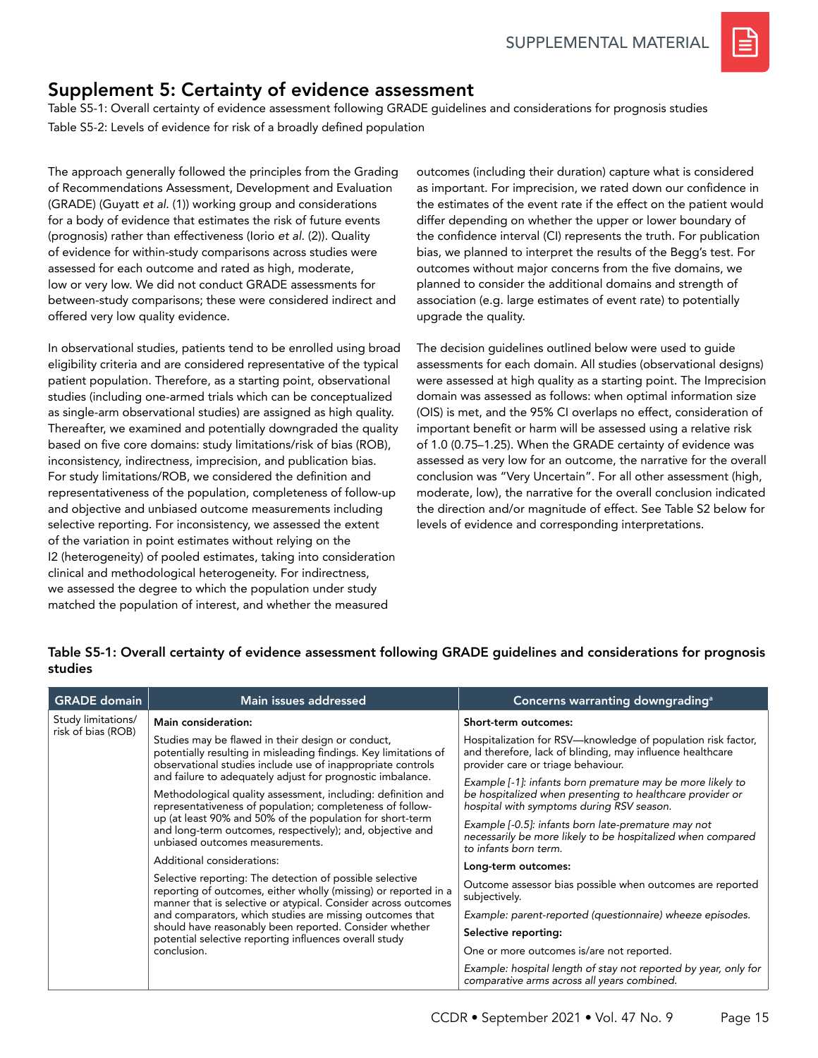## Supplement 5: Certainty of evidence assessment

Table S5-1: Overall certainty of evidence assessment following GRADE guidelines and considerations for prognosis studies

Table S5-2: Levels of evidence for risk of a broadly defined population

The approach generally followed the principles from the Grading of Recommendations Assessment, Development and Evaluation (GRADE) (Guyatt *et al.* (1)) working group and considerations for a body of evidence that estimates the risk of future events (prognosis) rather than effectiveness (Iorio *et al.* (2)). Quality of evidence for within-study comparisons across studies were assessed for each outcome and rated as high, moderate, low or very low. We did not conduct GRADE assessments for between-study comparisons; these were considered indirect and offered very low quality evidence.

In observational studies, patients tend to be enrolled using broad eligibility criteria and are considered representative of the typical patient population. Therefore, as a starting point, observational studies (including one-armed trials which can be conceptualized as single-arm observational studies) are assigned as high quality. Thereafter, we examined and potentially downgraded the quality based on five core domains: study limitations/risk of bias (ROB), inconsistency, indirectness, imprecision, and publication bias. For study limitations/ROB, we considered the definition and representativeness of the population, completeness of follow-up and objective and unbiased outcome measurements including selective reporting. For inconsistency, we assessed the extent of the variation in point estimates without relying on the I2 (heterogeneity) of pooled estimates, taking into consideration clinical and methodological heterogeneity. For indirectness, we assessed the degree to which the population under study matched the population of interest, and whether the measured outcomes (including their duration) capture what is considered as important. For imprecision, we rated down our confidence in the estimates of the event rate if the effect on the patient would differ depending on whether the upper or lower boundary of the confidence interval (CI) represents the truth. For publication bias, we planned to interpret the results of the Begg's test. For outcomes without major concerns from the five domains, we planned to consider the additional domains and strength of association (e.g. large estimates of event rate) to potentially upgrade the quality.

The decision guidelines outlined below were used to guide assessments for each domain. All studies (observational designs) were assessed at high quality as a starting point. The Imprecision domain was assessed as follows: when optimal information size (OIS) is met, and the 95% CI overlaps no effect, consideration of important benefit or harm will be assessed using a relative risk of 1.0 (0.75–1.25). When the GRADE certainty of evidence was assessed as very low for an outcome, the narrative for the overall conclusion was "Very Uncertain". For all other assessment (high, moderate, low), the narrative for the overall conclusion indicated the direction and/or magnitude of effect. See Table S2 below for levels of evidence and corresponding interpretations.

**Table S5-1: Overall certainty of evidence assessment following GRADE guidelines and considerations for prognosis studies**

| GRADE domain | Main issues addressed | Concerns warranting downgrading[a] |
|---|---|---|
| Study limitations/ risk of bias (ROB) | **Main consideration:**<br>Studies may be flawed in their design or conduct, potentially resulting in misleading findings. Key limitations of observational studies include use of inappropriate controls and failure to adequately adjust for prognostic imbalance.<br>Methodological quality assessment, including: definition and representativeness of population; completeness of follow-up (at least 90% and 50% of the population for short-term and long-term outcomes, respectively); and, objective and unbiased outcomes measurements.<br>Additional considerations:<br>Selective reporting: The detection of possible selective reporting of outcomes, either wholly (missing) or reported in a manner that is selective or atypical. Consider across outcomes and comparators, which studies are missing outcomes that should have reasonably been reported. Consider whether potential selective reporting influences overall study conclusion. | **Short-term outcomes:**<br>Hospitalization for RSV—knowledge of population risk factor, and therefore, lack of blinding, may influence healthcare provider care or triage behaviour.<br>*Example [-1]: infants born premature may be more likely to be hospitalized when presenting to healthcare provider or hospital with symptoms during RSV season.*<br>*Example [-0.5]: infants born late-premature may not necessarily be more likely to be hospitalized when compared to infants born term.*<br>**Long-term outcomes:**<br>Outcome assessor bias possible when outcomes are reported subjectively.<br>*Example: parent-reported (questionnaire) wheeze episodes.*<br>**Selective reporting:**<br>One or more outcomes is/are not reported.<br>*Example: hospital length of stay not reported by year, only for comparative arms across all years combined.* |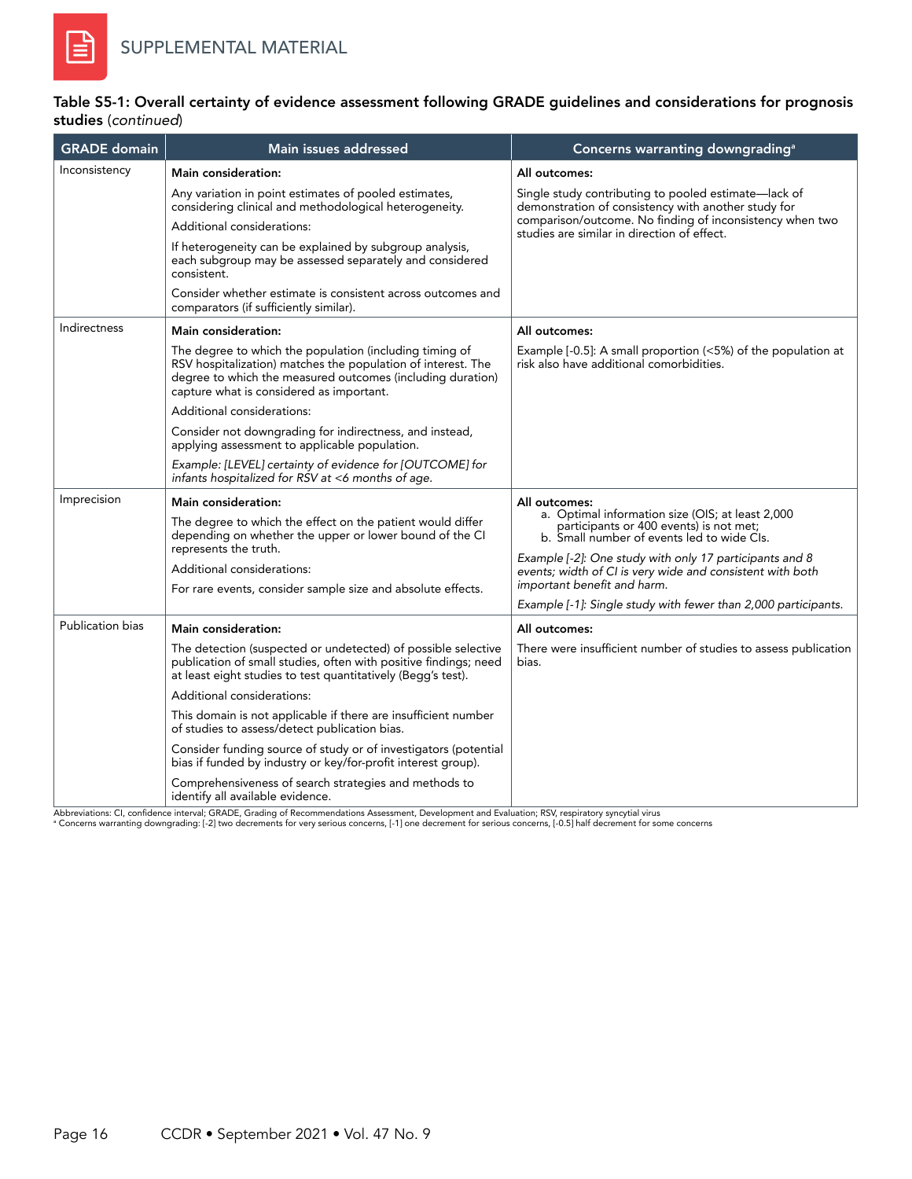**Table S5-1: Overall certainty of evidence assessment following GRADE guidelines and considerations for prognosis studies** (*continued*)

| GRADE domain | Main issues addressed | Concerns warranting downgrading[a] |
|---|---|---|
| Inconsistency | **Main consideration:**<br>Any variation in point estimates of pooled estimates, considering clinical and methodological heterogeneity.<br>Additional considerations:<br>If heterogeneity can be explained by subgroup analysis, each subgroup may be assessed separately and considered consistent.<br>Consider whether estimate is consistent across outcomes and comparators (if sufficiently similar). | **All outcomes:**<br>Single study contributing to pooled estimate—lack of demonstration of consistency with another study for comparison/outcome. No finding of inconsistency when two studies are similar in direction of effect. |
| Indirectness | **Main consideration:**<br>The degree to which the population (including timing of RSV hospitalization) matches the population of interest. The degree to which the measured outcomes (including duration) capture what is considered as important.<br>Additional considerations:<br>Consider not downgrading for indirectness, and instead, applying assessment to applicable population.<br>*Example: [LEVEL] certainty of evidence for [OUTCOME] for infants hospitalized for RSV at <6 months of age.* | **All outcomes:**<br>Example [-0.5]: A small proportion (<5%) of the population at risk also have additional comorbidities. |
| Imprecision | **Main consideration:**<br>The degree to which the effect on the patient would differ depending on whether the upper or lower bound of the CI represents the truth.<br>Additional considerations:<br>For rare events, consider sample size and absolute effects. | **All outcomes:**<br>a. Optimal information size (OIS; at least 2,000 participants or 400 events) is not met;<br>b. Small number of events led to wide CIs.<br>*Example [-2]: One study with only 17 participants and 8 events; width of CI is very wide and consistent with both important benefit and harm.*<br>*Example [-1]: Single study with fewer than 2,000 participants.* |
| Publication bias | **Main consideration:**<br>The detection (suspected or undetected) of possible selective publication of small studies, often with positive findings; need at least eight studies to test quantitatively (Begg's test).<br>Additional considerations:<br>This domain is not applicable if there are insufficient number of studies to assess/detect publication bias.<br>Consider funding source of study or of investigators (potential bias if funded by industry or key/for-profit interest group).<br>Comprehensiveness of search strategies and methods to identify all available evidence. | **All outcomes:**<br>There were insufficient number of studies to assess publication bias. |

Abbreviations: CI, confidence interval; GRADE, Grading of Recommendations Assessment, Development and Evaluation; RSV, respiratory syncytial virus
[a] Concerns warranting downgrading: [-2] two decrements for very serious concerns, [-1] one decrement for serious concerns, [-0.5] half decrement for some concerns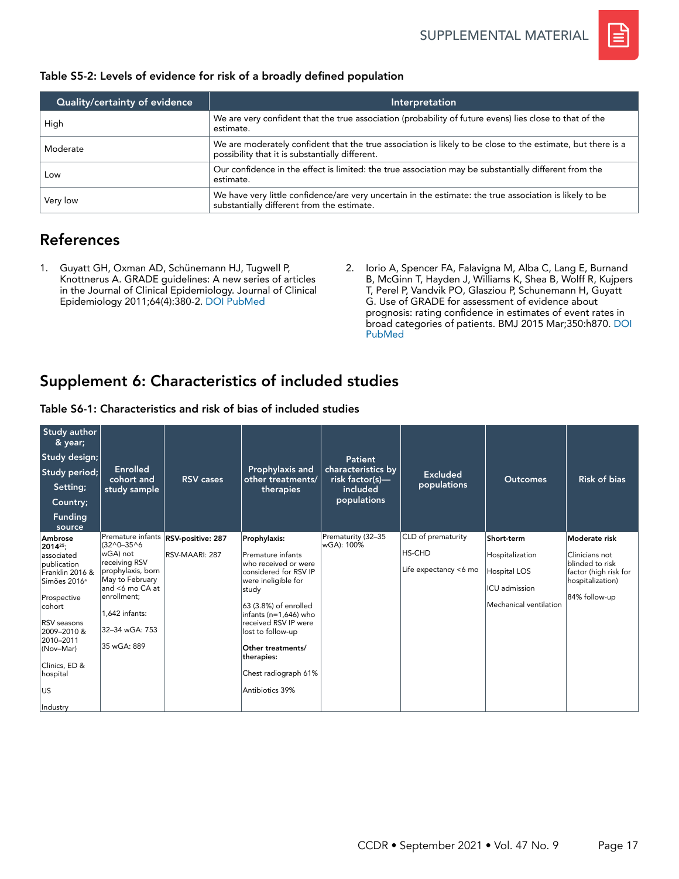Table S5-2: Levels of evidence for risk of a broadly defined population

| Quality/certainty of evidence | Interpretation |
|---|---|
| High | We are very confident that the true association (probability of future evens) lies close to that of the estimate. |
| Moderate | We are moderately confident that the true association is likely to be close to the estimate, but there is a possibility that it is substantially different. |
| Low | Our confidence in the effect is limited: the true association may be substantially different from the estimate. |
| Very low | We have very little confidence/are very uncertain in the estimate: the true association is likely to be substantially different from the estimate. |

## References

1. Guyatt GH, Oxman AD, Schünemann HJ, Tugwell P, Knottnerus A. GRADE guidelines: A new series of articles in the Journal of Clinical Epidemiology. Journal of Clinical Epidemiology 2011;64(4):380-2. DOI PubMed

2. Iorio A, Spencer FA, Falavigna M, Alba C, Lang E, Burnand B, McGinn T, Hayden J, Williams K, Shea B, Wolff R, Kujpers T, Perel P, Vandvik PO, Glasziou P, Schunemann H, Guyatt G. Use of GRADE for assessment of evidence about prognosis: rating confidence in estimates of event rates in broad categories of patients. BMJ 2015 Mar;350:h870. DOI PubMed

## Supplement 6: Characteristics of included studies

Table S6-1: Characteristics and risk of bias of included studies

| Study author & year; Study design; Study period; Setting; Country; Funding source | Enrolled cohort and study sample | RSV cases | Prophylaxis and other treatments/ therapies | Patient characteristics by risk factor(s)—included populations | Excluded populations | Outcomes | Risk of bias |
|---|---|---|---|---|---|---|---|
| **Ambrose 2014[25]**; associated publication Franklin 2016 & Simões 2016[a]<br><br>Prospective cohort<br><br>RSV seasons 2009–2010 & 2010–2011 (Nov–Mar)<br><br>Clinics, ED & hospital<br><br>US<br><br>Industry | Premature infants (32^0–35^6 wGA) not receiving RSV prophylaxis, born May to February and <6 mo CA at enrollment;<br><br>1,642 infants:<br><br>32–34 wGA: 753<br><br>35 wGA: 889 | **RSV-positive: 287**<br><br>RSV-MAARI: 287 | **Prophylaxis:**<br><br>Premature infants who received or were considered for RSV IP were ineligible for study<br><br>63 (3.8%) of enrolled infants (n=1,646) who received RSV IP were lost to follow-up<br><br>**Other treatments/ therapies:**<br><br>Chest radiograph 61%<br><br>Antibiotics 39% | Prematurity (32–35 wGA): 100% | CLD of prematurity<br><br>HS-CHD<br><br>Life expectancy <6 mo | **Short-term**<br><br>Hospitalization<br><br>Hospital LOS<br><br>ICU admission<br><br>Mechanical ventilation | **Moderate risk**<br><br>Clinicians not blinded to risk factor (high risk for hospitalization)<br><br>84% follow-up |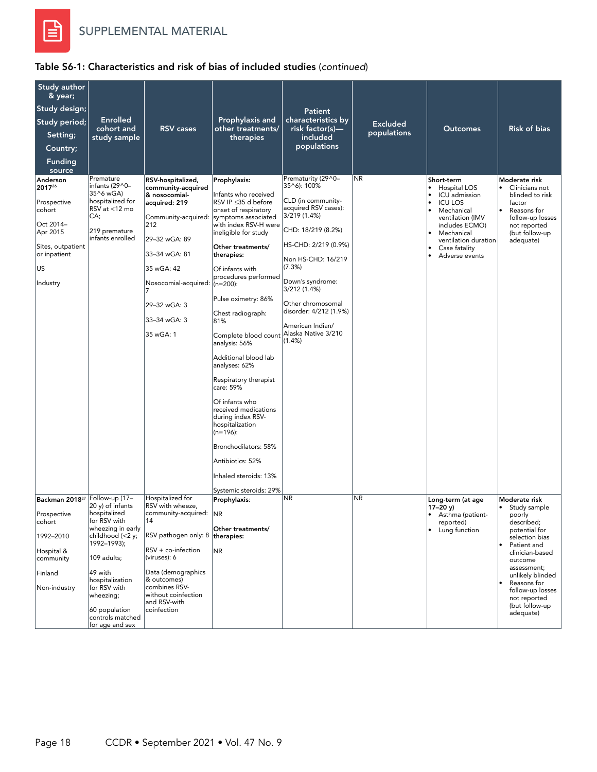SUPPLEMENTAL MATERIAL

**Table S6-1: Characteristics and risk of bias of included studies** (*continued*)

| Study author & year; Study design; Study period; Setting; Country; Funding source | Enrolled cohort and study sample | RSV cases | Prophylaxis and other treatments/ therapies | Patient characteristics by risk factor(s)—included populations | Excluded populations | Outcomes | Risk of bias |
|---|---|---|---|---|---|---|---|
| **Anderson 2017**[26]<br><br>Prospective cohort<br><br>Oct 2014–Apr 2015<br><br>Sites, outpatient or inpatient<br><br>US<br><br>Industry | Premature infants (29^0–35^6 wGA) hospitalized for RSV at <12 mo CA;<br><br>219 premature infants enrolled | **RSV-hospitalized, community-acquired & nosocomial-acquired: 219**<br><br>Community-acquired: 212<br><br>29–32 wGA: 89<br><br>33–34 wGA: 81<br><br>35 wGA: 42<br><br>Nosocomial-acquired: 7<br><br>29–32 wGA: 3<br><br>33–34 wGA: 3<br><br>35 wGA: 1 | **Prophylaxis:**<br><br>Infants who received RSV IP ≤35 d before onset of respiratory symptoms associated with index RSV-H were ineligible for study<br><br>**Other treatments/ therapies:**<br><br>Of infants with procedures performed (n=200):<br><br>Pulse oximetry: 86%<br><br>Chest radiograph: 81%<br><br>Complete blood count analysis: 56%<br><br>Additional blood lab analyses: 62%<br><br>Respiratory therapist care: 59%<br><br>Of infants who received medications during index RSV-hospitalization (n=196):<br><br>Bronchodilators: 58%<br><br>Antibiotics: 52%<br><br>Inhaled steroids: 13%<br><br>Systemic steroids: 29% | Prematurity (29^0–35^6): 100%<br><br>CLD (in community-acquired RSV cases): 3/219 (1.4%)<br><br>CHD: 18/219 (8.2%)<br><br>HS-CHD: 2/219 (0.9%)<br><br>Non HS-CHD: 16/219 (7.3%)<br><br>Down's syndrome: 3/212 (1.4%)<br><br>Other chromosomal disorder: 4/212 (1.9%)<br><br>American Indian/ Alaska Native 3/210 (1.4%) | NR | **Short-term**<br>• Hospital LOS<br>• ICU admission<br>• ICU LOS<br>• Mechanical ventilation (IMV includes ECMO)<br>• Mechanical ventilation duration<br>• Case fatality<br>• Adverse events | **Moderate risk**<br>• Clinicians not blinded to risk factor<br>• Reasons for follow-up losses not reported (but follow-up adequate) |
| **Backman 2018**[27]<br><br>Prospective cohort<br><br>1992–2010<br><br>Hospital & community<br><br>Finland<br><br>Non-industry | Follow-up (17–20 y) of infants hospitalized for RSV with wheezing in early childhood (<2 y; 1992–1993);<br><br>109 adults;<br><br>49 with hospitalization for RSV with wheezing;<br><br>60 population controls matched for age and sex | Hospitalized for RSV with wheeze, community-acquired: 14<br><br>RSV pathogen only: 8<br><br>RSV + co-infection (viruses): 6<br><br>Data (demographics & outcomes) combines RSV-without coinfection and RSV-with coinfection | **Prophylaxis**:<br><br>NR<br><br>**Other treatments/ therapies:**<br><br>NR | NR | NR | **Long-term (at age 17–20 y)**<br>• Asthma (patient-reported)<br>• Lung function | **Moderate risk**<br>• Study sample poorly described; potential for selection bias<br>• Patient and clinician-based outcome assessment; unlikely blinded<br>• Reasons for follow-up losses not reported (but follow-up adequate) |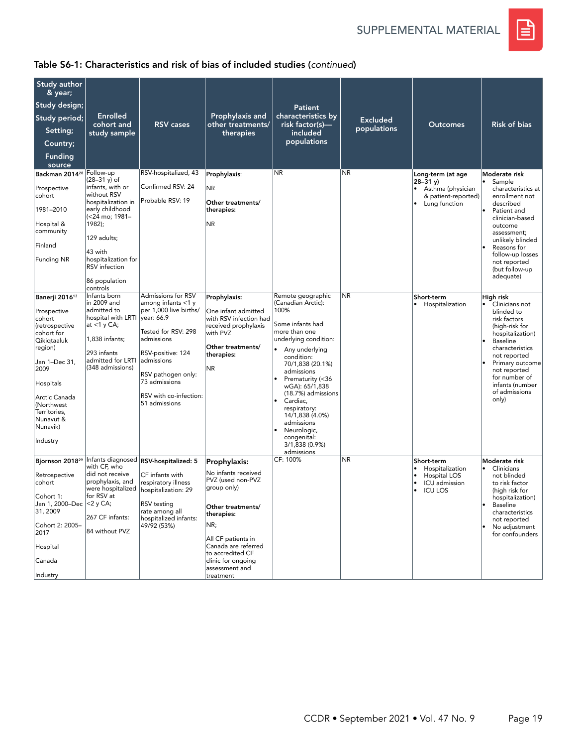## Table S6-1: Characteristics and risk of bias of included studies (*continued*)

| Study author & year; Study design; Study period; Setting; Country; Funding source | Enrolled cohort and study sample | RSV cases | Prophylaxis and other treatments/ therapies | Patient characteristics by risk factor(s)—included populations | Excluded populations | Outcomes | Risk of bias |
|---|---|---|---|---|---|---|---|
| **Backman 2014**[28]<br><br>Prospective cohort<br><br>1981–2010<br><br>Hospital & community<br><br>Finland<br><br>Funding NR | Follow-up (28–31 y) of infants, with or without RSV hospitalization in early childhood (<24 mo; 1981–1982);<br><br>129 adults;<br><br>43 with hospitalization for RSV infection<br><br>86 population controls | RSV-hospitalized, 43<br><br>Confirmed RSV: 24<br><br>Probable RSV: 19 | **Prophylaxis**:<br><br>NR<br><br>**Other treatments/ therapies:**<br><br>NR | NR | NR | **Long-term (at age 28–31 y)**<br>• Asthma (physician & patient-reported)<br>• Lung function | **Moderate risk**<br>• Sample characteristics at enrollment not described<br>• Patient and clinician-based outcome assessment; unlikely blinded<br>• Reasons for follow-up losses not reported (but follow-up adequate) |
| **Banerji 2016**[13]<br><br>Prospective cohort (retrospective cohort for Qikiqtaaluk region)<br><br>Jan 1–Dec 31, 2009<br><br>Hospitals<br><br>Arctic Canada (Northwest Territories, Nunavut & Nunavik)<br><br>Industry | Infants born in 2009 and admitted to hospital with LRTI at <1 y CA;<br><br>1,838 infants;<br><br>293 infants admitted for LRTI (348 admissions) | Admissions for RSV among infants <1 y per 1,000 live births/ year: 66.9<br><br>Tested for RSV: 298 admissions<br><br>RSV-positive: 124 admissions<br><br>RSV pathogen only: 73 admissions<br><br>RSV with co-infection: 51 admissions | **Prophylaxis:**<br><br>One infant admitted with RSV infection had received prophylaxis with PVZ<br><br>**Other treatments/ therapies:**<br><br>NR | Remote geographic (Canadian Arctic): 100%<br><br>Some infants had more than one underlying condition:<br>• Any underlying condition: 70/1,838 (20.1%) admissions<br>• Prematurity (<36 wGA): 65/1,838 (18.7%) admissions<br>• Cardiac, respiratory: 14/1,838 (4.0%) admissions<br>• Neurologic, congenital: 3/1,838 (0.9%) admissions | NR | **Short-term**<br>• Hospitalization | **High risk**<br>• Clinicians not blinded to risk factors (high-risk for hospitalization)<br>• Baseline characteristics not reported<br>• Primary outcome not reported for number of infants (number of admissions only) |
| **Bjornson 2018**[29]<br><br>Retrospective cohort<br><br>Cohort 1: Jan 1, 2000–Dec 31, 2009<br><br>Cohort 2: 2005–2017<br><br>Hospital<br><br>Canada<br><br>Industry | Infants diagnosed with CF, who did not receive prophylaxis, and were hospitalized for RSV at <2 y CA;<br><br>267 CF infants:<br><br>84 without PVZ | **RSV-hospitalized: 5**<br><br>CF infants with respiratory illness hospitalization: 29<br><br>RSV testing rate among all hospitalized infants: 49/92 (53%) | **Prophylaxis:**<br><br>No infants received PVZ (used non-PVZ group only)<br><br>**Other treatments/ therapies:**<br><br>NR;<br><br>All CF patients in Canada are referred to accredited CF clinic for ongoing assessment and treatment | CF: 100% | NR | **Short-term**<br>• Hospitalization<br>• Hospital LOS<br>• ICU admission<br>• ICU LOS | **Moderate risk**<br>• Clinicians not blinded to risk factor (high risk for hospitalization)<br>• Baseline characteristics not reported<br>• No adjustment for confounders |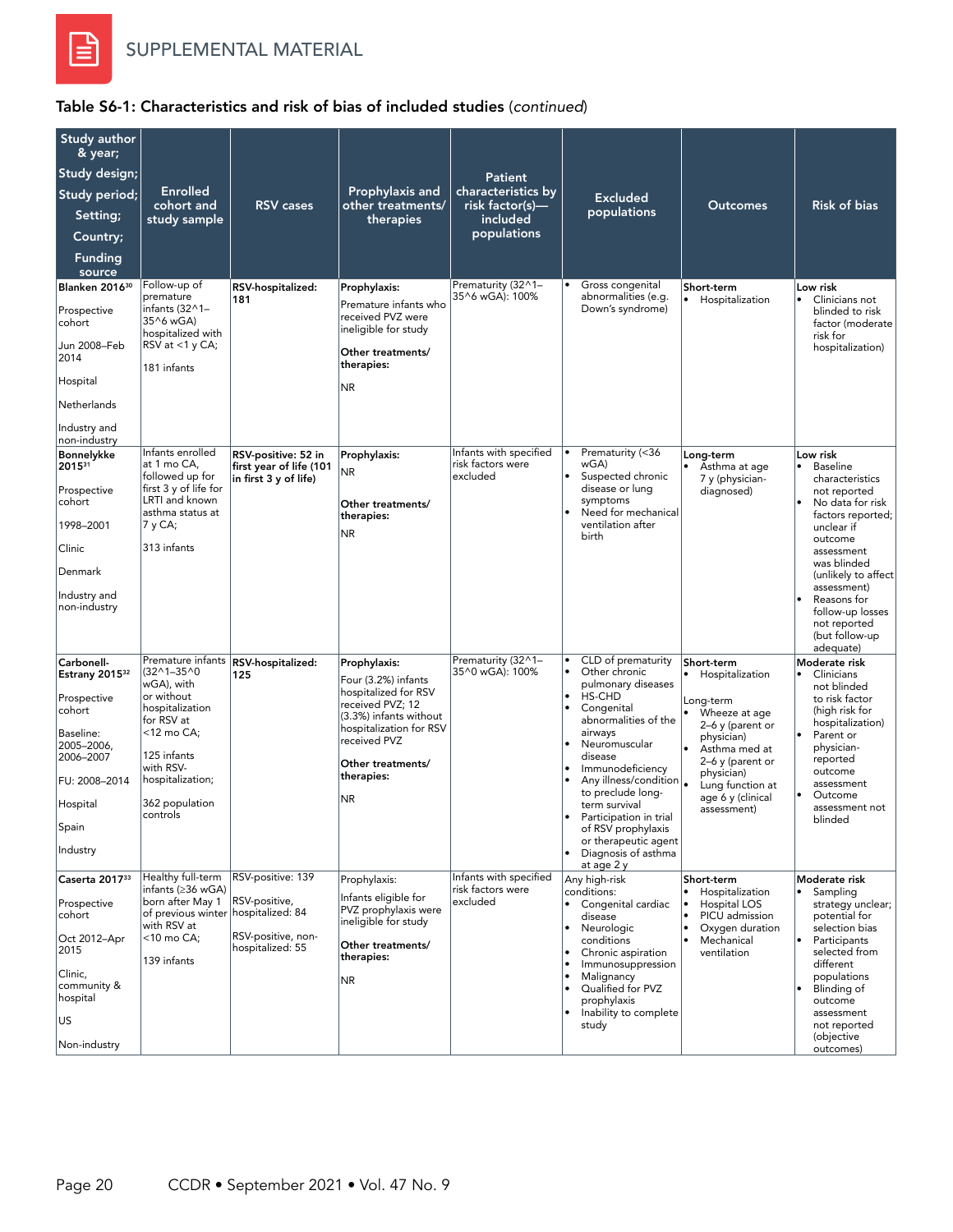SUPPLEMENTAL MATERIAL

**Table S6-1: Characteristics and risk of bias of included studies** (*continued*)

| Study author & year; Study design; Study period; Setting; Country; Funding source | Enrolled cohort and study sample | RSV cases | Prophylaxis and other treatments/ therapies | Patient characteristics by risk factor(s)—included populations | Excluded populations | Outcomes | Risk of bias |
|---|---|---|---|---|---|---|---|
| **Blanken 2016**[30]<br><br>Prospective cohort<br><br>Jun 2008–Feb 2014<br><br>Hospital<br><br>Netherlands<br><br>Industry and non-industry | Follow-up of premature infants (32^1–35^6 wGA) hospitalized with RSV at <1 y CA;<br><br>181 infants | **RSV-hospitalized: 181** | **Prophylaxis:**<br>Premature infants who received PVZ were ineligible for study<br><br>**Other treatments/ therapies:**<br>NR | Prematurity (32^1–35^6 wGA): 100% | • Gross congenital abnormalities (e.g. Down's syndrome) | **Short-term**<br>• Hospitalization | **Low risk**<br>• Clinicians not blinded to risk factor (moderate risk for hospitalization) |
| **Bonnelykke 2015**[31]<br><br>Prospective cohort<br><br>1998–2001<br><br>Clinic<br><br>Denmark<br><br>Industry and non-industry | Infants enrolled at 1 mo CA, followed up for first 3 y of life for LRTI and known asthma status at 7 y CA;<br><br>313 infants | **RSV-positive: 52 in first year of life (101 in first 3 y of life)** | **Prophylaxis:**<br>NR<br><br>**Other treatments/ therapies:**<br>NR | Infants with specified risk factors were excluded | • Prematurity (<36 wGA)<br>• Suspected chronic disease or lung symptoms<br>• Need for mechanical ventilation after birth | **Long-term**<br>• Asthma at age 7 y (physician-diagnosed) | **Low risk**<br>• Baseline characteristics not reported<br>• No data for risk factors reported; unclear if outcome assessment was blinded (unlikely to affect assessment)<br>• Reasons for follow-up losses not reported (but follow-up adequate) |
| **Carbonell-Estrany 2015**[32]<br><br>Prospective cohort<br><br>Baseline: 2005–2006, 2006–2007<br><br>FU: 2008–2014<br><br>Hospital<br><br>Spain<br><br>Industry | Premature infants (32^1–35^0 wGA), with or without hospitalization for RSV at <12 mo CA;<br><br>125 infants with RSV-hospitalization;<br><br>362 population controls | **RSV-hospitalized: 125** | **Prophylaxis:**<br>Four (3.2%) infants hospitalized for RSV received PVZ; 12 (3.3%) infants without hospitalization for RSV received PVZ<br><br>**Other treatments/ therapies:**<br>NR | Prematurity (32^1–35^0 wGA): 100% | • CLD of prematurity<br>• Other chronic pulmonary diseases<br>• HS-CHD<br>• Congenital abnormalities of the airways<br>• Neuromuscular disease<br>• Immunodeficiency<br>• Any illness/condition to preclude long-term survival<br>• Participation in trial of RSV prophylaxis or therapeutic agent<br>• Diagnosis of asthma at age 2 y | **Short-term**<br>• Hospitalization<br><br>Long-term<br>• Wheeze at age 2–6 y (parent or physician)<br>• Asthma med at 2–6 y (parent or physician)<br>• Lung function at age 6 y (clinical assessment) | **Moderate risk**<br>• Clinicians not blinded to risk factor (high risk for hospitalization)<br>• Parent or physician-reported outcome assessment<br>• Outcome assessment not blinded |
| **Caserta 2017**[33]<br><br>Prospective cohort<br><br>Oct 2012–Apr 2015<br><br>Clinic, community & hospital<br><br>US<br><br>Non-industry | Healthy full-term infants (≥36 wGA) born after May 1 of previous winter with RSV at <10 mo CA;<br><br>139 infants | RSV-positive: 139<br><br>RSV-positive, hospitalized: 84<br><br>RSV-positive, non-hospitalized: 55 | Prophylaxis:<br>Infants eligible for PVZ prophylaxis were ineligible for study<br><br>**Other treatments/ therapies:**<br>NR | Infants with specified risk factors were excluded | Any high-risk conditions:<br>• Congenital cardiac disease<br>• Neurologic conditions<br>• Chronic aspiration<br>• Immunosuppression<br>• Malignancy<br>• Qualified for PVZ prophylaxis<br>• Inability to complete study | **Short-term**<br>• Hospitalization<br>• Hospital LOS<br>• PICU admission<br>• Oxygen duration<br>• Mechanical ventilation | **Moderate risk**<br>• Sampling strategy unclear; potential for selection bias<br>• Participants selected from different populations<br>• Blinding of outcome assessment not reported (objective outcomes) |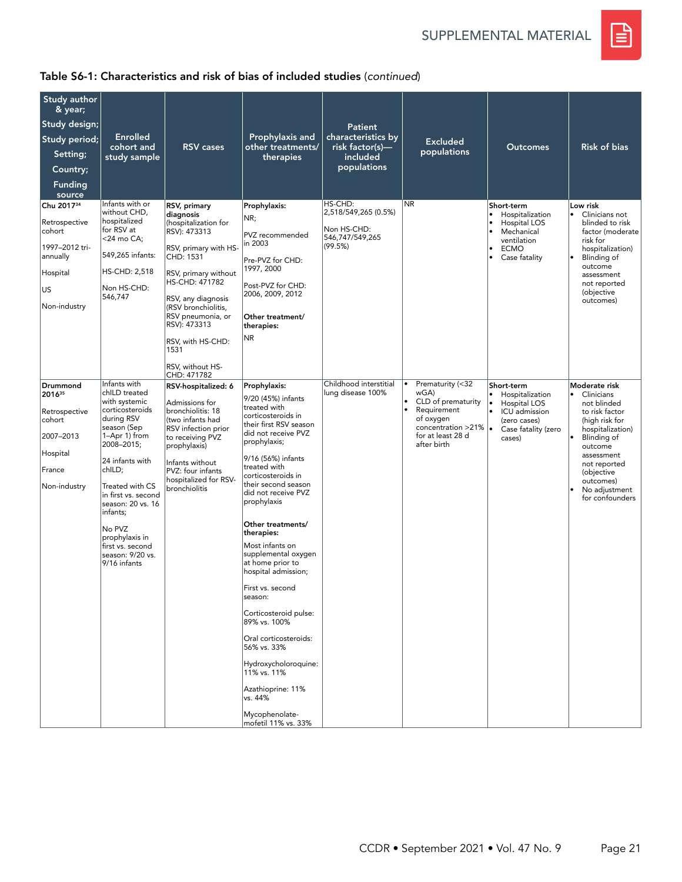## Table S6-1: Characteristics and risk of bias of included studies (*continued*)

| Study author & year; Study design; Study period; Setting; Country; Funding source | Enrolled cohort and study sample | RSV cases | Prophylaxis and other treatments/ therapies | Patient characteristics by risk factor(s)—included populations | Excluded populations | Outcomes | Risk of bias |
|---|---|---|---|---|---|---|---|
| **Chu 2017**[34]<br><br>Retrospective cohort<br><br>1997–2012 tri-annually<br><br>Hospital<br><br>US<br><br>Non-industry | Infants with or without CHD, hospitalized for RSV at <24 mo CA;<br><br>549,265 infants:<br><br>HS-CHD: 2,518<br><br>Non HS-CHD: 546,747 | **RSV, primary diagnosis** (hospitalization for RSV): 473313<br><br>RSV, primary with HS-CHD: 1531<br><br>RSV, primary without HS-CHD: 471782<br><br>RSV, any diagnosis (RSV bronchiolitis, RSV pneumonia, or RSV): 473313<br><br>RSV, with HS-CHD: 1531<br><br>RSV, without HS-CHD: 471782 | **Prophylaxis:**<br>NR;<br><br>PVZ recommended in 2003<br><br>Pre-PVZ for CHD: 1997, 2000<br><br>Post-PVZ for CHD: 2006, 2009, 2012<br><br>**Other treatment/ therapies:**<br>NR | HS-CHD: 2,518/549,265 (0.5%)<br><br>Non HS-CHD: 546,747/549,265 (99.5%) | NR | **Short-term**<br>• Hospitalization<br>• Hospital LOS<br>• Mechanical ventilation<br>• ECMO<br>• Case fatality | **Low risk**<br>• Clinicians not blinded to risk factor (moderate risk for hospitalization)<br>• Blinding of outcome assessment not reported (objective outcomes) |
| **Drummond 2016**[35]<br><br>Retrospective cohort<br><br>2007–2013<br><br>Hospital<br><br>France<br><br>Non-industry | Infants with chILD treated with systemic corticosteroids during RSV season (Sep 1–Apr 1) from 2008–2015;<br><br>24 infants with chILD;<br><br>Treated with CS in first vs. second season: 20 vs. 16 infants;<br><br>No PVZ prophylaxis in first vs. second season: 9/20 vs. 9/16 infants | **RSV-hospitalized: 6**<br><br>Admissions for bronchiolitis: 18 (two infants had RSV infection prior to receiving PVZ prophylaxis)<br><br>Infants without PVZ: four infants hospitalized for RSV-bronchiolitis | **Prophylaxis:**<br>9/20 (45%) infants treated with corticosteroids in their first RSV season did not receive PVZ prophylaxis;<br><br>9/16 (56%) infants treated with corticosteroids in their second season did not receive PVZ prophylaxis<br><br>**Other treatments/ therapies:**<br>Most infants on supplemental oxygen at home prior to hospital admission;<br><br>First vs. second season:<br><br>Corticosteroid pulse: 89% vs. 100%<br><br>Oral corticosteroids: 56% vs. 33%<br><br>Hydroxycholoroquine: 11% vs. 11%<br><br>Azathioprine: 11% vs. 44%<br><br>Mycophenolate-mofetil 11% vs. 33% | Childhood interstitial lung disease 100% | • Prematurity (<32 wGA)<br>• CLD of prematurity<br>• Requirement of oxygen concentration >21% for at least 28 d after birth | **Short-term**<br>• Hospitalization<br>• Hospital LOS<br>• ICU admission (zero cases)<br>• Case fatality (zero cases) | **Moderate risk**<br>• Clinicians not blinded to risk factor (high risk for hospitalization)<br>• Blinding of outcome assessment not reported (objective outcomes)<br>• No adjustment for confounders |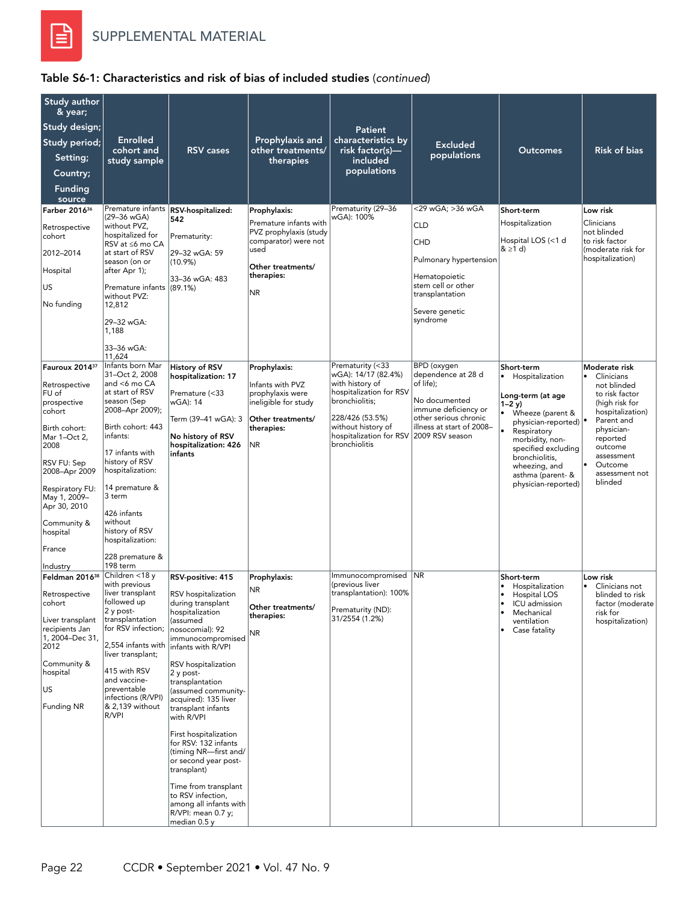SUPPLEMENTAL MATERIAL

**Table S6-1: Characteristics and risk of bias of included studies** (*continued*)

| Study author & year; Study design; Study period; Setting; Country; Funding source | Enrolled cohort and study sample | RSV cases | Prophylaxis and other treatments/ therapies | Patient characteristics by risk factor(s)—included populations | Excluded populations | Outcomes | Risk of bias |
|---|---|---|---|---|---|---|---|
| **Farber 2016**[36]<br><br>Retrospective cohort<br><br>2012–2014<br><br>Hospital<br><br>US<br><br>No funding | Premature infants (29–36 wGA) without PVZ, hospitalized for RSV at ≤6 mo CA at start of RSV season (on or after Apr 1);<br><br>Premature infants without PVZ: 12,812<br><br>29–32 wGA: 1,188<br><br>33–36 wGA: 11,624 | **RSV-hospitalized: 542**<br><br>Prematurity:<br><br>29–32 wGA: 59 (10.9%)<br><br>33–36 wGA: 483 (89.1%) | **Prophylaxis:**<br>Premature infants with PVZ prophylaxis (study comparator) were not used<br><br>**Other treatments/ therapies:**<br><br>NR | Prematurity (29–36 wGA): 100% | <29 wGA; >36 wGA<br><br>CLD<br><br>CHD<br><br>Pulmonary hypertension<br><br>Hematopoietic stem cell or other transplantation<br><br>Severe genetic syndrome | **Short-term**<br>Hospitalization<br><br>Hospital LOS (<1 d & ≥1 d) | **Low risk**<br>Clinicians not blinded to risk factor (moderate risk for hospitalization) |
| **Fauroux 2014**[37]<br><br>Retrospective FU of prospective cohort<br><br>Birth cohort: Mar 1–Oct 2, 2008<br><br>RSV FU: Sep 2008–Apr 2009<br><br>Respiratory FU: May 1, 2009–Apr 30, 2010<br><br>Community & hospital<br><br>France<br><br>Industry | Infants born Mar 31–Oct 2, 2008 and <6 mo CA at start of RSV season (Sep 2008–Apr 2009);<br><br>Birth cohort: 443 infants:<br><br>17 infants with history of RSV hospitalization:<br><br>14 premature & 3 term<br><br>426 infants without history of RSV hospitalization:<br><br>228 premature & 198 term | **History of RSV hospitalization: 17**<br><br>Premature (<33 wGA): 14<br><br>Term (39–41 wGA): 3<br><br>**No history of RSV hospitalization: 426 infants** | **Prophylaxis:**<br><br>Infants with PVZ prophylaxis were ineligible for study<br><br>**Other treatments/ therapies:**<br><br>NR | Prematurity (<33 wGA): 14/17 (82.4%) with history of hospitalization for RSV bronchiolitis;<br><br>228/426 (53.5%) without history of hospitalization for RSV bronchiolitis | BPD (oxygen dependence at 28 d of life);<br><br>No documented immune deficiency or other serious chronic illness at start of 2008–2009 RSV season | **Short-term**<br>• Hospitalization<br><br>**Long-term (at age 1–2 y)**<br>• Wheeze (parent & physician-reported)<br>• Respiratory morbidity, non-specified excluding bronchiolitis, wheezing, and asthma (parent- & physician-reported) | **Moderate risk**<br>• Clinicians not blinded to risk factor (high risk for hospitalization)<br>• Parent and physician-reported outcome assessment<br>• Outcome assessment not blinded |
| **Feldman 2016**[38]<br><br>Retrospective cohort<br><br>Liver transplant recipients Jan 1, 2004–Dec 31, 2012<br><br>Community & hospital<br><br>US<br><br>Funding NR | Children <18 y with previous liver transplant followed up 2 y post-transplantation for RSV infection;<br><br>2,554 infants with liver transplant;<br><br>415 with RSV and vaccine-preventable infections (R/VPI) & 2,139 without R/VPI | **RSV-positive: 415**<br><br>RSV hospitalization during transplant hospitalization (assumed nosocomial): 92 immunocompromised infants with R/VPI<br><br>RSV hospitalization 2 y post-transplantation (assumed community-acquired): 135 liver transplant infants with R/VPI<br><br>First hospitalization for RSV: 132 infants (timing NR—first and/or second year post-transplant)<br><br>Time from transplant to RSV infection, among all infants with R/VPI: mean 0.7 y; median 0.5 y | **Prophylaxis:**<br>NR<br><br>**Other treatments/ therapies:**<br><br>NR | Immunocompromised (previous liver transplantation): 100%<br><br>Prematurity (ND): 31/2554 (1.2%) | NR | **Short-term**<br>• Hospitalization<br>• Hospital LOS<br>• ICU admission<br>• Mechanical ventilation<br>• Case fatality | **Low risk**<br>• Clinicians not blinded to risk factor (moderate risk for hospitalization) |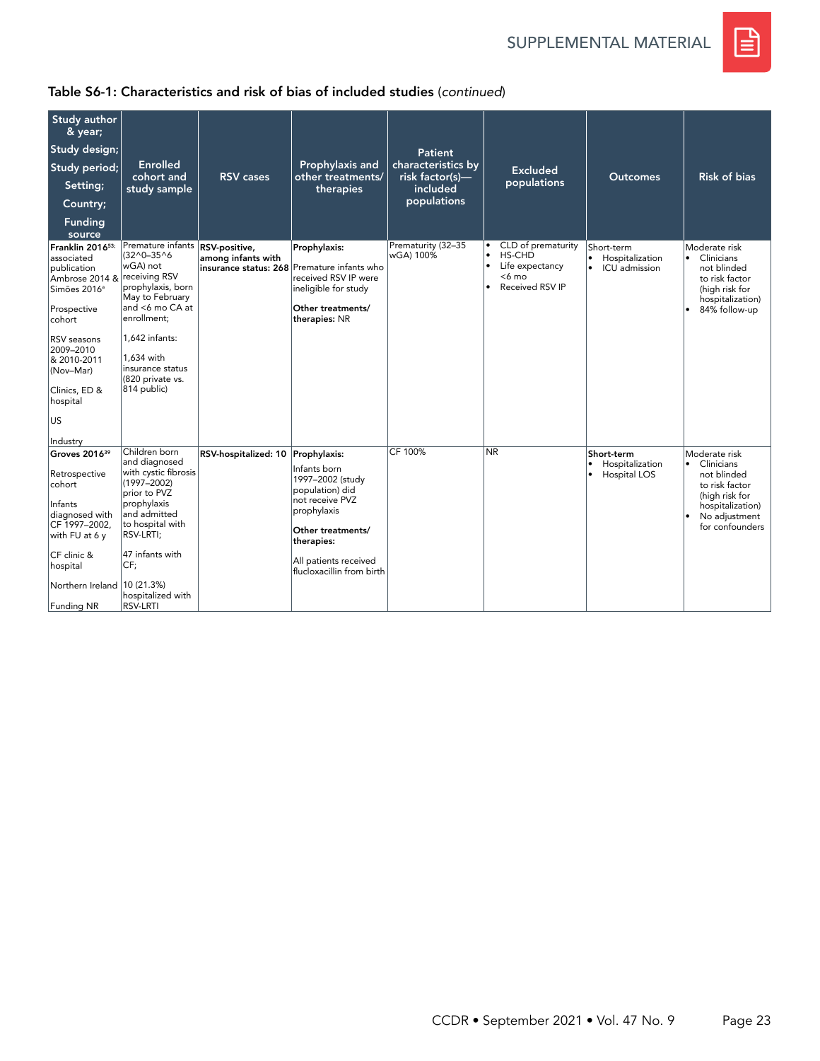**Table S6-1: Characteristics and risk of bias of included studies** (*continued*)

| Study author & year; Study design; Study period; Setting; Country; Funding source | Enrolled cohort and study sample | RSV cases | Prophylaxis and other treatments/ therapies | Patient characteristics by risk factor(s)—included populations | Excluded populations | Outcomes | Risk of bias |
|---|---|---|---|---|---|---|---|
| **Franklin 2016**[53]; associated publication Ambrose 2014 & Simões 2016[a]<br><br>Prospective cohort<br><br>RSV seasons 2009–2010 & 2010-2011 (Nov–Mar)<br><br>Clinics, ED & hospital<br><br>US<br><br>Industry | Premature infants (32^0–35^6 wGA) not receiving RSV prophylaxis, born May to February and <6 mo CA at enrollment;<br><br>1,642 infants:<br><br>1,634 with insurance status (820 private vs. 814 public) | **RSV-positive, among infants with insurance status: 268** | **Prophylaxis:**<br>Premature infants who received RSV IP were ineligible for study<br><br>**Other treatments/ therapies:** NR | Prematurity (32–35 wGA) 100% | • CLD of prematurity<br>• HS-CHD<br>• Life expectancy <6 mo<br>• Received RSV IP | Short-term<br>• Hospitalization<br>• ICU admission | Moderate risk<br>• Clinicians not blinded to risk factor (high risk for hospitalization)<br>• 84% follow-up |
| **Groves 2016**[39]<br><br>Retrospective cohort<br><br>Infants diagnosed with CF 1997–2002, with FU at 6 y<br><br>CF clinic & hospital<br><br>Northern Ireland<br><br>Funding NR | Children born and diagnosed with cystic fibrosis (1997–2002) prior to PVZ prophylaxis and admitted to hospital with RSV-LRTI;<br><br>47 infants with CF;<br><br>10 (21.3%) hospitalized with RSV-LRTI | **RSV-hospitalized: 10** | **Prophylaxis:**<br>Infants born 1997–2002 (study population) did not receive PVZ prophylaxis<br><br>**Other treatments/ therapies:**<br><br>All patients received flucloxacillin from birth | CF 100% | NR | **Short-term**<br>• Hospitalization<br>• Hospital LOS | Moderate risk<br>• Clinicians not blinded to risk factor (high risk for hospitalization)<br>• No adjustment for confounders |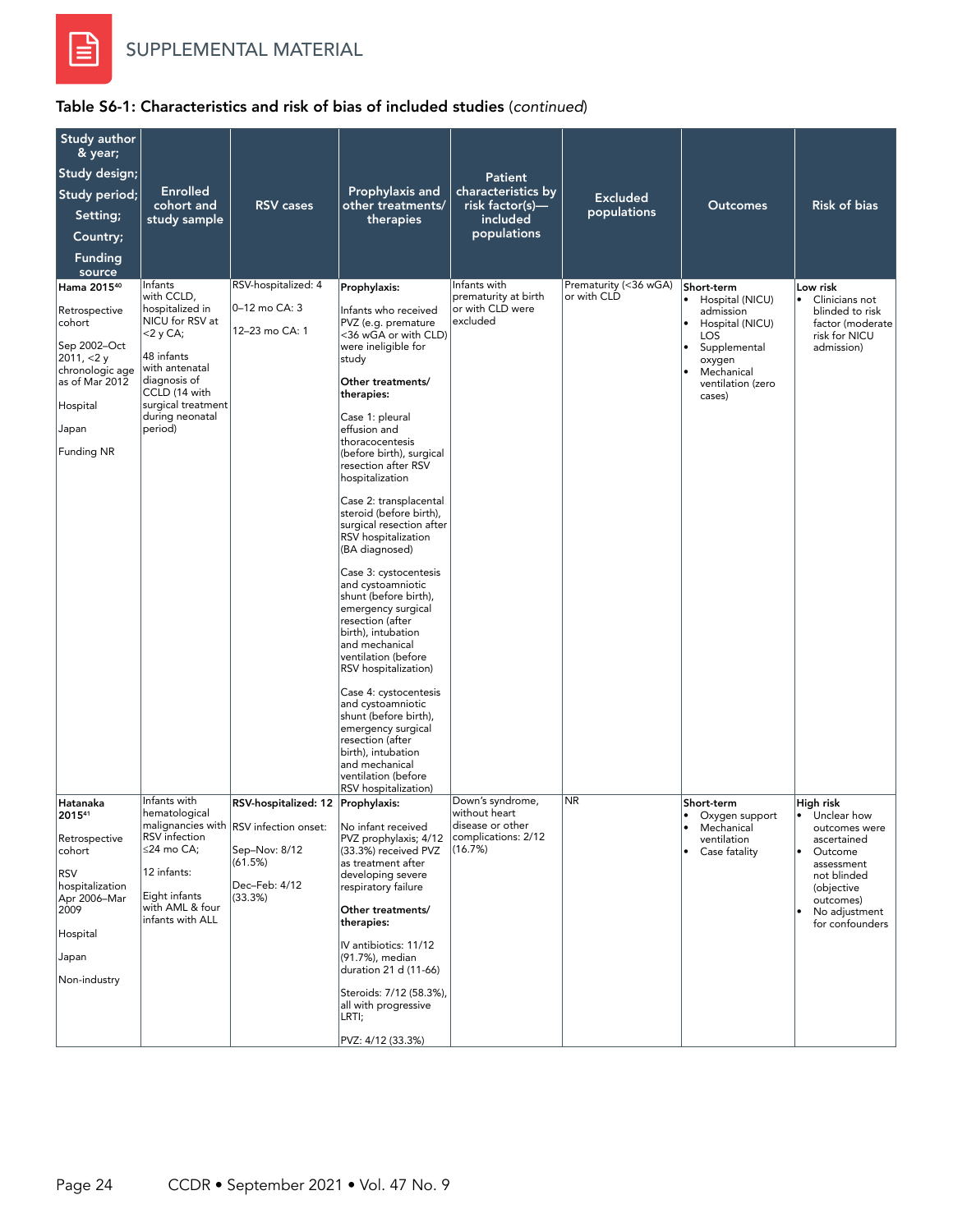SUPPLEMENTAL MATERIAL

**Table S6-1: Characteristics and risk of bias of included studies** (*continued*)

| Study author & year; Study design; Study period; Setting; Country; Funding source | Enrolled cohort and study sample | RSV cases | Prophylaxis and other treatments/ therapies | Patient characteristics by risk factor(s)—included populations | Excluded populations | Outcomes | Risk of bias |
|---|---|---|---|---|---|---|---|
| **Hama 2015**[40]<br><br>Retrospective cohort<br><br>Sep 2002–Oct 2011, <2 y chronologic age as of Mar 2012<br><br>Hospital<br><br>Japan<br><br>Funding NR | Infants with CCLD, hospitalized in NICU for RSV at <2 y CA;<br><br>48 infants with antenatal diagnosis of CCLD (14 with surgical treatment during neonatal period) | RSV-hospitalized: 4<br><br>0–12 mo CA: 3<br><br>12–23 mo CA: 1 | **Prophylaxis:**<br><br>Infants who received PVZ (e.g. premature <36 wGA or with CLD) were ineligible for study<br><br>**Other treatments/ therapies:**<br><br>Case 1: pleural effusion and thoracocentesis (before birth), surgical resection after RSV hospitalization<br><br>Case 2: transplacental steroid (before birth), surgical resection after RSV hospitalization (BA diagnosed)<br><br>Case 3: cystocentesis and cystoamniotic shunt (before birth), emergency surgical resection (after birth), intubation and mechanical ventilation (before RSV hospitalization)<br><br>Case 4: cystocentesis and cystoamniotic shunt (before birth), emergency surgical resection (after birth), intubation and mechanical ventilation (before RSV hospitalization) | Infants with prematurity at birth or with CLD were excluded | Prematurity (<36 wGA) or with CLD | **Short-term**<br>• Hospital (NICU) admission<br>• Hospital (NICU) LOS<br>• Supplemental oxygen<br>• Mechanical ventilation (zero cases) | **Low risk**<br>• Clinicians not blinded to risk factor (moderate risk for NICU admission) |
| **Hatanaka 2015**[41]<br><br>Retrospective cohort<br><br>RSV hospitalization Apr 2006–Mar 2009<br><br>Hospital<br><br>Japan<br><br>Non-industry | Infants with hematological malignancies with RSV infection ≤24 mo CA;<br><br>12 infants:<br><br>Eight infants with AML & four infants with ALL | **RSV-hospitalized: 12**<br><br>RSV infection onset:<br><br>Sep–Nov: 8/12 (61.5%)<br><br>Dec–Feb: 4/12 (33.3%) | **Prophylaxis:**<br><br>No infant received PVZ prophylaxis; 4/12 (33.3%) received PVZ as treatment after developing severe respiratory failure<br><br>**Other treatments/ therapies:**<br><br>IV antibiotics: 11/12 (91.7%), median duration 21 d (11-66)<br><br>Steroids: 7/12 (58.3%), all with progressive LRTI;<br><br>PVZ: 4/12 (33.3%) | Down's syndrome, without heart disease or other complications: 2/12 (16.7%) | NR | **Short-term**<br>• Oxygen support<br>• Mechanical ventilation<br>• Case fatality | **High risk**<br>• Unclear how outcomes were ascertained<br>• Outcome assessment not blinded (objective outcomes)<br>• No adjustment for confounders |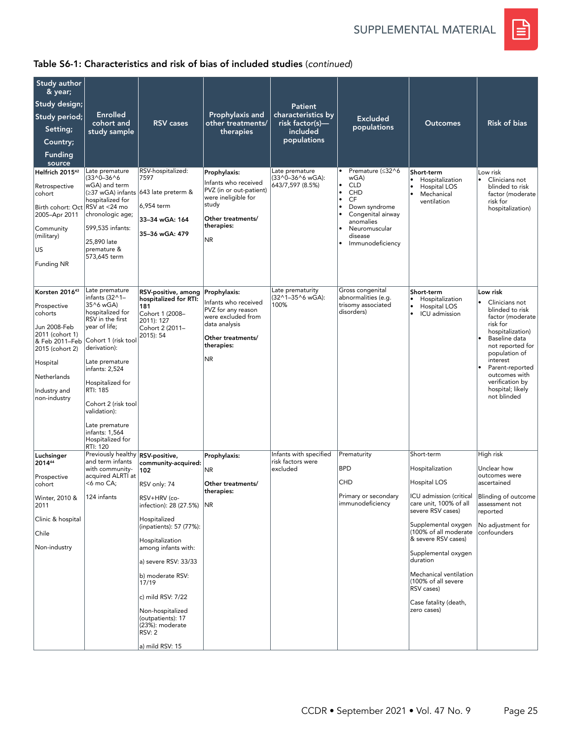## Table S6-1: Characteristics and risk of bias of included studies (*continued*)

| Study author & year; Study design; Study period; Setting; Country; Funding source | Enrolled cohort and study sample | RSV cases | Prophylaxis and other treatments/ therapies | Patient characteristics by risk factor(s)—included populations | Excluded populations | Outcomes | Risk of bias |
|---|---|---|---|---|---|---|---|
| **Helfrich 2015**[42]<br><br>Retrospective cohort<br><br>Birth cohort: Oct 2005–Apr 2011<br><br>Community (military)<br><br>US<br><br>Funding NR | Late premature (33^0–36^6 wGA) and term (≥37 wGA) infants hospitalized for RSV at <24 mo chronologic age;<br><br>599,535 infants:<br><br>25,890 late premature & 573,645 term | RSV-hospitalized: 7597<br><br>643 late preterm &<br><br>6,954 term<br><br>**33–34 wGA: 164**<br><br>**35–36 wGA: 479** | **Prophylaxis:**<br><br>Infants who received PVZ (in or out-patient) were ineligible for study<br><br>**Other treatments/ therapies:**<br><br>NR | Late premature (33^0–36^6 wGA): 643/7,597 (8.5%) | • Premature (≤32^6 wGA)<br>• CLD<br>• CHD<br>• CF<br>• Down syndrome<br>• Congenital airway anomalies<br>• Neuromuscular disease<br>• Immunodeficiency | **Short-term**<br>• Hospitalization<br>• Hospital LOS<br>• Mechanical ventilation | Low risk<br>• Clinicians not blinded to risk factor (moderate risk for hospitalization) |
| **Korsten 2016**[43]<br><br>Prospective cohorts<br><br>Jun 2008-Feb 2011 (cohort 1) & Feb 2011–Feb 2015 (cohort 2)<br><br>Hospital<br><br>Netherlands<br><br>Industry and non-industry | Late premature infants (32^1–35^6 wGA) hospitalized for RSV in the first year of life;<br><br>Cohort 1 (risk tool derivation):<br><br>Late premature infants: 2,524<br><br>Hospitalized for RTI: 185<br><br>Cohort 2 (risk tool validation):<br><br>Late premature infants: 1,564<br>Hospitalized for RTI: 120 | **RSV-positive, among hospitalized for RTI: 181**<br>Cohort 1 (2008–2011): 127<br>Cohort 2 (2011–2015): 54 | **Prophylaxis:**<br><br>Infants who received PVZ for any reason were excluded from data analysis<br><br>**Other treatments/ therapies:**<br><br>NR | Late prematurity (32^1–35^6 wGA): 100% | Gross congenital abnormalities (e.g. trisomy associated disorders) | **Short-term**<br>• Hospitalization<br>• Hospital LOS<br>• ICU admission | **Low risk**<br>• Clinicians not blinded to risk factor (moderate risk for hospitalization)<br>• Baseline data not reported for population of interest<br>• Parent-reported outcomes with verification by hospital; likely not blinded |
| **Luchsinger 2014**[44]<br><br>Prospective cohort<br><br>Winter, 2010 & 2011<br><br>Clinic & hospital<br><br>Chile<br><br>Non-industry | Previously healthy and term infants with community-acquired ALRTI at <6 mo CA;<br><br>124 infants | **RSV-positive, community-acquired: 102**<br><br>RSV only: 74<br><br>RSV+HRV (co-infection): 28 (27.5%)<br><br>Hospitalized (inpatients): 57 (77%):<br><br>Hospitalization among infants with:<br><br>a) severe RSV: 33/33<br><br>b) moderate RSV: 17/19<br><br>c) mild RSV: 7/22<br><br>Non-hospitalized (outpatients): 17 (23%): moderate RSV: 2<br><br>a) mild RSV: 15 | **Prophylaxis:**<br><br>NR<br><br>**Other treatments/ therapies:**<br><br>NR | Infants with specified risk factors were excluded | Prematurity<br><br>BPD<br><br>CHD<br><br>Primary or secondary immunodeficiency | Short-term<br><br>Hospitalization<br><br>Hospital LOS<br><br>ICU admission (critical care unit, 100% of all severe RSV cases)<br><br>Supplemental oxygen (100% of all moderate & severe RSV cases)<br><br>Supplemental oxygen duration<br><br>Mechanical ventilation (100% of all severe RSV cases)<br><br>Case fatality (death, zero cases) | High risk<br><br>Unclear how outcomes were ascertained<br><br>Blinding of outcome assessment not reported<br><br>No adjustment for confounders |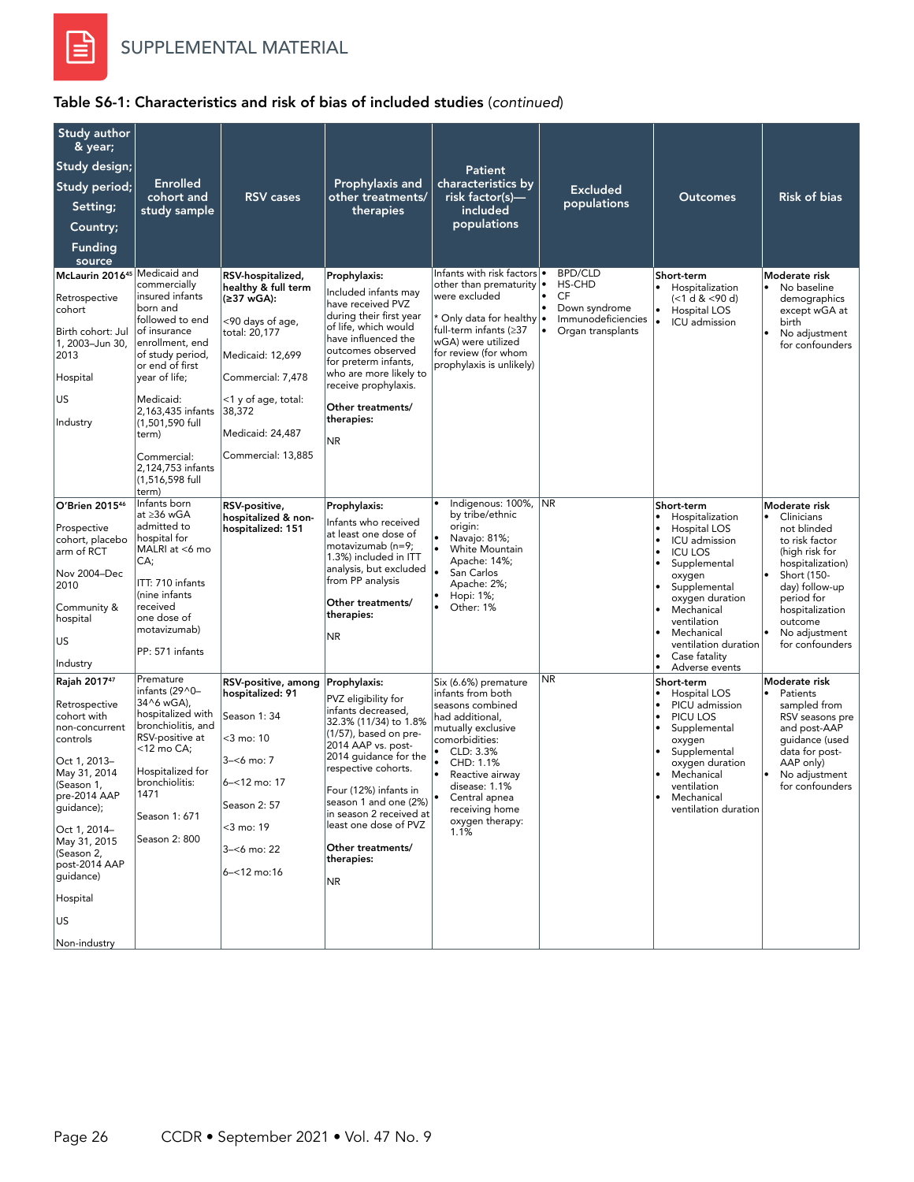SUPPLEMENTAL MATERIAL

**Table S6-1: Characteristics and risk of bias of included studies** (*continued*)

| Study author & year; Study design; Study period; Setting; Country; Funding source | Enrolled cohort and study sample | RSV cases | Prophylaxis and other treatments/ therapies | Patient characteristics by risk factor(s)—included populations | Excluded populations | Outcomes | Risk of bias |
|---|---|---|---|---|---|---|---|
| **McLaurin 2016**[45]<br><br>Retrospective cohort<br><br>Birth cohort: Jul 1, 2003–Jun 30, 2013<br><br>Hospital<br><br>US<br><br>Industry | Medicaid and commercially insured infants born and followed to end of insurance enrollment, end of study period, or end of first year of life;<br><br>Medicaid: 2,163,435 infants (1,501,590 full term)<br><br>Commercial: 2,124,753 infants (1,516,598 full term) | **RSV-hospitalized, healthy & full term (≥37 wGA):**<br><br><90 days of age, total: 20,177<br><br>Medicaid: 12,699<br><br>Commercial: 7,478<br><br><1 y of age, total: 38,372<br><br>Medicaid: 24,487<br><br>Commercial: 13,885 | **Prophylaxis:**<br>Included infants may have received PVZ during their first year of life, which would have influenced the outcomes observed for preterm infants, who are more likely to receive prophylaxis.<br><br>**Other treatments/ therapies:**<br><br>NR | Infants with risk factors other than prematurity were excluded<br><br>* Only data for healthy full-term infants (≥37 wGA) were utilized for review (for whom prophylaxis is unlikely) | • BPD/CLD<br>• HS-CHD<br>• CF<br>• Down syndrome<br>• Immunodeficiencies<br>• Organ transplants | **Short-term**<br>• Hospitalization (<1 d & <90 d)<br>• Hospital LOS<br>• ICU admission | **Moderate risk**<br>• No baseline demographics except wGA at birth<br>• No adjustment for confounders |
| **O'Brien 2015**[46]<br><br>Prospective cohort, placebo arm of RCT<br><br>Nov 2004–Dec 2010<br><br>Community & hospital<br><br>US<br><br>Industry | Infants born at ≥36 wGA admitted to hospital for MALRI at <6 mo CA;<br><br>ITT: 710 infants (nine infants received one dose of motavizumab)<br><br>PP: 571 infants | **RSV-positive, hospitalized & non-hospitalized: 151** | **Prophylaxis:**<br>Infants who received at least one dose of motavizumab (n=9; 1.3%) included in ITT analysis, but excluded from PP analysis<br><br>**Other treatments/ therapies:**<br><br>NR | • Indigenous: 100%, by tribe/ethnic origin:<br>• Navajo: 81%;<br>• White Mountain Apache: 14%;<br>• San Carlos Apache: 2%;<br>• Hopi: 1%;<br>• Other: 1% | NR | **Short-term**<br>• Hospitalization<br>• Hospital LOS<br>• ICU admission<br>• ICU LOS<br>• Supplemental oxygen<br>• Supplemental oxygen duration<br>• Mechanical ventilation<br>• Mechanical ventilation duration<br>• Case fatality<br>• Adverse events | **Moderate risk**<br>• Clinicians not blinded to risk factor (high risk for hospitalization)<br>• Short (150-day) follow-up period for hospitalization outcome<br>• No adjustment for confounders |
| **Rajah 2017**[47]<br><br>Retrospective cohort with non-concurrent controls<br><br>Oct 1, 2013–May 31, 2014 (Season 1, pre-2014 AAP guidance);<br><br>Oct 1, 2014–May 31, 2015 (Season 2, post-2014 AAP guidance)<br><br>Hospital<br><br>US<br><br>Non-industry | Premature infants (29^0–34^6 wGA), hospitalized with bronchiolitis, and RSV-positive at <12 mo CA<br><br>Hospitalized for bronchiolitis: 1471<br><br>Season 1: 671<br><br>Season 2: 800 | **RSV-positive, among hospitalized: 91**<br><br>Season 1: 34<br><br><3 mo: 10<br><br>3–<6 mo: 7<br><br>6–<12 mo: 17<br><br>Season 2: 57<br><br><3 mo: 19<br><br>3–<6 mo: 22<br><br>6–<12 mo:16 | **Prophylaxis:**<br>PVZ eligibility for infants decreased, 32.3% (11/34) to 1.8% (1/57), based on pre-2014 AAP vs. post-2014 AAP guidance for the respective cohorts.<br><br>Four (12%) infants in season 1 and one (2%) in season 2 received at least one dose of PVZ<br><br>**Other treatments/ therapies:**<br><br>NR | Six (6.6%) premature infants from both seasons combined had additional, mutually exclusive comorbidities:<br>• CLD: 3.3%<br>• CHD: 1.1%<br>• Reactive airway disease: 1.1%<br>• Central apnea receiving home oxygen therapy: 1.1% | NR | **Short-term**<br>• Hospital LOS<br>• PICU admission<br>• PICU LOS<br>• Supplemental oxygen<br>• Supplemental oxygen duration<br>• Mechanical ventilation<br>• Mechanical ventilation duration | **Moderate risk**<br>• Patients sampled from RSV seasons pre and post-AAP guidance (used data for post-AAP only)<br>• No adjustment for confounders |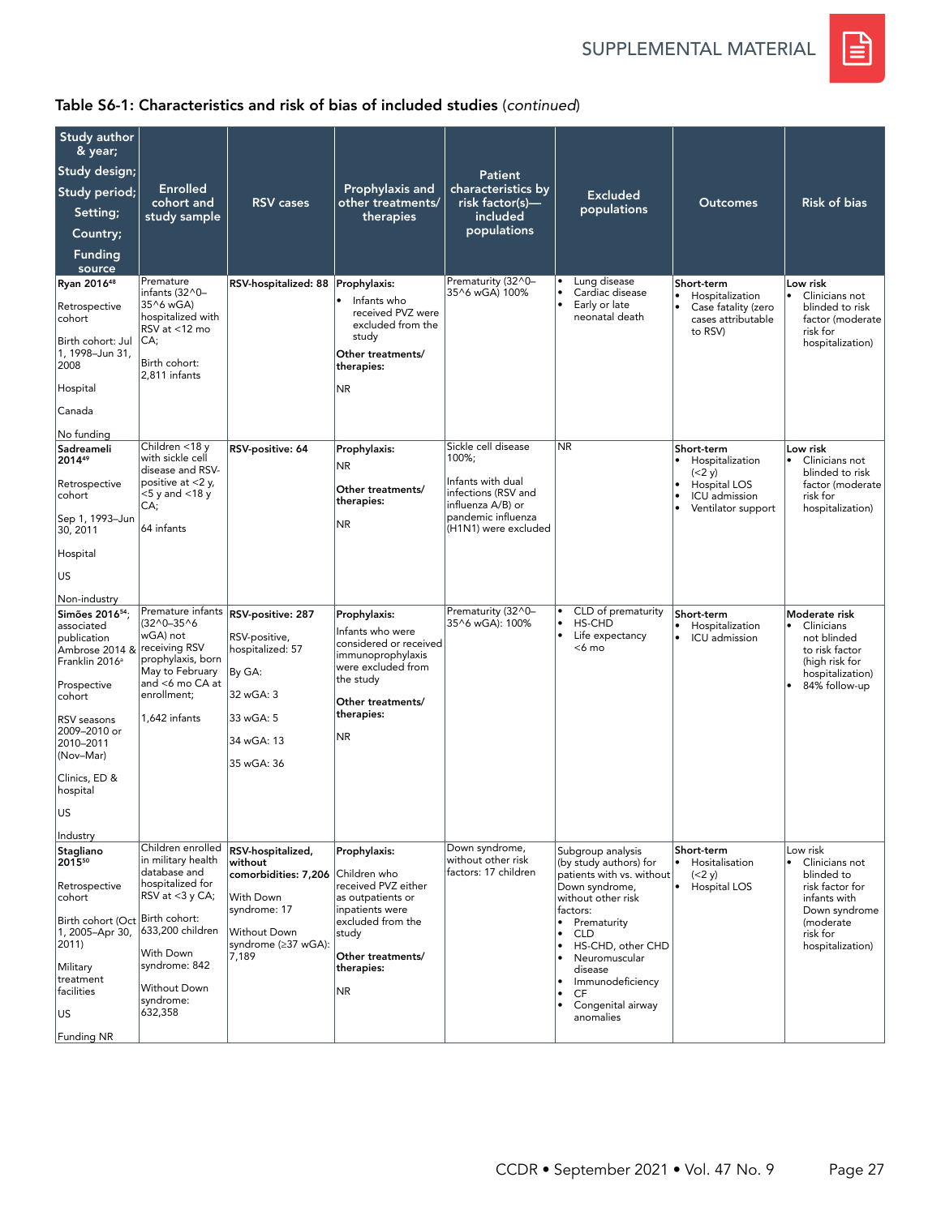## Table S6-1: Characteristics and risk of bias of included studies (*continued*)

| Study author & year; Study design; Study period; Setting; Country; Funding source | Enrolled cohort and study sample | RSV cases | Prophylaxis and other treatments/ therapies | Patient characteristics by risk factor(s)—included populations | Excluded populations | Outcomes | Risk of bias |
|---|---|---|---|---|---|---|---|
| **Ryan 2016**[48]<br><br>Retrospective cohort<br><br>Birth cohort: Jul 1, 1998–Jun 31, 2008<br><br>Hospital<br><br>Canada<br><br>No funding | Premature infants (32^0–35^6 wGA) hospitalized with RSV at <12 mo CA;<br><br>Birth cohort: 2,811 infants | **RSV-hospitalized: 88** | **Prophylaxis:**<br>• Infants who received PVZ were excluded from the study<br><br>**Other treatments/ therapies:**<br><br>NR | Prematurity (32^0–35^6 wGA) 100% | • Lung disease<br>• Cardiac disease<br>• Early or late neonatal death | **Short-term**<br>• Hospitalization<br>• Case fatality (zero cases attributable to RSV) | **Low risk**<br>• Clinicians not blinded to risk factor (moderate risk for hospitalization) |
| **Sadreameli 2014**[49]<br><br>Retrospective cohort<br><br>Sep 1, 1993–Jun 30, 2011<br><br>Hospital<br><br>US<br><br>Non-industry | Children <18 y with sickle cell disease and RSV-positive at <2 y, <5 y and <18 y CA;<br><br>64 infants | **RSV-positive: 64** | **Prophylaxis:**<br>NR<br><br>**Other treatments/ therapies:**<br><br>NR | Sickle cell disease 100%;<br><br>Infants with dual infections (RSV and influenza A/B) or pandemic influenza (H1N1) were excluded | NR | **Short-term**<br>• Hospitalization (<2 y)<br>• Hospital LOS<br>• ICU admission<br>• Ventilator support | **Low risk**<br>• Clinicians not blinded to risk factor (moderate risk for hospitalization) |
| **Simões 2016**[54]; associated publication Ambrose 2014 & Franklin 2016[a]<br><br>Prospective cohort<br><br>RSV seasons 2009–2010 or 2010–2011 (Nov–Mar)<br><br>Clinics, ED & hospital<br><br>US<br><br>Industry | Premature infants (32^0–35^6 wGA) not receiving RSV prophylaxis, born May to February and <6 mo CA at enrollment;<br><br>1,642 infants | **RSV-positive: 287**<br><br>RSV-positive, hospitalized: 57<br><br>By GA:<br><br>32 wGA: 3<br><br>33 wGA: 5<br><br>34 wGA: 13<br><br>35 wGA: 36 | **Prophylaxis:**<br>Infants who were considered or received immunoprophylaxis were excluded from the study<br><br>**Other treatments/ therapies:**<br><br>NR | Prematurity (32^0–35^6 wGA): 100% | • CLD of prematurity<br>• HS-CHD<br>• Life expectancy <6 mo | **Short-term**<br>• Hospitalization<br>• ICU admission | **Moderate risk**<br>• Clinicians not blinded to risk factor (high risk for hospitalization)<br>• 84% follow-up |
| **Stagliano 2015**[50]<br><br>Retrospective cohort<br><br>Birth cohort (Oct 1, 2005–Apr 30, 2011)<br><br>Military treatment facilities<br><br>US<br><br>Funding NR | Children enrolled in military health database and hospitalized for RSV at <3 y CA;<br><br>Birth cohort: 633,200 children<br><br>With Down syndrome: 842<br><br>Without Down syndrome: 632,358 | **RSV-hospitalized, without comorbidities: 7,206**<br><br>With Down syndrome: 17<br><br>Without Down syndrome (≥37 wGA): 7,189 | **Prophylaxis:**<br>Children who received PVZ either as outpatients or inpatients were excluded from the study<br><br>**Other treatments/ therapies:**<br><br>NR | Down syndrome, without other risk factors: 17 children | Subgroup analysis (by study authors) for patients with vs. without Down syndrome, without other risk factors:<br>• Prematurity<br>• CLD<br>• HS-CHD, other CHD<br>• Neuromuscular disease<br>• Immunodeficiency<br>• CF<br>• Congenital airway anomalies | **Short-term**<br>• Hositalisation (<2 y)<br>• Hospital LOS | Low risk<br>• Clinicians not blinded to risk factor for infants with Down syndrome (moderate risk for hospitalization) |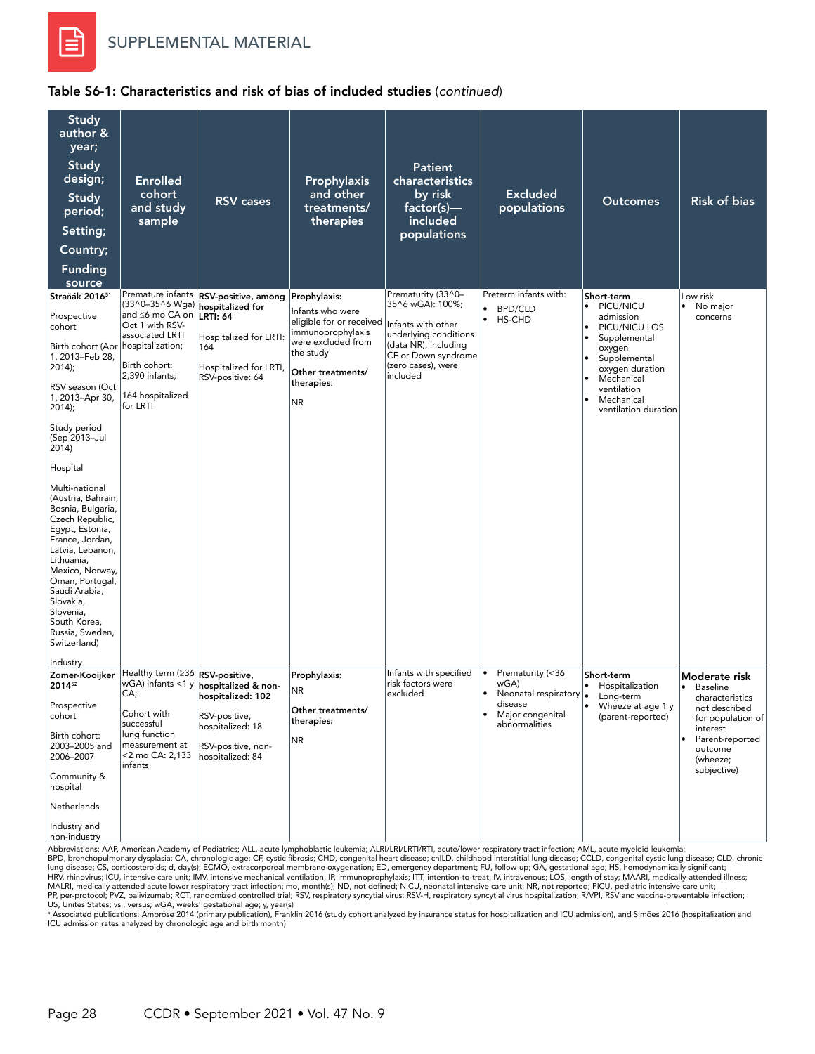SUPPLEMENTAL MATERIAL

**Table S6-1: Characteristics and risk of bias of included studies** (*continued*)

| Study author & year; Study design; Study period; Setting; Country; Funding source | Enrolled cohort and study sample | RSV cases | Prophylaxis and other treatments/ therapies | Patient characteristics by risk factor(s)—included populations | Excluded populations | Outcomes | Risk of bias |
|---|---|---|---|---|---|---|---|
| **Straňák 2016**[51]<br><br>Prospective cohort<br><br>Birth cohort (Apr 1, 2013–Feb 28, 2014);<br><br>RSV season (Oct 1, 2013–Apr 30, 2014);<br><br>Study period (Sep 2013–Jul 2014)<br><br>Hospital<br><br>Multi-national (Austria, Bahrain, Bosnia, Bulgaria, Czech Republic, Egypt, Estonia, France, Jordan, Latvia, Lebanon, Lithuania, Mexico, Norway, Oman, Portugal, Saudi Arabia, Slovakia, Slovenia, South Korea, Russia, Sweden, Switzerland)<br><br>Industry | Premature infants (33^0–35^6 Wga) and ≤6 mo CA on Oct 1 with RSV-associated LRTI hospitalization;<br><br>Birth cohort: 2,390 infants;<br><br>164 hospitalized for LRTI | **RSV-positive, among hospitalized for LRTI: 64**<br><br>Hospitalized for LRTI: 164<br><br>Hospitalized for LRTI, RSV-positive: 64 | **Prophylaxis:**<br>Infants who were eligible for or received immunoprophylaxis were excluded from the study<br><br>**Other treatments/ therapies:**<br>NR | Prematurity (33^0–35^6 wGA): 100%;<br><br>Infants with other underlying conditions (data NR), including CF or Down syndrome (zero cases), were included | Preterm infants with:<br>• BPD/CLD<br>• HS-CHD | **Short-term**<br>• PICU/NICU admission<br>• PICU/NICU LOS<br>• Supplemental oxygen<br>• Supplemental oxygen duration<br>• Mechanical ventilation<br>• Mechanical ventilation duration | Low risk<br>• No major concerns |
| **Zomer-Kooijker 2014**[52]<br><br>Prospective cohort<br><br>Birth cohort: 2003–2005 and 2006–2007<br><br>Community & hospital<br><br>Netherlands<br><br>Industry and non-industry | Healthy term (≥36 wGA) infants <1 y CA;<br><br>Cohort with successful lung function measurement at <2 mo CA: 2,133 infants | **RSV-positive, hospitalized & non-hospitalized: 102**<br><br>RSV-positive, hospitalized: 18<br><br>RSV-positive, non-hospitalized: 84 | **Prophylaxis:**<br>NR<br><br>**Other treatments/ therapies:**<br>NR | Infants with specified risk factors were excluded | • Prematurity (<36 wGA)<br>• Neonatal respiratory disease<br>• Major congenital abnormalities | **Short-term**<br>• Hospitalization<br>Long-term<br>• Wheeze at age 1 y (parent-reported) | **Moderate risk**<br>• Baseline characteristics not described for population of interest<br>• Parent-reported outcome (wheeze; subjective) |

Abbreviations: AAP, American Academy of Pediatrics; ALL, acute lymphoblastic leukemia; ALRI/LRI/LRTI/RTI, acute/lower respiratory tract infection; AML, acute myeloid leukemia; BPD, bronchopulmonary dysplasia; CA, chronologic age; CF, cystic fibrosis; CHD, congenital heart disease; chILD, childhood interstitial lung disease; CCLD, congenital cystic lung disease; CLD, chronic lung disease; CS, corticosteroids; d, day(s); ECMO, extracorporeal membrane oxygenation; ED, emergency department; FU, follow-up; GA, gestational age; HS, hemodynamically significant; HRV, rhinovirus; ICU, intensive care unit; IMV, intensive mechanical ventilation; IP, immunoprophylaxis; ITT, intention-to-treat; IV, intravenous; LOS, length of stay; MAARI, medically-attended illness; MALRI, medically attended acute lower respiratory tract infection; mo, month(s); ND, not defined; NICU, neonatal intensive care unit; NR, not reported; PICU, pediatric intensive care unit; PP, per-protocol; PVZ, palivizumab; RCT, randomized controlled trial; RSV, respiratory syncytial virus; RSV-H, respiratory syncytial virus hospitalization; R/VPI, RSV and vaccine-preventable infection; US, Unites States; vs., versus; wGA, weeks' gestational age; y, year(s)

[a] Associated publications: Ambrose 2014 (primary publication), Franklin 2016 (study cohort analyzed by insurance status for hospitalization and ICU admission), and Simões 2016 (hospitalization and ICU admission rates analyzed by chronologic age and birth month)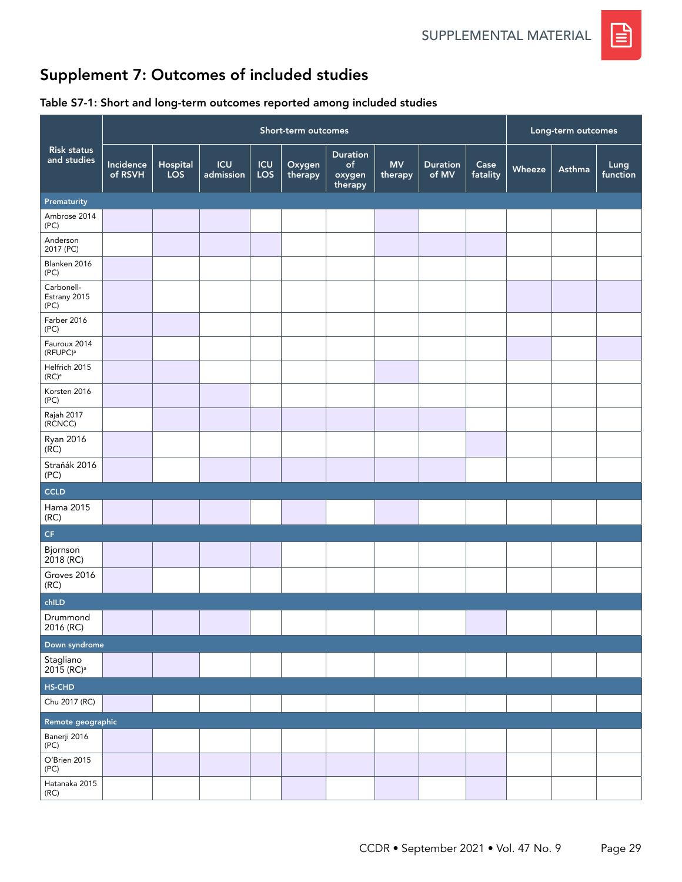## Supplement 7: Outcomes of included studies

### Table S7-1: Short and long-term outcomes reported among included studies

Shaded cells in the original table are shown here as ✓.

| Risk status and studies | Short-term outcomes | | | | | | | | | Long-term outcomes | | |
|---|---|---|---|---|---|---|---|---|---|---|---|---|
| | Incidence of RSVH | Hospital LOS | ICU admission | ICU LOS | Oxygen therapy | Duration of oxygen therapy | MV therapy | Duration of MV | Case fatality | Wheeze | Asthma | Lung function |
| **Prematurity** | | | | | | | | | | | | |
| Ambrose 2014 (PC) | ✓ | ✓ | ✓ | | | | ✓ | | | | | |
| Anderson 2017 (PC) | | ✓ | ✓ | ✓ | | | ✓ | ✓ | ✓ | | | |
| Blanken 2016 (PC) | ✓ | | | | | | | | | | | |
| Carbonell-Estrany 2015 (PC) | ✓ | | | | | | | | | ✓ | ✓ | ✓ |
| Farber 2016 (PC) | ✓ | ✓ | | | | | | | | | | |
| Fauroux 2014 (RFUPC)[a] | ✓ | | | | | | | | | ✓ | | ✓ |
| Helfrich 2015 (RC)[a] | ✓ | ✓ | | | | | ✓ | | | | | |
| Korsten 2016 (PC) | ✓ | ✓ | ✓ | | | | | | | | | |
| Rajah 2017 (RCNCC) | | ✓ | ✓ | ✓ | ✓ | ✓ | ✓ | ✓ | | | | |
| Ryan 2016 (RC) | ✓ | | | | | | | | ✓ | | | |
| Straňák 2016 (PC) | ✓ | | ✓ | ✓ | ✓ | ✓ | ✓ | ✓ | | | | |
| **CCLD** | | | | | | | | | | | | |
| Hama 2015 (RC) | ✓ | ✓ | ✓ | | ✓ | | ✓ | | | | | |
| **CF** | | | | | | | | | | | | |
| Bjornson 2018 (RC) | ✓ | ✓ | ✓ | ✓ | | | | | | | | |
| Groves 2016 (RC) | ✓ | | | | | | | | | | | |
| **chILD** | | | | | | | | | | | | |
| Drummond 2016 (RC) | ✓ | ✓ | ✓ | | | | | | ✓ | | | |
| **Down syndrome** | | | | | | | | | | | | |
| Stagliano 2015 (RC)[a] | ✓ | ✓ | | | | | | | | | | |
| **HS-CHD** | | | | | | | | | | | | |
| Chu 2017 (RC) | ✓ | | | | | | | | | | | |
| **Remote geographic** | | | | | | | | | | | | |
| Banerji 2016 (PC) | ✓ | | | | | | | | | | | |
| O'Brien 2015 (PC) | ✓ | ✓ | ✓ | ✓ | ✓ | ✓ | ✓ | ✓ | ✓ | | | |
| Hatanaka 2015 (RC) | | | | | ✓ | | ✓ | | ✓ | | | |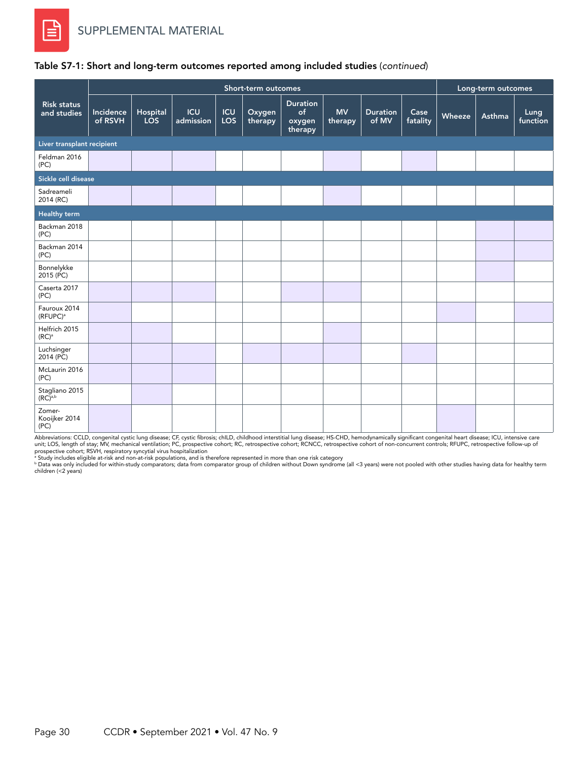**Table S7-1: Short and long-term outcomes reported among included studies** (*continued*)

| Risk status and studies | Short-term outcomes | | | | | | | | | Long-term outcomes | | |
|---|---|---|---|---|---|---|---|---|---|---|---|---|
| | Incidence of RSVH | Hospital LOS | ICU admission | ICU LOS | Oxygen therapy | Duration of oxygen therapy | MV therapy | Duration of MV | Case fatality | Wheeze | Asthma | Lung function |
| **Liver transplant recipient** | | | | | | | | | | | | |
| Feldman 2016 (PC) | ■ | ■ | ■ | | | | ■ | | ■ | | | |
| **Sickle cell disease** | | | | | | | | | | | | |
| Sadreameli 2014 (RC) | ■ | ■ | ■ | | | | ■ | | | | | |
| **Healthy term** | | | | | | | | | | | | |
| Backman 2018 (PC) | | | | | | | | | | | ■ | ■ |
| Backman 2014 (PC) | | | | | | | | | | | ■ | ■ |
| Bonnelykke 2015 (PC) | | | | | | | | | | | ■ | |
| Caserta 2017 (PC) | ■ | ■ | ■ | | | ■ | ■ | | | | | |
| Fauroux 2014 (RFUPC)[a] | ■ | | | | | | | | | ■ | | ■ |
| Helfrich 2015 (RC)[a] | ■ | ■ | | | | | ■ | | | | | |
| Luchsinger 2014 (PC) | ■ | ■ | ■ | | ■ | ■ | ■ | | ■ | | | |
| McLaurin 2016 (PC) | ■ | ■ | ■ | | | | | | | | | |
| Stagliano 2015 (RC)[a,b] | | ■ | | | | | | | | | | |
| Zomer-Kooijker 2014 (PC) | ■ | | | | | | | | | ■ | | |

Abbreviations: CCLD, congenital cystic lung disease; CF, cystic fibrosis; chILD, childhood interstitial lung disease; HS-CHD, hemodynamically significant congenital heart disease; ICU, intensive care unit; LOS, length of stay; MV, mechanical ventilation; PC, prospective cohort; RC, retrospective cohort; RCNCC, retrospective cohort of non-concurrent controls; RFUPC, retrospective follow-up of prospective cohort; RSVH, respiratory syncytial virus hospitalization

[a] Study includes eligible at-risk and non-at-risk populations, and is therefore represented in more than one risk category

[b] Data was only included for within-study comparators; data from comparator group of children without Down syndrome (all <3 years) were not pooled with other studies having data for healthy term children (<2 years)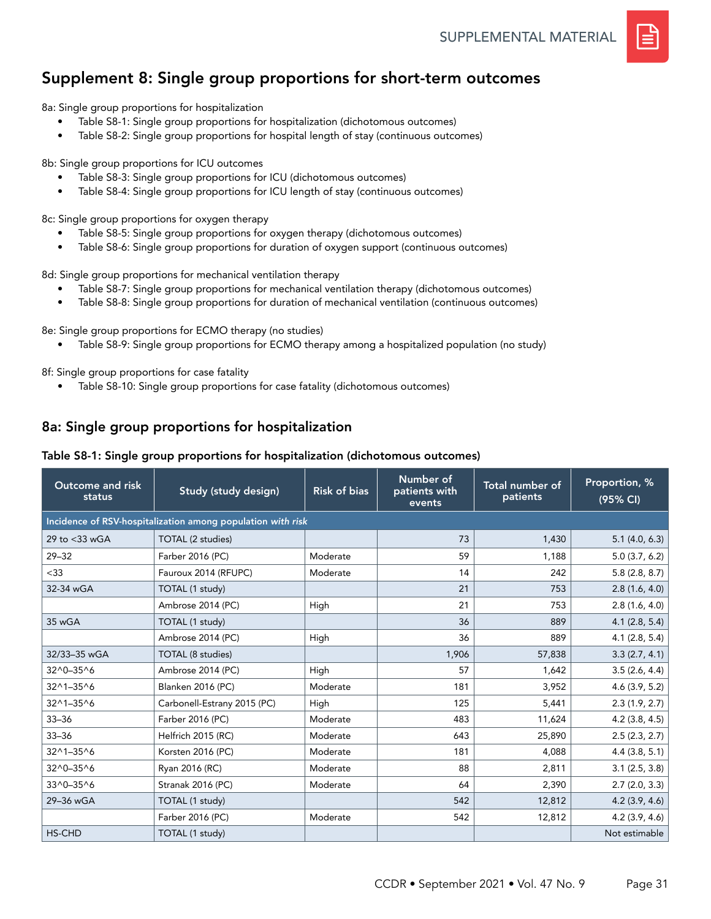# Supplement 8: Single group proportions for short-term outcomes

8a: Single group proportions for hospitalization

- Table S8-1: Single group proportions for hospitalization (dichotomous outcomes)
- Table S8-2: Single group proportions for hospital length of stay (continuous outcomes)

8b: Single group proportions for ICU outcomes

- Table S8-3: Single group proportions for ICU (dichotomous outcomes)
- Table S8-4: Single group proportions for ICU length of stay (continuous outcomes)

8c: Single group proportions for oxygen therapy

- Table S8-5: Single group proportions for oxygen therapy (dichotomous outcomes)
- Table S8-6: Single group proportions for duration of oxygen support (continuous outcomes)

8d: Single group proportions for mechanical ventilation therapy

- Table S8-7: Single group proportions for mechanical ventilation therapy (dichotomous outcomes)
- Table S8-8: Single group proportions for duration of mechanical ventilation (continuous outcomes)

8e: Single group proportions for ECMO therapy (no studies)

- Table S8-9: Single group proportions for ECMO therapy among a hospitalized population (no study)

8f: Single group proportions for case fatality

- Table S8-10: Single group proportions for case fatality (dichotomous outcomes)

## 8a: Single group proportions for hospitalization

**Table S8-1: Single group proportions for hospitalization (dichotomous outcomes)**

| Outcome and risk status | Study (study design) | Risk of bias | Number of patients with events | Total number of patients | Proportion, % (95% CI) |
|---|---|---|---|---|---|
| Incidence of RSV-hospitalization among population *with risk* | | | | | |
| 29 to <33 wGA | TOTAL (2 studies) | | 73 | 1,430 | 5.1 (4.0, 6.3) |
| 29–32 | Farber 2016 (PC) | Moderate | 59 | 1,188 | 5.0 (3.7, 6.2) |
| <33 | Fauroux 2014 (RFUPC) | Moderate | 14 | 242 | 5.8 (2.8, 8.7) |
| 32-34 wGA | TOTAL (1 study) | | 21 | 753 | 2.8 (1.6, 4.0) |
| | Ambrose 2014 (PC) | High | 21 | 753 | 2.8 (1.6, 4.0) |
| 35 wGA | TOTAL (1 study) | | 36 | 889 | 4.1 (2.8, 5.4) |
| | Ambrose 2014 (PC) | High | 36 | 889 | 4.1 (2.8, 5.4) |
| 32/33–35 wGA | TOTAL (8 studies) | | 1,906 | 57,838 | 3.3 (2.7, 4.1) |
| 32^0–35^6 | Ambrose 2014 (PC) | High | 57 | 1,642 | 3.5 (2.6, 4.4) |
| 32^1–35^6 | Blanken 2016 (PC) | Moderate | 181 | 3,952 | 4.6 (3.9, 5.2) |
| 32^1–35^6 | Carbonell-Estrany 2015 (PC) | High | 125 | 5,441 | 2.3 (1.9, 2.7) |
| 33–36 | Farber 2016 (PC) | Moderate | 483 | 11,624 | 4.2 (3.8, 4.5) |
| 33–36 | Helfrich 2015 (RC) | Moderate | 643 | 25,890 | 2.5 (2.3, 2.7) |
| 32^1–35^6 | Korsten 2016 (PC) | Moderate | 181 | 4,088 | 4.4 (3.8, 5.1) |
| 32^0–35^6 | Ryan 2016 (RC) | Moderate | 88 | 2,811 | 3.1 (2.5, 3.8) |
| 33^0–35^6 | Stranak 2016 (PC) | Moderate | 64 | 2,390 | 2.7 (2.0, 3.3) |
| 29–36 wGA | TOTAL (1 study) | | 542 | 12,812 | 4.2 (3.9, 4.6) |
| | Farber 2016 (PC) | Moderate | 542 | 12,812 | 4.2 (3.9, 4.6) |
| HS-CHD | TOTAL (1 study) | | | | Not estimable |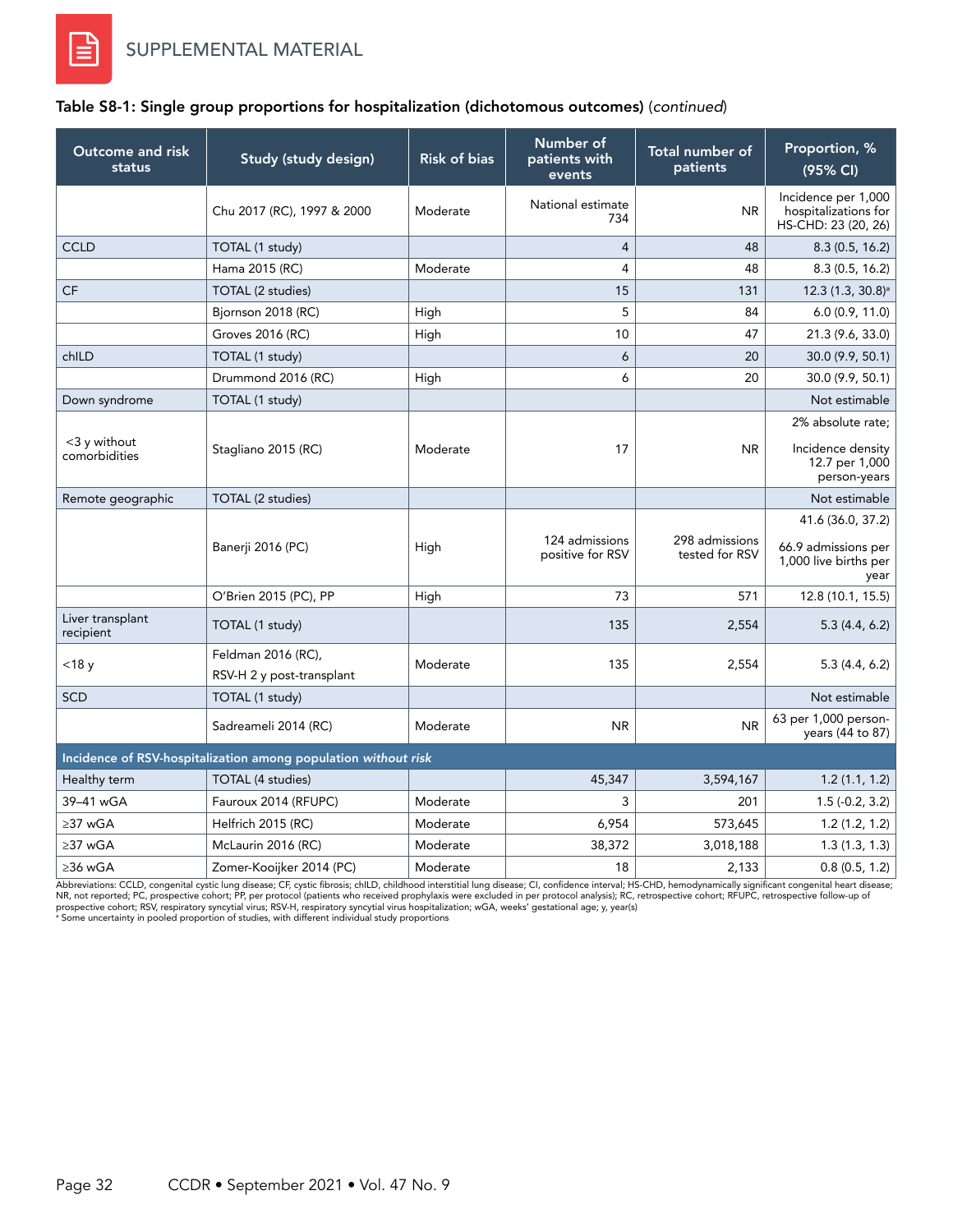**Table S8-1: Single group proportions for hospitalization (dichotomous outcomes)** (*continued*)

| Outcome and risk status | Study (study design) | Risk of bias | Number of patients with events | Total number of patients | Proportion, % (95% CI) |
|---|---|---|---|---|---|
| | Chu 2017 (RC), 1997 & 2000 | Moderate | National estimate 734 | NR | Incidence per 1,000 hospitalizations for HS-CHD: 23 (20, 26) |
| CCLD | TOTAL (1 study) | | 4 | 48 | 8.3 (0.5, 16.2) |
| | Hama 2015 (RC) | Moderate | 4 | 48 | 8.3 (0.5, 16.2) |
| CF | TOTAL (2 studies) | | 15 | 131 | 12.3 (1.3, 30.8)[a] |
| | Bjornson 2018 (RC) | High | 5 | 84 | 6.0 (0.9, 11.0) |
| | Groves 2016 (RC) | High | 10 | 47 | 21.3 (9.6, 33.0) |
| chILD | TOTAL (1 study) | | 6 | 20 | 30.0 (9.9, 50.1) |
| | Drummond 2016 (RC) | High | 6 | 20 | 30.0 (9.9, 50.1) |
| Down syndrome | TOTAL (1 study) | | | | Not estimable |
| <3 y without comorbidities | Stagliano 2015 (RC) | Moderate | 17 | NR | 2% absolute rate; Incidence density 12.7 per 1,000 person-years |
| Remote geographic | TOTAL (2 studies) | | | | Not estimable |
| | Banerji 2016 (PC) | High | 124 admissions positive for RSV | 298 admissions tested for RSV | 41.6 (36.0, 37.2) 66.9 admissions per 1,000 live births per year |
| | O'Brien 2015 (PC), PP | High | 73 | 571 | 12.8 (10.1, 15.5) |
| Liver transplant recipient | TOTAL (1 study) | | 135 | 2,554 | 5.3 (4.4, 6.2) |
| <18 y | Feldman 2016 (RC), RSV-H 2 y post-transplant | Moderate | 135 | 2,554 | 5.3 (4.4, 6.2) |
| SCD | TOTAL (1 study) | | | | Not estimable |
| | Sadreameli 2014 (RC) | Moderate | NR | NR | 63 per 1,000 person-years (44 to 87) |
| **Incidence of RSV-hospitalization among population *without risk*** | | | | | |
| Healthy term | TOTAL (4 studies) | | 45,347 | 3,594,167 | 1.2 (1.1, 1.2) |
| 39–41 wGA | Fauroux 2014 (RFUPC) | Moderate | 3 | 201 | 1.5 (-0.2, 3.2) |
| ≥37 wGA | Helfrich 2015 (RC) | Moderate | 6,954 | 573,645 | 1.2 (1.2, 1.2) |
| ≥37 wGA | McLaurin 2016 (RC) | Moderate | 38,372 | 3,018,188 | 1.3 (1.3, 1.3) |
| ≥36 wGA | Zomer-Kooijker 2014 (PC) | Moderate | 18 | 2,133 | 0.8 (0.5, 1.2) |

Abbreviations: CCLD, congenital cystic lung disease; CF, cystic fibrosis; chILD, childhood interstitial lung disease; CI, confidence interval; HS-CHD, hemodynamically significant congenital heart disease; NR, not reported; PC, prospective cohort; PP, per protocol (patients who received prophylaxis were excluded in per protocol analysis); RC, retrospective cohort; RFUPC, retrospective follow-up of prospective cohort; RSV, respiratory syncytial virus; RSV-H, respiratory syncytial virus hospitalization; wGA, weeks' gestational age; y, year(s)
[a] Some uncertainty in pooled proportion of studies, with different individual study proportions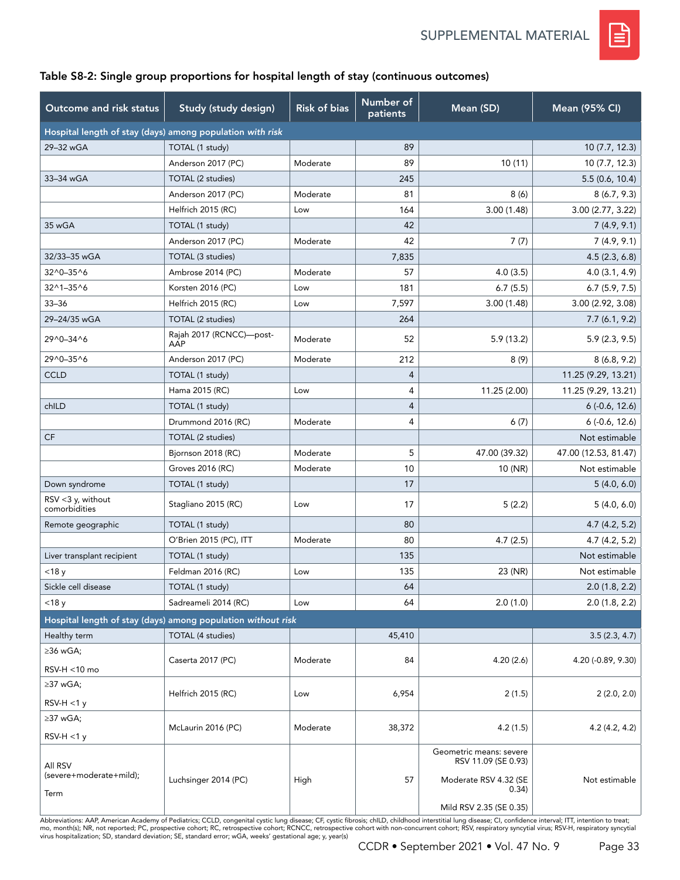SUPPLEMENTAL MATERIAL

## Table S8-2: Single group proportions for hospital length of stay (continuous outcomes)

| Outcome and risk status | Study (study design) | Risk of bias | Number of patients | Mean (SD) | Mean (95% CI) |
|---|---|---|---|---|---|
| **Hospital length of stay (days) among population *with risk*** | | | | | |
| 29–32 wGA | TOTAL (1 study) | | 89 | | 10 (7.7, 12.3) |
| | Anderson 2017 (PC) | Moderate | 89 | 10 (11) | 10 (7.7, 12.3) |
| 33–34 wGA | TOTAL (2 studies) | | 245 | | 5.5 (0.6, 10.4) |
| | Anderson 2017 (PC) | Moderate | 81 | 8 (6) | 8 (6.7, 9.3) |
| | Helfrich 2015 (RC) | Low | 164 | 3.00 (1.48) | 3.00 (2.77, 3.22) |
| 35 wGA | TOTAL (1 study) | | 42 | | 7 (4.9, 9.1) |
| | Anderson 2017 (PC) | Moderate | 42 | 7 (7) | 7 (4.9, 9.1) |
| 32/33–35 wGA | TOTAL (3 studies) | | 7,835 | | 4.5 (2.3, 6.8) |
| 32^0–35^6 | Ambrose 2014 (PC) | Moderate | 57 | 4.0 (3.5) | 4.0 (3.1, 4.9) |
| 32^1–35^6 | Korsten 2016 (PC) | Low | 181 | 6.7 (5.5) | 6.7 (5.9, 7.5) |
| 33–36 | Helfrich 2015 (RC) | Low | 7,597 | 3.00 (1.48) | 3.00 (2.92, 3.08) |
| 29–24/35 wGA | TOTAL (2 studies) | | 264 | | 7.7 (6.1, 9.2) |
| 29^0–34^6 | Rajah 2017 (RCNCC)—post-AAP | Moderate | 52 | 5.9 (13.2) | 5.9 (2.3, 9.5) |
| 29^0–35^6 | Anderson 2017 (PC) | Moderate | 212 | 8 (9) | 8 (6.8, 9.2) |
| CCLD | TOTAL (1 study) | | 4 | | 11.25 (9.29, 13.21) |
| | Hama 2015 (RC) | Low | 4 | 11.25 (2.00) | 11.25 (9.29, 13.21) |
| chILD | TOTAL (1 study) | | 4 | | 6 (-0.6, 12.6) |
| | Drummond 2016 (RC) | Moderate | 4 | 6 (7) | 6 (-0.6, 12.6) |
| CF | TOTAL (2 studies) | | | | Not estimable |
| | Bjornson 2018 (RC) | Moderate | 5 | 47.00 (39.32) | 47.00 (12.53, 81.47) |
| | Groves 2016 (RC) | Moderate | 10 | 10 (NR) | Not estimable |
| Down syndrome | TOTAL (1 study) | | 17 | | 5 (4.0, 6.0) |
| RSV <3 y, without comorbidities | Stagliano 2015 (RC) | Low | 17 | 5 (2.2) | 5 (4.0, 6.0) |
| Remote geographic | TOTAL (1 study) | | 80 | | 4.7 (4.2, 5.2) |
| | O'Brien 2015 (PC), ITT | Moderate | 80 | 4.7 (2.5) | 4.7 (4.2, 5.2) |
| Liver transplant recipient | TOTAL (1 study) | | 135 | | Not estimable |
| <18 y | Feldman 2016 (RC) | Low | 135 | 23 (NR) | Not estimable |
| Sickle cell disease | TOTAL (1 study) | | 64 | | 2.0 (1.8, 2.2) |
| <18 y | Sadreameli 2014 (RC) | Low | 64 | 2.0 (1.0) | 2.0 (1.8, 2.2) |
| **Hospital length of stay (days) among population *without risk*** | | | | | |
| Healthy term | TOTAL (4 studies) | | 45,410 | | 3.5 (2.3, 4.7) |
| ≥36 wGA; RSV-H <10 mo | Caserta 2017 (PC) | Moderate | 84 | 4.20 (2.6) | 4.20 (-0.89, 9.30) |
| ≥37 wGA; RSV-H <1 y | Helfrich 2015 (RC) | Low | 6,954 | 2 (1.5) | 2 (2.0, 2.0) |
| ≥37 wGA; RSV-H <1 y | McLaurin 2016 (PC) | Moderate | 38,372 | 4.2 (1.5) | 4.2 (4.2, 4.2) |
| All RSV (severe+moderate+mild); Term | Luchsinger 2014 (PC) | High | 57 | Geometric means: severe RSV 11.09 (SE 0.93); Moderate RSV 4.32 (SE 0.34); Mild RSV 2.35 (SE 0.35) | Not estimable |

Abbreviations: AAP, American Academy of Pediatrics; CCLD, congenital cystic lung disease; CF, cystic fibrosis; chILD, childhood interstitial lung disease; CI, confidence interval; ITT, intention to treat; mo, month(s); NR, not reported; PC, prospective cohort; RC, retrospective cohort; RCNCC, retrospective cohort with non-concurrent cohort; RSV, respiratory syncytial virus; RSV-H, respiratory syncytial virus hospitalization; SD, standard deviation; SE, standard error; wGA, weeks' gestational age; y, year(s)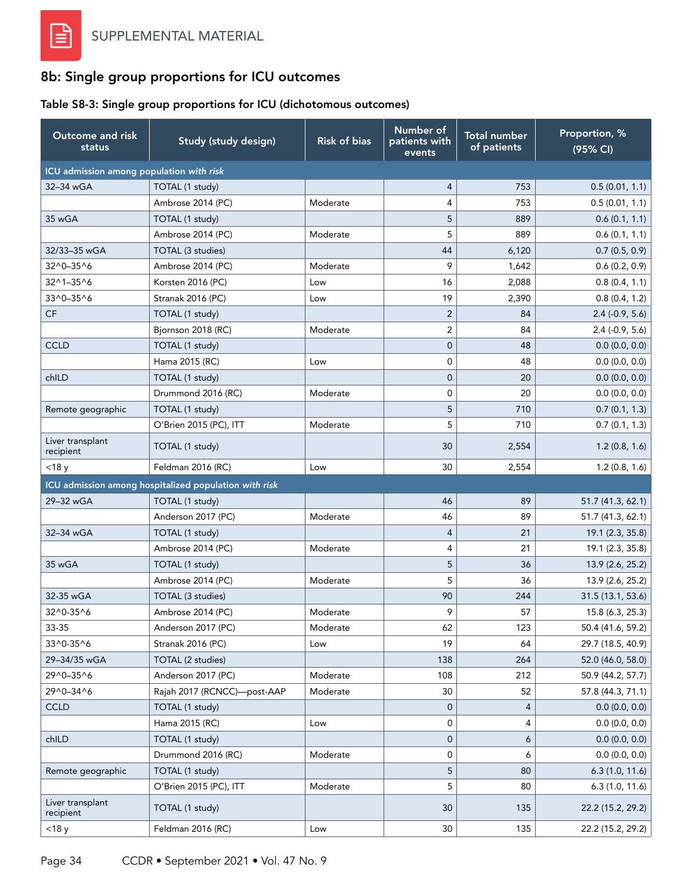## 8b: Single group proportions for ICU outcomes

### Table S8-3: Single group proportions for ICU (dichotomous outcomes)

| Outcome and risk status | Study (study design) | Risk of bias | Number of patients with events | Total number of patients | Proportion, % (95% CI) |
|---|---|---|---|---|---|
| ICU admission among population *with risk* | | | | | |
| 32–34 wGA | TOTAL (1 study) | | 4 | 753 | 0.5 (0.01, 1.1) |
| | Ambrose 2014 (PC) | Moderate | 4 | 753 | 0.5 (0.01, 1.1) |
| 35 wGA | TOTAL (1 study) | | 5 | 889 | 0.6 (0.1, 1.1) |
| | Ambrose 2014 (PC) | Moderate | 5 | 889 | 0.6 (0.1, 1.1) |
| 32/33–35 wGA | TOTAL (3 studies) | | 44 | 6,120 | 0.7 (0.5, 0.9) |
| 32^0–35^6 | Ambrose 2014 (PC) | Moderate | 9 | 1,642 | 0.6 (0.2, 0.9) |
| 32^1–35^6 | Korsten 2016 (PC) | Low | 16 | 2,088 | 0.8 (0.4, 1.1) |
| 33^0–35^6 | Stranak 2016 (PC) | Low | 19 | 2,390 | 0.8 (0.4, 1.2) |
| CF | TOTAL (1 study) | | 2 | 84 | 2.4 (-0.9, 5.6) |
| | Bjornson 2018 (RC) | Moderate | 2 | 84 | 2.4 (-0.9, 5.6) |
| CCLD | TOTAL (1 study) | | 0 | 48 | 0.0 (0.0, 0.0) |
| | Hama 2015 (RC) | Low | 0 | 48 | 0.0 (0.0, 0.0) |
| chILD | TOTAL (1 study) | | 0 | 20 | 0.0 (0.0, 0.0) |
| | Drummond 2016 (RC) | Moderate | 0 | 20 | 0.0 (0.0, 0.0) |
| Remote geographic | TOTAL (1 study) | | 5 | 710 | 0.7 (0.1, 1.3) |
| | O'Brien 2015 (PC), ITT | Moderate | 5 | 710 | 0.7 (0.1, 1.3) |
| Liver transplant recipient | TOTAL (1 study) | | 30 | 2,554 | 1.2 (0.8, 1.6) |
| <18 y | Feldman 2016 (RC) | Low | 30 | 2,554 | 1.2 (0.8, 1.6) |
| ICU admission among hospitalized population *with risk* | | | | | |
| 29–32 wGA | TOTAL (1 study) | | 46 | 89 | 51.7 (41.3, 62.1) |
| | Anderson 2017 (PC) | Moderate | 46 | 89 | 51.7 (41.3, 62.1) |
| 32–34 wGA | TOTAL (1 study) | | 4 | 21 | 19.1 (2.3, 35.8) |
| | Ambrose 2014 (PC) | Moderate | 4 | 21 | 19.1 (2.3, 35.8) |
| 35 wGA | TOTAL (1 study) | | 5 | 36 | 13.9 (2.6, 25.2) |
| | Ambrose 2014 (PC) | Moderate | 5 | 36 | 13.9 (2.6, 25.2) |
| 32-35 wGA | TOTAL (3 studies) | | 90 | 244 | 31.5 (13.1, 53.6) |
| 32^0-35^6 | Ambrose 2014 (PC) | Moderate | 9 | 57 | 15.8 (6.3, 25.3) |
| 33-35 | Anderson 2017 (PC) | Moderate | 62 | 123 | 50.4 (41.6, 59.2) |
| 33^0-35^6 | Stranak 2016 (PC) | Low | 19 | 64 | 29.7 (18.5, 40.9) |
| 29–34/35 wGA | TOTAL (2 studies) | | 138 | 264 | 52.0 (46.0, 58.0) |
| 29^0–35^6 | Anderson 2017 (PC) | Moderate | 108 | 212 | 50.9 (44.2, 57.7) |
| 29^0–34^6 | Rajah 2017 (RCNCC)—post-AAP | Moderate | 30 | 52 | 57.8 (44.3, 71.1) |
| CCLD | TOTAL (1 study) | | 0 | 4 | 0.0 (0.0, 0.0) |
| | Hama 2015 (RC) | Low | 0 | 4 | 0.0 (0.0, 0.0) |
| chILD | TOTAL (1 study) | | 0 | 6 | 0.0 (0.0, 0.0) |
| | Drummond 2016 (RC) | Moderate | 0 | 6 | 0.0 (0.0, 0.0) |
| Remote geographic | TOTAL (1 study) | | 5 | 80 | 6.3 (1.0, 11.6) |
| | O'Brien 2015 (PC), ITT | Moderate | 5 | 80 | 6.3 (1.0, 11.6) |
| Liver transplant recipient | TOTAL (1 study) | | 30 | 135 | 22.2 (15.2, 29.2) |
| <18 y | Feldman 2016 (RC) | Low | 30 | 135 | 22.2 (15.2, 29.2) |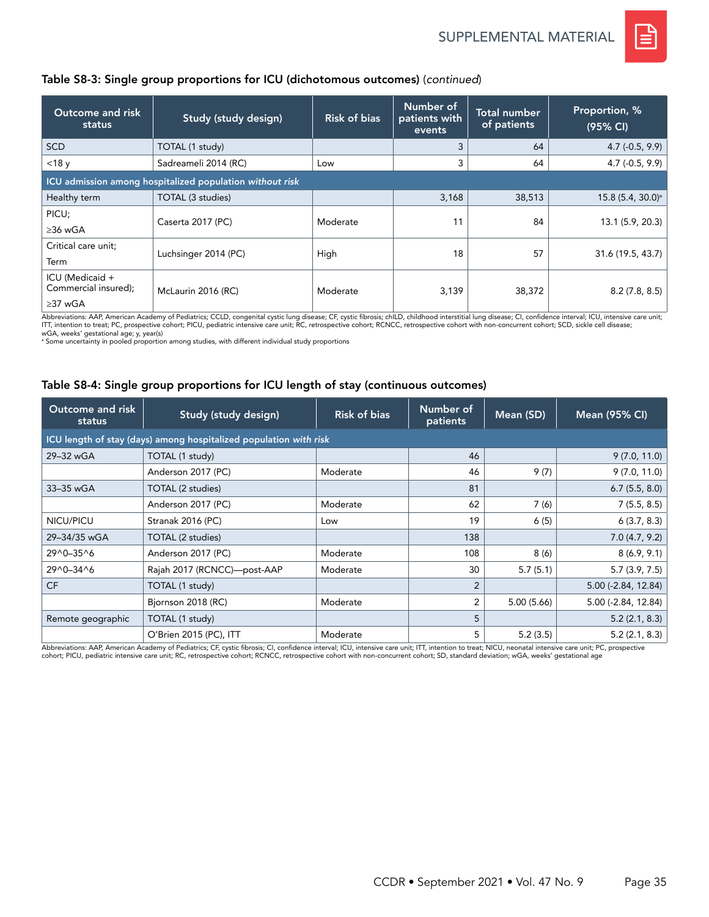### Table S8-3: Single group proportions for ICU (dichotomous outcomes) (*continued*)

| Outcome and risk status | Study (study design) | Risk of bias | Number of patients with events | Total number of patients | Proportion, % (95% CI) |
|---|---|---|---|---|---|
| SCD | TOTAL (1 study) | | 3 | 64 | 4.7 (-0.5, 9.9) |
| <18 y | Sadreameli 2014 (RC) | Low | 3 | 64 | 4.7 (-0.5, 9.9) |
| **ICU admission among hospitalized population *without risk*** | | | | | |
| Healthy term | TOTAL (3 studies) | | 3,168 | 38,513 | 15.8 (5.4, 30.0)[a] |
| PICU; ≥36 wGA | Caserta 2017 (PC) | Moderate | 11 | 84 | 13.1 (5.9, 20.3) |
| Critical care unit; Term | Luchsinger 2014 (PC) | High | 18 | 57 | 31.6 (19.5, 43.7) |
| ICU (Medicaid + Commercial insured); ≥37 wGA | McLaurin 2016 (RC) | Moderate | 3,139 | 38,372 | 8.2 (7.8, 8.5) |

Abbreviations: AAP, American Academy of Pediatrics; CCLD, congenital cystic lung disease; CF, cystic fibrosis; chILD, childhood interstitial lung disease; CI, confidence interval; ICU, intensive care unit; ITT, intention to treat; PC, prospective cohort; PICU, pediatric intensive care unit; RC, retrospective cohort; RCNCC, retrospective cohort with non-concurrent cohort; SCD, sickle cell disease; wGA, weeks' gestational age; y, year(s)

[a] Some uncertainty in pooled proportion among studies, with different individual study proportions

### Table S8-4: Single group proportions for ICU length of stay (continuous outcomes)

| Outcome and risk status | Study (study design) | Risk of bias | Number of patients | Mean (SD) | Mean (95% CI) |
|---|---|---|---|---|---|
| **ICU length of stay (days) among hospitalized population *with risk*** | | | | | |
| 29–32 wGA | TOTAL (1 study) | | 46 | | 9 (7.0, 11.0) |
| | Anderson 2017 (PC) | Moderate | 46 | 9 (7) | 9 (7.0, 11.0) |
| 33–35 wGA | TOTAL (2 studies) | | 81 | | 6.7 (5.5, 8.0) |
| | Anderson 2017 (PC) | Moderate | 62 | 7 (6) | 7 (5.5, 8.5) |
| NICU/PICU | Stranak 2016 (PC) | Low | 19 | 6 (5) | 6 (3.7, 8.3) |
| 29–34/35 wGA | TOTAL (2 studies) | | 138 | | 7.0 (4.7, 9.2) |
| 29^0–35^6 | Anderson 2017 (PC) | Moderate | 108 | 8 (6) | 8 (6.9, 9.1) |
| 29^0–34^6 | Rajah 2017 (RCNCC)—post-AAP | Moderate | 30 | 5.7 (5.1) | 5.7 (3.9, 7.5) |
| CF | TOTAL (1 study) | | 2 | | 5.00 (-2.84, 12.84) |
| | Bjornson 2018 (RC) | Moderate | 2 | 5.00 (5.66) | 5.00 (-2.84, 12.84) |
| Remote geographic | TOTAL (1 study) | | 5 | | 5.2 (2.1, 8.3) |
| | O'Brien 2015 (PC), ITT | Moderate | 5 | 5.2 (3.5) | 5.2 (2.1, 8.3) |

Abbreviations: AAP, American Academy of Pediatrics; CF, cystic fibrosis; CI, confidence interval; ICU, intensive care unit; ITT, intention to treat; NICU, neonatal intensive care unit; PC, prospective cohort; PICU, pediatric intensive care unit; RC, retrospective cohort; RCNCC, retrospective cohort with non-concurrent cohort; SD, standard deviation; wGA, weeks' gestational age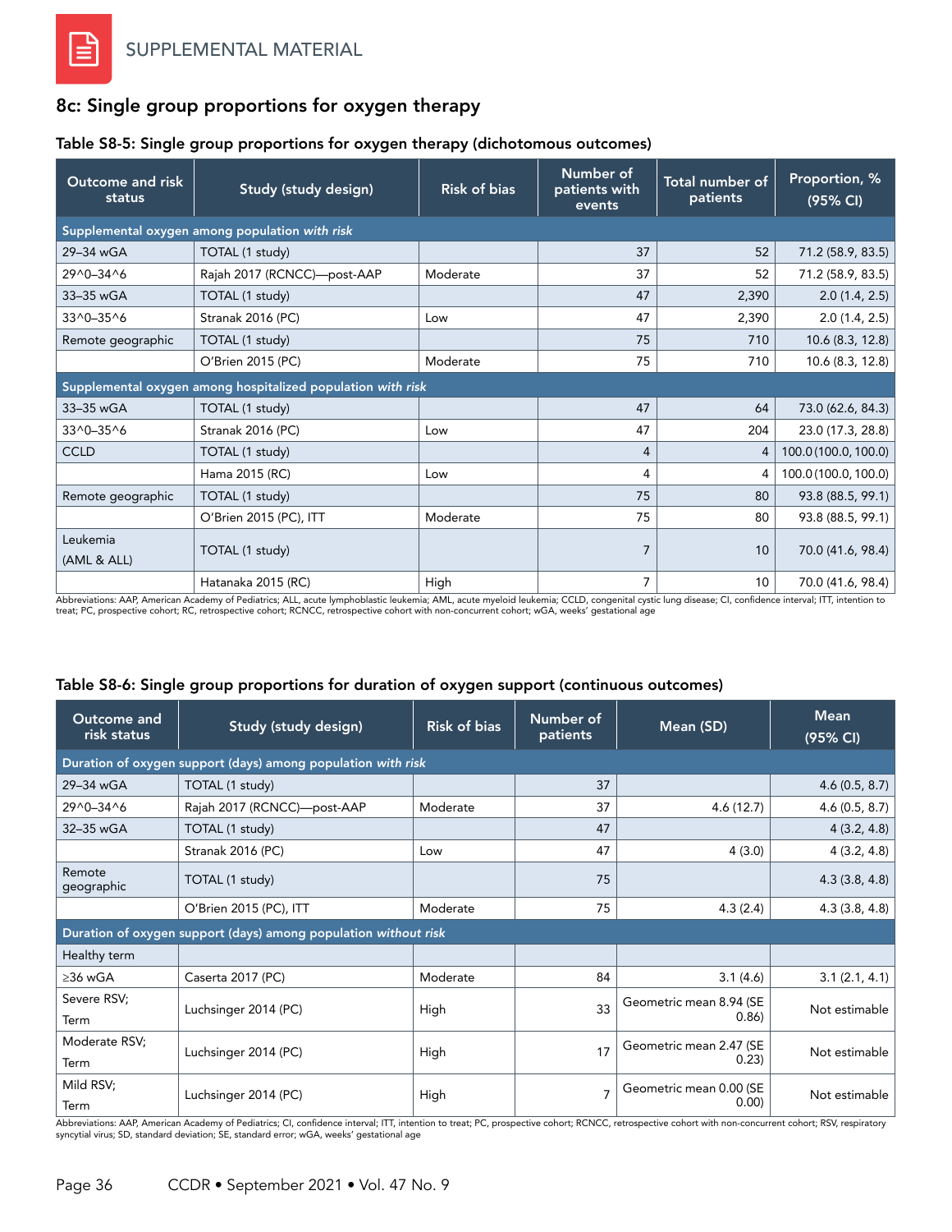## 8c: Single group proportions for oxygen therapy

**Table S8-5: Single group proportions for oxygen therapy (dichotomous outcomes)**

| Outcome and risk status | Study (study design) | Risk of bias | Number of patients with events | Total number of patients | Proportion, % (95% CI) |
|---|---|---|---|---|---|
| Supplemental oxygen among population *with risk* | | | | | |
| 29–34 wGA | TOTAL (1 study) | | 37 | 52 | 71.2 (58.9, 83.5) |
| 29^0–34^6 | Rajah 2017 (RCNCC)—post-AAP | Moderate | 37 | 52 | 71.2 (58.9, 83.5) |
| 33–35 wGA | TOTAL (1 study) | | 47 | 2,390 | 2.0 (1.4, 2.5) |
| 33^0–35^6 | Stranak 2016 (PC) | Low | 47 | 2,390 | 2.0 (1.4, 2.5) |
| Remote geographic | TOTAL (1 study) | | 75 | 710 | 10.6 (8.3, 12.8) |
| | O'Brien 2015 (PC) | Moderate | 75 | 710 | 10.6 (8.3, 12.8) |
| Supplemental oxygen among hospitalized population *with risk* | | | | | |
| 33–35 wGA | TOTAL (1 study) | | 47 | 64 | 73.0 (62.6, 84.3) |
| 33^0–35^6 | Stranak 2016 (PC) | Low | 47 | 204 | 23.0 (17.3, 28.8) |
| CCLD | TOTAL (1 study) | | 4 | 4 | 100.0 (100.0, 100.0) |
| | Hama 2015 (RC) | Low | 4 | 4 | 100.0 (100.0, 100.0) |
| Remote geographic | TOTAL (1 study) | | 75 | 80 | 93.8 (88.5, 99.1) |
| | O'Brien 2015 (PC), ITT | Moderate | 75 | 80 | 93.8 (88.5, 99.1) |
| Leukemia (AML & ALL) | TOTAL (1 study) | | 7 | 10 | 70.0 (41.6, 98.4) |
| | Hatanaka 2015 (RC) | High | 7 | 10 | 70.0 (41.6, 98.4) |

Abbreviations: AAP, American Academy of Pediatrics; ALL, acute lymphoblastic leukemia; AML, acute myeloid leukemia; CCLD, congenital cystic lung disease; CI, confidence interval; ITT, intention to treat; PC, prospective cohort; RC, retrospective cohort; RCNCC, retrospective cohort with non-concurrent cohort; wGA, weeks' gestational age

**Table S8-6: Single group proportions for duration of oxygen support (continuous outcomes)**

| Outcome and risk status | Study (study design) | Risk of bias | Number of patients | Mean (SD) | Mean (95% CI) |
|---|---|---|---|---|---|
| Duration of oxygen support (days) among population *with risk* | | | | | |
| 29–34 wGA | TOTAL (1 study) | | 37 | | 4.6 (0.5, 8.7) |
| 29^0–34^6 | Rajah 2017 (RCNCC)—post-AAP | Moderate | 37 | 4.6 (12.7) | 4.6 (0.5, 8.7) |
| 32–35 wGA | TOTAL (1 study) | | 47 | | 4 (3.2, 4.8) |
| | Stranak 2016 (PC) | Low | 47 | 4 (3.0) | 4 (3.2, 4.8) |
| Remote geographic | TOTAL (1 study) | | 75 | | 4.3 (3.8, 4.8) |
| | O'Brien 2015 (PC), ITT | Moderate | 75 | 4.3 (2.4) | 4.3 (3.8, 4.8) |
| Duration of oxygen support (days) among population *without risk* | | | | | |
| Healthy term | | | | | |
| ≥36 wGA | Caserta 2017 (PC) | Moderate | 84 | 3.1 (4.6) | 3.1 (2.1, 4.1) |
| Severe RSV; Term | Luchsinger 2014 (PC) | High | 33 | Geometric mean 8.94 (SE 0.86) | Not estimable |
| Moderate RSV; Term | Luchsinger 2014 (PC) | High | 17 | Geometric mean 2.47 (SE 0.23) | Not estimable |
| Mild RSV; Term | Luchsinger 2014 (PC) | High | 7 | Geometric mean 0.00 (SE 0.00) | Not estimable |

Abbreviations: AAP, American Academy of Pediatrics; CI, confidence interval; ITT, intention to treat; PC, prospective cohort; RCNCC, retrospective cohort with non-concurrent cohort; RSV, respiratory syncytial virus; SD, standard deviation; SE, standard error; wGA, weeks' gestational age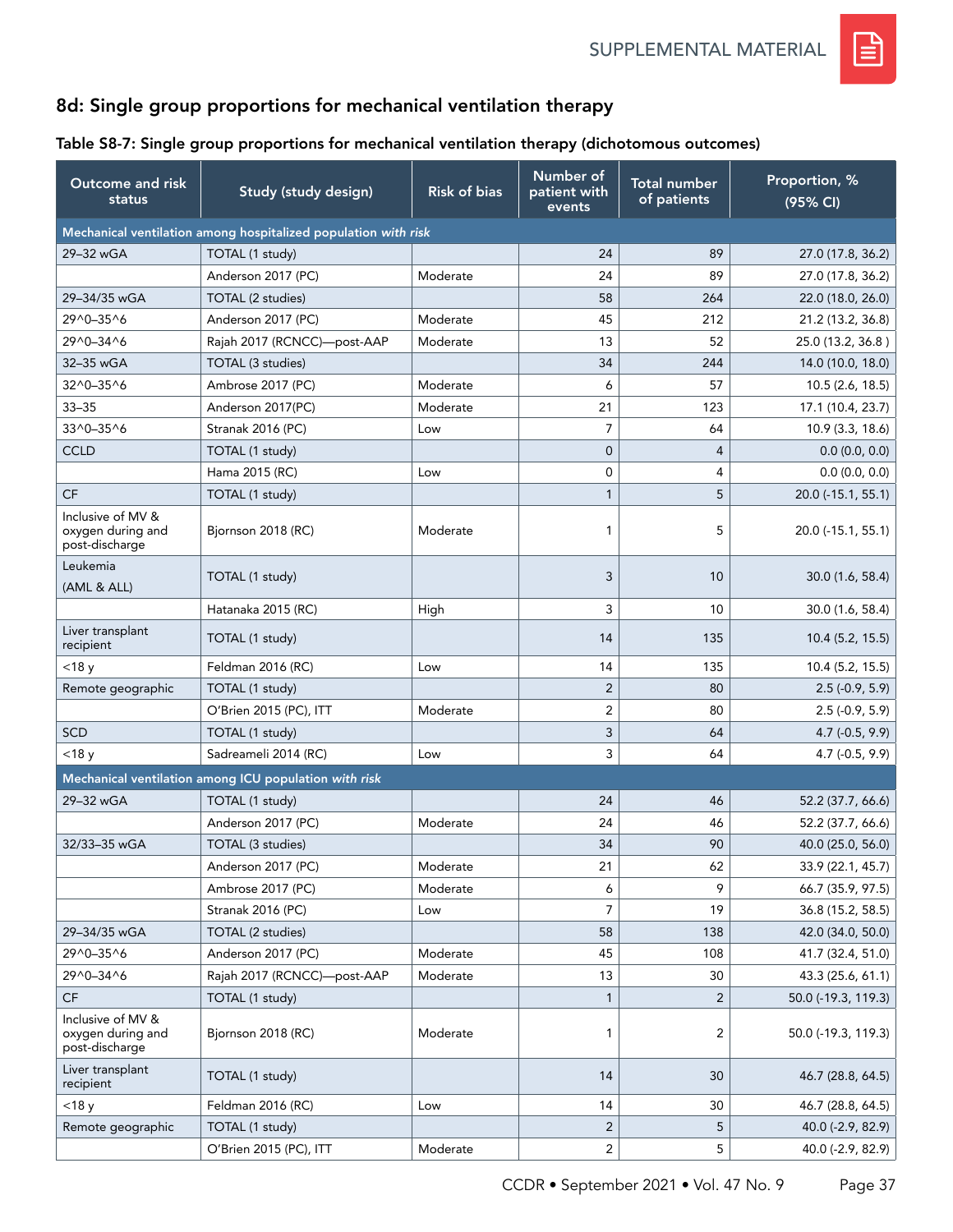## 8d: Single group proportions for mechanical ventilation therapy

**Table S8-7: Single group proportions for mechanical ventilation therapy (dichotomous outcomes)**

| Outcome and risk status | Study (study design) | Risk of bias | Number of patient with events | Total number of patients | Proportion, % (95% CI) |
|---|---|---|---|---|---|
| **Mechanical ventilation among hospitalized population *with risk*** | | | | | |
| 29–32 wGA | TOTAL (1 study) | | 24 | 89 | 27.0 (17.8, 36.2) |
| | Anderson 2017 (PC) | Moderate | 24 | 89 | 27.0 (17.8, 36.2) |
| 29–34/35 wGA | TOTAL (2 studies) | | 58 | 264 | 22.0 (18.0, 26.0) |
| 29^0–35^6 | Anderson 2017 (PC) | Moderate | 45 | 212 | 21.2 (13.2, 36.8) |
| 29^0–34^6 | Rajah 2017 (RCNCC)—post-AAP | Moderate | 13 | 52 | 25.0 (13.2, 36.8 ) |
| 32–35 wGA | TOTAL (3 studies) | | 34 | 244 | 14.0 (10.0, 18.0) |
| 32^0–35^6 | Ambrose 2017 (PC) | Moderate | 6 | 57 | 10.5 (2.6, 18.5) |
| 33–35 | Anderson 2017(PC) | Moderate | 21 | 123 | 17.1 (10.4, 23.7) |
| 33^0–35^6 | Stranak 2016 (PC) | Low | 7 | 64 | 10.9 (3.3, 18.6) |
| CCLD | TOTAL (1 study) | | 0 | 4 | 0.0 (0.0, 0.0) |
| | Hama 2015 (RC) | Low | 0 | 4 | 0.0 (0.0, 0.0) |
| CF | TOTAL (1 study) | | 1 | 5 | 20.0 (-15.1, 55.1) |
| Inclusive of MV & oxygen during and post-discharge | Bjornson 2018 (RC) | Moderate | 1 | 5 | 20.0 (-15.1, 55.1) |
| Leukemia (AML & ALL) | TOTAL (1 study) | | 3 | 10 | 30.0 (1.6, 58.4) |
| | Hatanaka 2015 (RC) | High | 3 | 10 | 30.0 (1.6, 58.4) |
| Liver transplant recipient | TOTAL (1 study) | | 14 | 135 | 10.4 (5.2, 15.5) |
| <18 y | Feldman 2016 (RC) | Low | 14 | 135 | 10.4 (5.2, 15.5) |
| Remote geographic | TOTAL (1 study) | | 2 | 80 | 2.5 (-0.9, 5.9) |
| | O'Brien 2015 (PC), ITT | Moderate | 2 | 80 | 2.5 (-0.9, 5.9) |
| SCD | TOTAL (1 study) | | 3 | 64 | 4.7 (-0.5, 9.9) |
| <18 y | Sadreameli 2014 (RC) | Low | 3 | 64 | 4.7 (-0.5, 9.9) |
| **Mechanical ventilation among ICU population *with risk*** | | | | | |
| 29–32 wGA | TOTAL (1 study) | | 24 | 46 | 52.2 (37.7, 66.6) |
| | Anderson 2017 (PC) | Moderate | 24 | 46 | 52.2 (37.7, 66.6) |
| 32/33–35 wGA | TOTAL (3 studies) | | 34 | 90 | 40.0 (25.0, 56.0) |
| | Anderson 2017 (PC) | Moderate | 21 | 62 | 33.9 (22.1, 45.7) |
| | Ambrose 2017 (PC) | Moderate | 6 | 9 | 66.7 (35.9, 97.5) |
| | Stranak 2016 (PC) | Low | 7 | 19 | 36.8 (15.2, 58.5) |
| 29–34/35 wGA | TOTAL (2 studies) | | 58 | 138 | 42.0 (34.0, 50.0) |
| 29^0–35^6 | Anderson 2017 (PC) | Moderate | 45 | 108 | 41.7 (32.4, 51.0) |
| 29^0–34^6 | Rajah 2017 (RCNCC)—post-AAP | Moderate | 13 | 30 | 43.3 (25.6, 61.1) |
| CF | TOTAL (1 study) | | 1 | 2 | 50.0 (-19.3, 119.3) |
| Inclusive of MV & oxygen during and post-discharge | Bjornson 2018 (RC) | Moderate | 1 | 2 | 50.0 (-19.3, 119.3) |
| Liver transplant recipient | TOTAL (1 study) | | 14 | 30 | 46.7 (28.8, 64.5) |
| <18 y | Feldman 2016 (RC) | Low | 14 | 30 | 46.7 (28.8, 64.5) |
| Remote geographic | TOTAL (1 study) | | 2 | 5 | 40.0 (-2.9, 82.9) |
| | O'Brien 2015 (PC), ITT | Moderate | 2 | 5 | 40.0 (-2.9, 82.9) |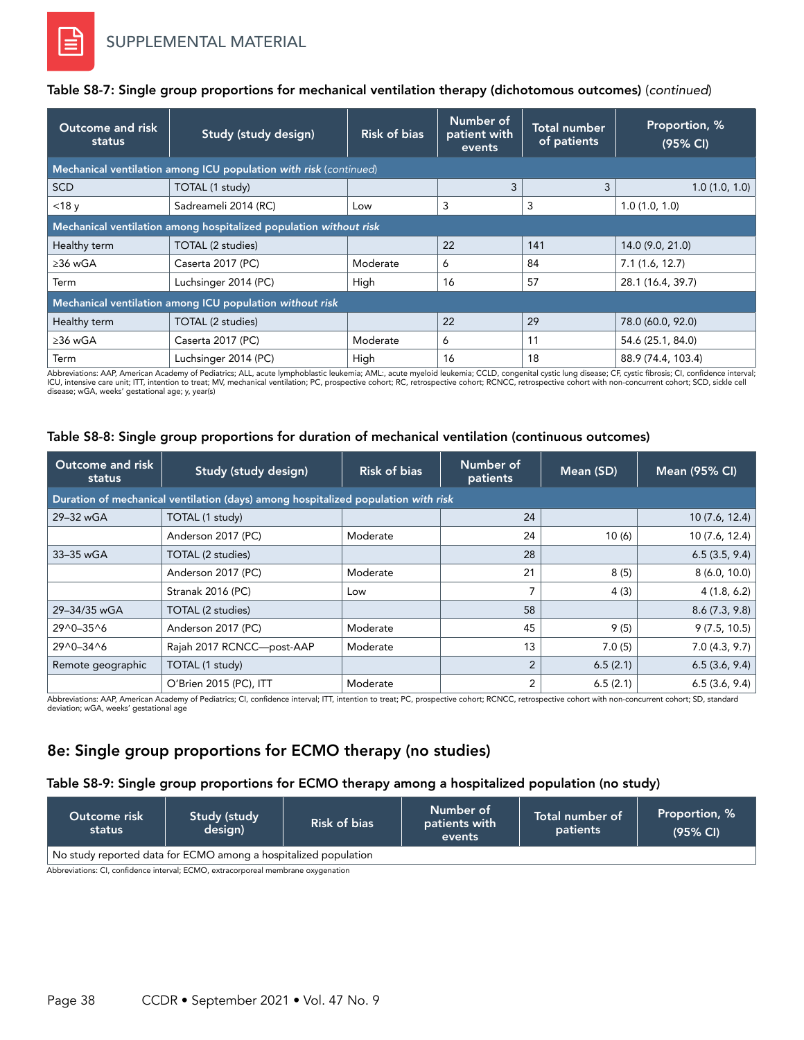SUPPLEMENTAL MATERIAL

### Table S8-7: Single group proportions for mechanical ventilation therapy (dichotomous outcomes) (*continued*)

| Outcome and risk status | Study (study design) | Risk of bias | Number of patient with events | Total number of patients | Proportion, % (95% CI) |
|---|---|---|---|---|---|
| **Mechanical ventilation among ICU population *with risk* (*continued*)** | | | | | |
| SCD | TOTAL (1 study) | | 3 | 3 | 1.0 (1.0, 1.0) |
| <18 y | Sadreameli 2014 (RC) | Low | 3 | 3 | 1.0 (1.0, 1.0) |
| **Mechanical ventilation among hospitalized population *without risk*** | | | | | |
| Healthy term | TOTAL (2 studies) | | 22 | 141 | 14.0 (9.0, 21.0) |
| ≥36 wGA | Caserta 2017 (PC) | Moderate | 6 | 84 | 7.1 (1.6, 12.7) |
| Term | Luchsinger 2014 (PC) | High | 16 | 57 | 28.1 (16.4, 39.7) |
| **Mechanical ventilation among ICU population *without risk*** | | | | | |
| Healthy term | TOTAL (2 studies) | | 22 | 29 | 78.0 (60.0, 92.0) |
| ≥36 wGA | Caserta 2017 (PC) | Moderate | 6 | 11 | 54.6 (25.1, 84.0) |
| Term | Luchsinger 2014 (PC) | High | 16 | 18 | 88.9 (74.4, 103.4) |

Abbreviations: AAP, American Academy of Pediatrics; ALL, acute lymphoblastic leukemia; AML:, acute myeloid leukemia; CCLD, congenital cystic lung disease; CF, cystic fibrosis; CI, confidence interval; ICU, intensive care unit; ITT, intention to treat; MV, mechanical ventilation; PC, prospective cohort; RC, retrospective cohort; RCNCC, retrospective cohort with non-concurrent cohort; SCD, sickle cell disease; wGA, weeks' gestational age; y, year(s)

### Table S8-8: Single group proportions for duration of mechanical ventilation (continuous outcomes)

| Outcome and risk status | Study (study design) | Risk of bias | Number of patients | Mean (SD) | Mean (95% CI) |
|---|---|---|---|---|---|
| **Duration of mechanical ventilation (days) among hospitalized population *with risk*** | | | | | |
| 29–32 wGA | TOTAL (1 study) | | 24 | | 10 (7.6, 12.4) |
| | Anderson 2017 (PC) | Moderate | 24 | 10 (6) | 10 (7.6, 12.4) |
| 33–35 wGA | TOTAL (2 studies) | | 28 | | 6.5 (3.5, 9.4) |
| | Anderson 2017 (PC) | Moderate | 21 | 8 (5) | 8 (6.0, 10.0) |
| | Stranak 2016 (PC) | Low | 7 | 4 (3) | 4 (1.8, 6.2) |
| 29–34/35 wGA | TOTAL (2 studies) | | 58 | | 8.6 (7.3, 9.8) |
| 29^0–35^6 | Anderson 2017 (PC) | Moderate | 45 | 9 (5) | 9 (7.5, 10.5) |
| 29^0–34^6 | Rajah 2017 RCNCC—post-AAP | Moderate | 13 | 7.0 (5) | 7.0 (4.3, 9.7) |
| Remote geographic | TOTAL (1 study) | | 2 | 6.5 (2.1) | 6.5 (3.6, 9.4) |
| | O'Brien 2015 (PC), ITT | Moderate | 2 | 6.5 (2.1) | 6.5 (3.6, 9.4) |

Abbreviations: AAP, American Academy of Pediatrics; CI, confidence interval; ITT, intention to treat; PC, prospective cohort; RCNCC, retrospective cohort with non-concurrent cohort; SD, standard deviation; wGA, weeks' gestational age

## 8e: Single group proportions for ECMO therapy (no studies)

### Table S8-9: Single group proportions for ECMO therapy among a hospitalized population (no study)

| Outcome risk status | Study (study design) | Risk of bias | Number of patients with events | Total number of patients | Proportion, % (95% CI) |
|---|---|---|---|---|---|
| No study reported data for ECMO among a hospitalized population | | | | | |

Abbreviations: CI, confidence interval; ECMO, extracorporeal membrane oxygenation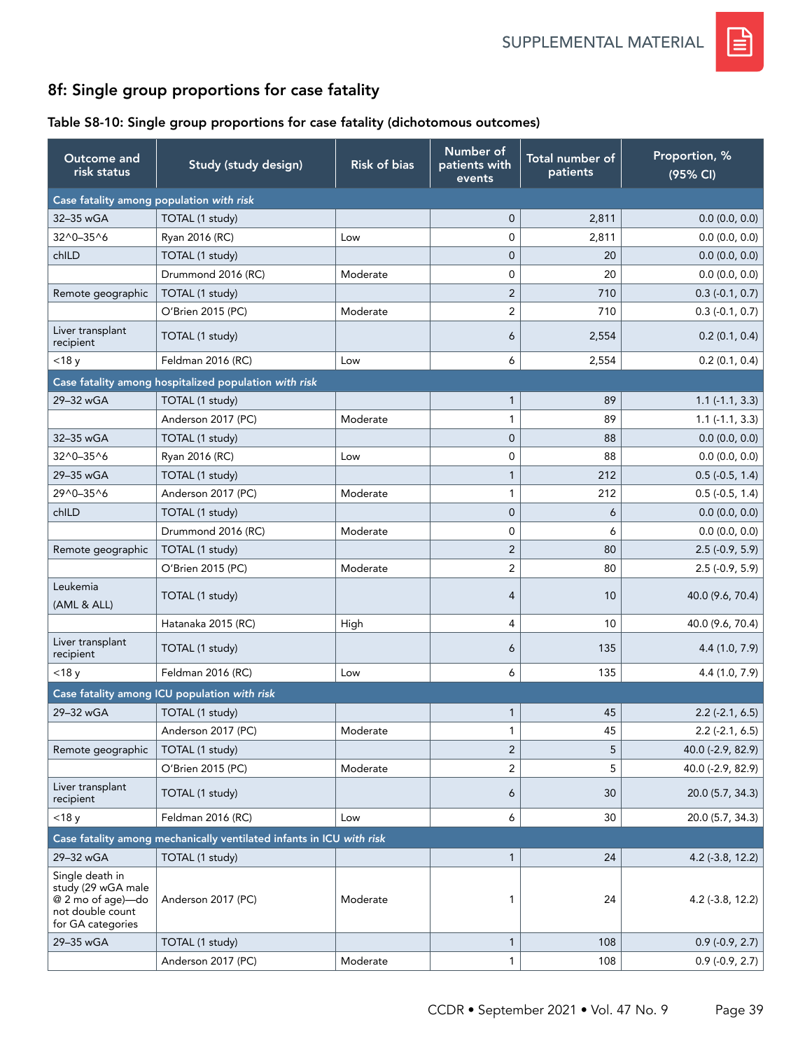## 8f: Single group proportions for case fatality

### Table S8-10: Single group proportions for case fatality (dichotomous outcomes)

| Outcome and risk status | Study (study design) | Risk of bias | Number of patients with events | Total number of patients | Proportion, % (95% CI) |
|---|---|---|---|---|---|
| **Case fatality among population *with risk*** | | | | | |
| 32–35 wGA | TOTAL (1 study) | | 0 | 2,811 | 0.0 (0.0, 0.0) |
| 32^0–35^6 | Ryan 2016 (RC) | Low | 0 | 2,811 | 0.0 (0.0, 0.0) |
| chILD | TOTAL (1 study) | | 0 | 20 | 0.0 (0.0, 0.0) |
| | Drummond 2016 (RC) | Moderate | 0 | 20 | 0.0 (0.0, 0.0) |
| Remote geographic | TOTAL (1 study) | | 2 | 710 | 0.3 (-0.1, 0.7) |
| | O'Brien 2015 (PC) | Moderate | 2 | 710 | 0.3 (-0.1, 0.7) |
| Liver transplant recipient | TOTAL (1 study) | | 6 | 2,554 | 0.2 (0.1, 0.4) |
| <18 y | Feldman 2016 (RC) | Low | 6 | 2,554 | 0.2 (0.1, 0.4) |
| **Case fatality among hospitalized population *with risk*** | | | | | |
| 29–32 wGA | TOTAL (1 study) | | 1 | 89 | 1.1 (-1.1, 3.3) |
| | Anderson 2017 (PC) | Moderate | 1 | 89 | 1.1 (-1.1, 3.3) |
| 32–35 wGA | TOTAL (1 study) | | 0 | 88 | 0.0 (0.0, 0.0) |
| 32^0–35^6 | Ryan 2016 (RC) | Low | 0 | 88 | 0.0 (0.0, 0.0) |
| 29–35 wGA | TOTAL (1 study) | | 1 | 212 | 0.5 (-0.5, 1.4) |
| 29^0–35^6 | Anderson 2017 (PC) | Moderate | 1 | 212 | 0.5 (-0.5, 1.4) |
| chILD | TOTAL (1 study) | | 0 | 6 | 0.0 (0.0, 0.0) |
| | Drummond 2016 (RC) | Moderate | 0 | 6 | 0.0 (0.0, 0.0) |
| Remote geographic | TOTAL (1 study) | | 2 | 80 | 2.5 (-0.9, 5.9) |
| | O'Brien 2015 (PC) | Moderate | 2 | 80 | 2.5 (-0.9, 5.9) |
| Leukemia (AML & ALL) | TOTAL (1 study) | | 4 | 10 | 40.0 (9.6, 70.4) |
| | Hatanaka 2015 (RC) | High | 4 | 10 | 40.0 (9.6, 70.4) |
| Liver transplant recipient | TOTAL (1 study) | | 6 | 135 | 4.4 (1.0, 7.9) |
| <18 y | Feldman 2016 (RC) | Low | 6 | 135 | 4.4 (1.0, 7.9) |
| **Case fatality among ICU population *with risk*** | | | | | |
| 29–32 wGA | TOTAL (1 study) | | 1 | 45 | 2.2 (-2.1, 6.5) |
| | Anderson 2017 (PC) | Moderate | 1 | 45 | 2.2 (-2.1, 6.5) |
| Remote geographic | TOTAL (1 study) | | 2 | 5 | 40.0 (-2.9, 82.9) |
| | O'Brien 2015 (PC) | Moderate | 2 | 5 | 40.0 (-2.9, 82.9) |
| Liver transplant recipient | TOTAL (1 study) | | 6 | 30 | 20.0 (5.7, 34.3) |
| <18 y | Feldman 2016 (RC) | Low | 6 | 30 | 20.0 (5.7, 34.3) |
| **Case fatality among mechanically ventilated infants in ICU *with risk*** | | | | | |
| 29–32 wGA | TOTAL (1 study) | | 1 | 24 | 4.2 (-3.8, 12.2) |
| Single death in study (29 wGA male @ 2 mo of age)—do not double count for GA categories | Anderson 2017 (PC) | Moderate | 1 | 24 | 4.2 (-3.8, 12.2) |
| 29–35 wGA | TOTAL (1 study) | | 1 | 108 | 0.9 (-0.9, 2.7) |
| | Anderson 2017 (PC) | Moderate | 1 | 108 | 0.9 (-0.9, 2.7) |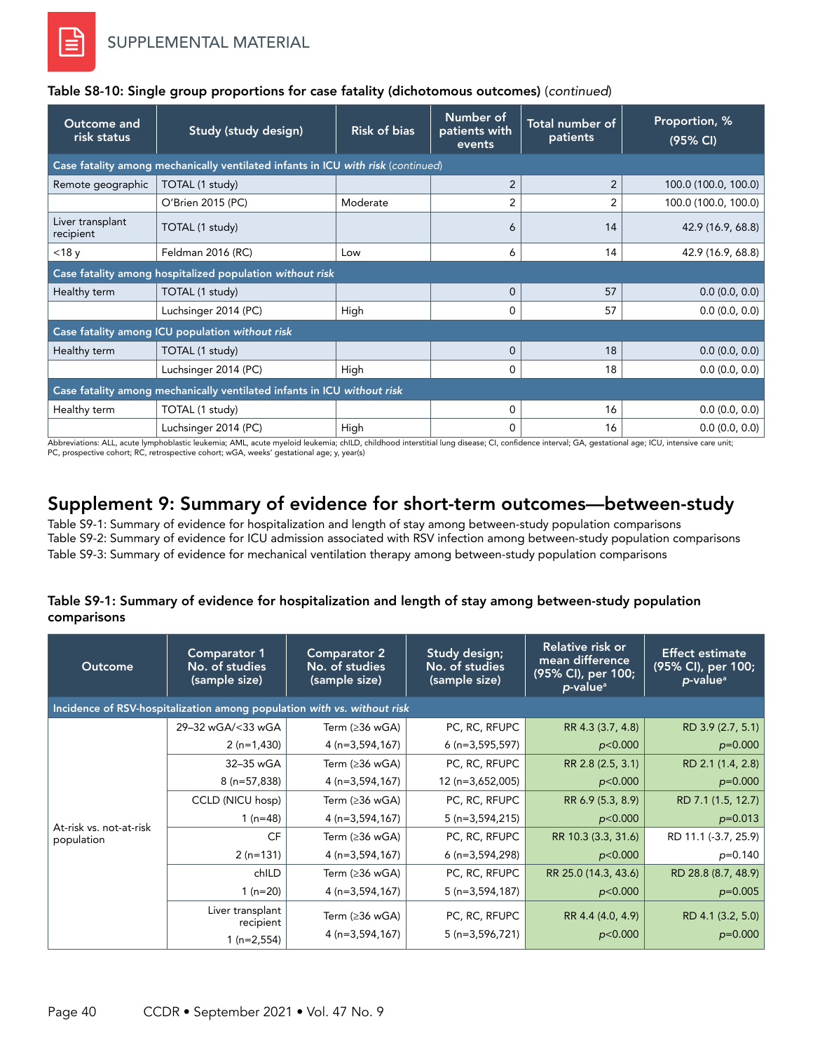SUPPLEMENTAL MATERIAL

**Table S8-10: Single group proportions for case fatality (dichotomous outcomes)** (*continued*)

| Outcome and risk status | Study (study design) | Risk of bias | Number of patients with events | Total number of patients | Proportion, % (95% CI) |
|---|---|---|---|---|---|
| **Case fatality among mechanically ventilated infants in ICU *with risk*** (*continued*) | | | | | |
| Remote geographic | TOTAL (1 study) | | 2 | 2 | 100.0 (100.0, 100.0) |
| | O'Brien 2015 (PC) | Moderate | 2 | 2 | 100.0 (100.0, 100.0) |
| Liver transplant recipient | TOTAL (1 study) | | 6 | 14 | 42.9 (16.9, 68.8) |
| <18 y | Feldman 2016 (RC) | Low | 6 | 14 | 42.9 (16.9, 68.8) |
| **Case fatality among hospitalized population *without risk*** | | | | | |
| Healthy term | TOTAL (1 study) | | 0 | 57 | 0.0 (0.0, 0.0) |
| | Luchsinger 2014 (PC) | High | 0 | 57 | 0.0 (0.0, 0.0) |
| **Case fatality among ICU population *without risk*** | | | | | |
| Healthy term | TOTAL (1 study) | | 0 | 18 | 0.0 (0.0, 0.0) |
| | Luchsinger 2014 (PC) | High | 0 | 18 | 0.0 (0.0, 0.0) |
| **Case fatality among mechanically ventilated infants in ICU *without risk*** | | | | | |
| Healthy term | TOTAL (1 study) | | 0 | 16 | 0.0 (0.0, 0.0) |
| | Luchsinger 2014 (PC) | High | 0 | 16 | 0.0 (0.0, 0.0) |

Abbreviations: ALL, acute lymphoblastic leukemia; AML, acute myeloid leukemia; chILD, childhood interstitial lung disease; CI, confidence interval; GA, gestational age; ICU, intensive care unit; PC, prospective cohort; RC, retrospective cohort; wGA, weeks' gestational age; y, year(s)

## Supplement 9: Summary of evidence for short-term outcomes—between-study

Table S9-1: Summary of evidence for hospitalization and length of stay among between-study population comparisons
Table S9-2: Summary of evidence for ICU admission associated with RSV infection among between-study population comparisons
Table S9-3: Summary of evidence for mechanical ventilation therapy among between-study population comparisons

**Table S9-1: Summary of evidence for hospitalization and length of stay among between-study population comparisons**

| Outcome | Comparator 1 No. of studies (sample size) | Comparator 2 No. of studies (sample size) | Study design; No. of studies (sample size) | Relative risk or mean difference (95% CI), per 100; *p*-value[a] | Effect estimate (95% CI), per 100; *p*-value[a] |
|---|---|---|---|---|---|
| **Incidence of RSV-hospitalization among population *with* vs. *without* risk** | | | | | |
| At-risk vs. not-at-risk population | 29–32 wGA/<33 wGA 2 (n=1,430) | Term (≥36 wGA) 4 (n=3,594,167) | PC, RC, RFUPC 6 (n=3,595,597) | RR 4.3 (3.7, 4.8) *p*<0.000 | RD 3.9 (2.7, 5.1) *p*=0.000 |
| | 32–35 wGA 8 (n=57,838) | Term (≥36 wGA) 4 (n=3,594,167) | PC, RC, RFUPC 12 (n=3,652,005) | RR 2.8 (2.5, 3.1) *p*<0.000 | RD 2.1 (1.4, 2.8) *p*=0.000 |
| | CCLD (NICU hosp) 1 (n=48) | Term (≥36 wGA) 4 (n=3,594,167) | PC, RC, RFUPC 5 (n=3,594,215) | RR 6.9 (5.3, 8.9) *p*<0.000 | RD 7.1 (1.5, 12.7) *p*=0.013 |
| | CF 2 (n=131) | Term (≥36 wGA) 4 (n=3,594,167) | PC, RC, RFUPC 6 (n=3,594,298) | RR 10.3 (3.3, 31.6) *p*<0.000 | RD 11.1 (-3.7, 25.9) *p*=0.140 |
| | chILD 1 (n=20) | Term (≥36 wGA) 4 (n=3,594,167) | PC, RC, RFUPC 5 (n=3,594,187) | RR 25.0 (14.3, 43.6) *p*<0.000 | RD 28.8 (8.7, 48.9) *p*=0.005 |
| | Liver transplant recipient 1 (n=2,554) | Term (≥36 wGA) 4 (n=3,594,167) | PC, RC, RFUPC 5 (n=3,596,721) | RR 4.4 (4.0, 4.9) *p*<0.000 | RD 4.1 (3.2, 5.0) *p*=0.000 |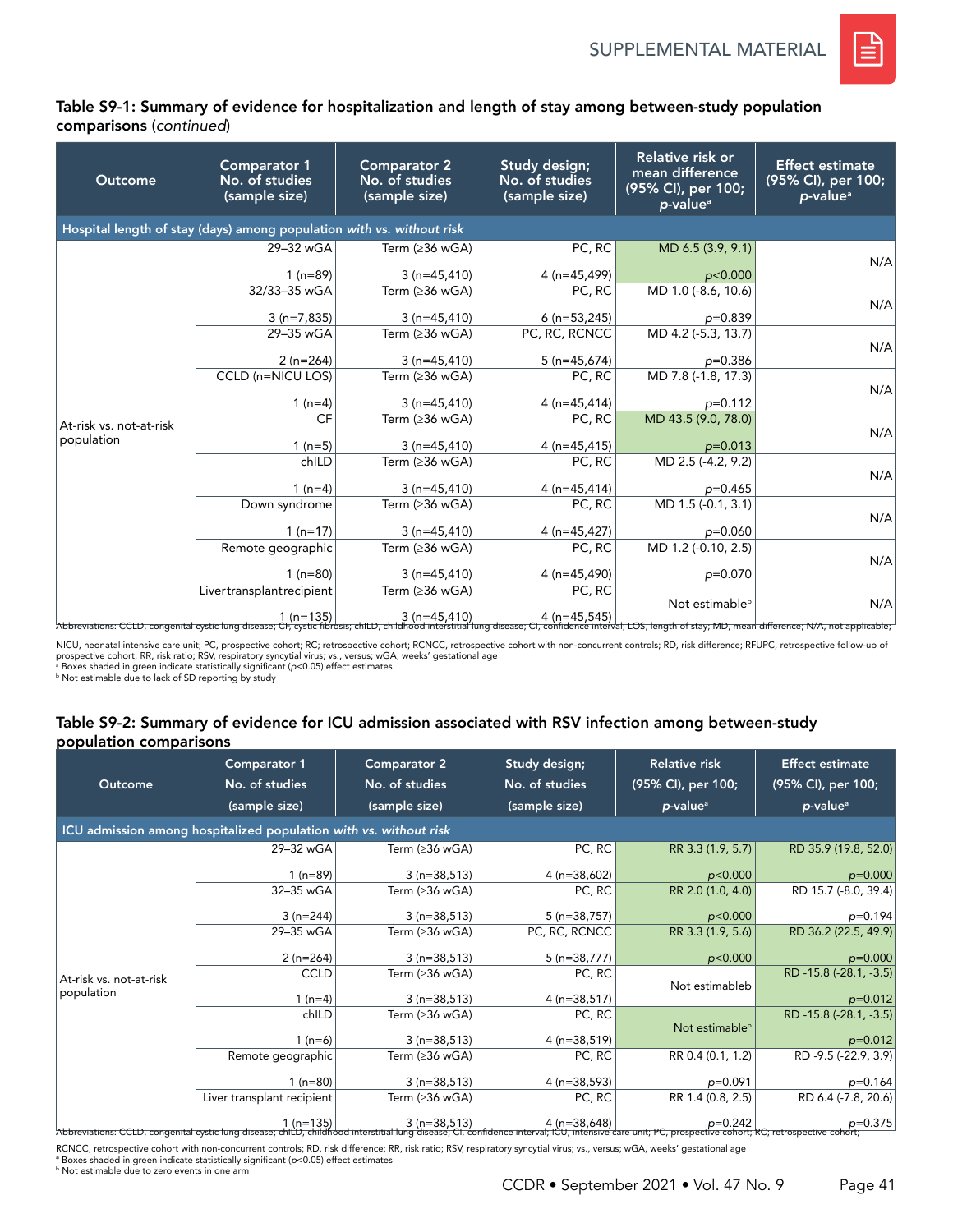### Table S9-1: Summary of evidence for hospitalization and length of stay among between-study population comparisons (*continued*)

| Outcome | Comparator 1 No. of studies (sample size) | Comparator 2 No. of studies (sample size) | Study design; No. of studies (sample size) | Relative risk or mean difference (95% CI), per 100; *p*-value[a] | Effect estimate (95% CI), per 100; *p*-value[a] |
|---|---|---|---|---|---|
| **Hospital length of stay (days) among population *with vs. without risk*** | | | | | |
| At-risk vs. not-at-risk population | 29–32 wGA<br>1 (n=89) | Term (≥36 wGA)<br>3 (n=45,410) | PC, RC<br>4 (n=45,499) | MD 6.5 (3.9, 9.1)<br>*p*<0.000 | N/A |
| | 32/33–35 wGA<br>3 (n=7,835) | Term (≥36 wGA)<br>3 (n=45,410) | PC, RC<br>6 (n=53,245) | MD 1.0 (-8.6, 10.6)<br>*p*=0.839 | N/A |
| | 29–35 wGA<br>2 (n=264) | Term (≥36 wGA)<br>3 (n=45,410) | PC, RC, RCNCC<br>5 (n=45,674) | MD 4.2 (-5.3, 13.7)<br>*p*=0.386 | N/A |
| | CCLD (n=NICU LOS)<br>1 (n=4) | Term (≥36 wGA)<br>3 (n=45,410) | PC, RC<br>4 (n=45,414) | MD 7.8 (-1.8, 17.3)<br>*p*=0.112 | N/A |
| | CF<br>1 (n=5) | Term (≥36 wGA)<br>3 (n=45,410) | PC, RC<br>4 (n=45,415) | MD 43.5 (9.0, 78.0)<br>*p*=0.013 | N/A |
| | chILD<br>1 (n=4) | Term (≥36 wGA)<br>3 (n=45,410) | PC, RC<br>4 (n=45,414) | MD 2.5 (-4.2, 9.2)<br>*p*=0.465 | N/A |
| | Down syndrome<br>1 (n=17) | Term (≥36 wGA)<br>3 (n=45,410) | PC, RC<br>4 (n=45,427) | MD 1.5 (-0.1, 3.1)<br>*p*=0.060 | N/A |
| | Remote geographic<br>1 (n=80) | Term (≥36 wGA)<br>3 (n=45,410) | PC, RC<br>4 (n=45,490) | MD 1.2 (-0.10, 2.5)<br>*p*=0.070 | N/A |
| | Liver transplant recipient<br>1 (n=135) | Term (≥36 wGA)<br>3 (n=45,410) | PC, RC<br>4 (n=45,545) | Not estimable[b] | N/A |

Abbreviations: CCLD, congenital cystic lung disease; CF, cystic fibrosis; chILD, childhood interstitial lung disease; CI, confidence interval; LOS, length of stay; MD, mean difference; N/A, not applicable; NICU, neonatal intensive care unit; PC, prospective cohort; RC; retrospective cohort; RCNCC, retrospective cohort with non-concurrent controls; RD, risk difference; RFUPC, retrospective follow-up of prospective cohort; RR, risk ratio; RSV, respiratory syncytial virus; vs., versus; wGA, weeks' gestational age
[a] Boxes shaded in green indicate statistically significant ($p<0.05$) effect estimates
[b] Not estimable due to lack of SD reporting by study

### Table S9-2: Summary of evidence for ICU admission associated with RSV infection among between-study population comparisons

| Outcome | Comparator 1 No. of studies (sample size) | Comparator 2 No. of studies (sample size) | Study design; No. of studies (sample size) | Relative risk (95% CI), per 100; *p*-value[a] | Effect estimate (95% CI), per 100; *p*-value[a] |
|---|---|---|---|---|---|
| **ICU admission among hospitalized population *with vs. without risk*** | | | | | |
| At-risk vs. not-at-risk population | 29–32 wGA<br>1 (n=89) | Term (≥36 wGA)<br>3 (n=38,513) | PC, RC<br>4 (n=38,602) | RR 3.3 (1.9, 5.7)<br>*p*<0.000 | RD 35.9 (19.8, 52.0)<br>*p*=0.000 |
| | 32–35 wGA<br>3 (n=244) | Term (≥36 wGA)<br>3 (n=38,513) | PC, RC<br>5 (n=38,757) | RR 2.0 (1.0, 4.0)<br>*p*<0.000 | RD 15.7 (-8.0, 39.4)<br>*p*=0.194 |
| | 29–35 wGA<br>2 (n=264) | Term (≥36 wGA)<br>3 (n=38,513) | PC, RC, RCNCC<br>5 (n=38,777) | RR 3.3 (1.9, 5.6)<br>*p*<0.000 | RD 36.2 (22.5, 49.9)<br>*p*=0.000 |
| | CCLD<br>1 (n=4) | Term (≥36 wGA)<br>3 (n=38,513) | PC, RC<br>4 (n=38,517) | Not estimableb | RD -15.8 (-28.1, -3.5)<br>*p*=0.012 |
| | chILD<br>1 (n=6) | Term (≥36 wGA)<br>3 (n=38,513) | PC, RC<br>4 (n=38,519) | Not estimable[b] | RD -15.8 (-28.1, -3.5)<br>*p*=0.012 |
| | Remote geographic<br>1 (n=80) | Term (≥36 wGA)<br>3 (n=38,513) | PC, RC<br>4 (n=38,593) | RR 0.4 (0.1, 1.2)<br>*p*=0.091 | RD -9.5 (-22.9, 3.9)<br>*p*=0.164 |
| | Liver transplant recipient<br>1 (n=135) | Term (≥36 wGA)<br>3 (n=38,513) | PC, RC<br>4 (n=38,648) | RR 1.4 (0.8, 2.5)<br>*p*=0.242 | RD 6.4 (-7.8, 20.6)<br>*p*=0.375 |

Abbreviations: CCLD, congenital cystic lung disease; chILD, childhood interstitial lung disease; CI, confidence interval; ICU, intensive care unit; PC, prospective cohort; RC, retrospective cohort; RCNCC, retrospective cohort with non-concurrent controls; RD, risk difference; RR, risk ratio; RSV, respiratory syncytial virus; vs., versus; wGA, weeks' gestational age
[a] Boxes shaded in green indicate statistically significant ($p<0.05$) effect estimates
[b] Not estimable due to zero events in one arm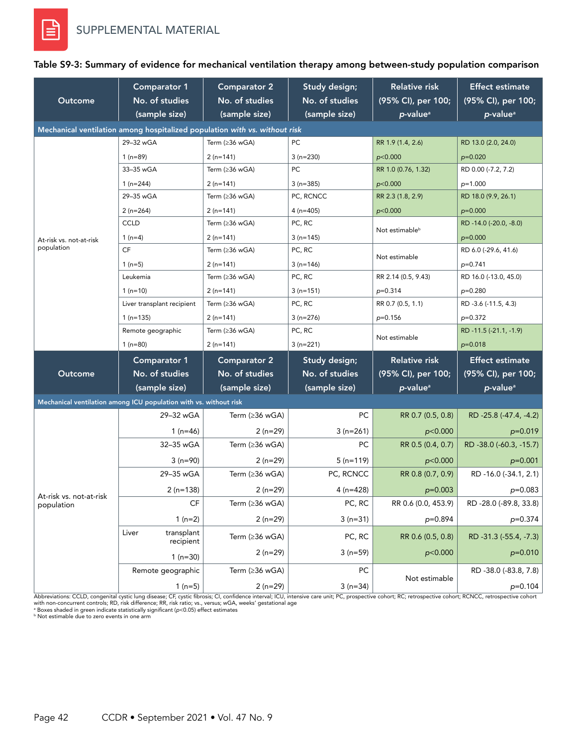SUPPLEMENTAL MATERIAL

## Table S9-3: Summary of evidence for mechanical ventilation therapy among between-study population comparison

| Outcome | Comparator 1 No. of studies (sample size) | Comparator 2 No. of studies (sample size) | Study design; No. of studies (sample size) | Relative risk (95% CI), per 100; *p*-value[a] | Effect estimate (95% CI), per 100; *p*-value[a] |
|---|---|---|---|---|---|
| **Mechanical ventilation among hospitalized population *with vs. without risk*** | | | | | |
| At-risk vs. not-at-risk population | 29–32 wGA<br>1 (n=89) | Term (≥36 wGA)<br>2 (n=141) | PC<br>3 (n=230) | RR 1.9 (1.4, 2.6)<br>*p*<0.000 | RD 13.0 (2.0, 24.0)<br>*p*=0.020 |
| | 33–35 wGA<br>1 (n=244) | Term (≥36 wGA)<br>2 (n=141) | PC<br>3 (n=385) | RR 1.0 (0.76, 1.32)<br>*p*<0.000 | RD 0.00 (-7.2, 7.2)<br>*p*=1.000 |
| | 29–35 wGA<br>2 (n=264) | Term (≥36 wGA)<br>2 (n=141) | PC, RCNCC<br>4 (n=405) | RR 2.3 (1.8, 2.9)<br>*p*<0.000 | RD 18.0 (9.9, 26.1)<br>*p*=0.000 |
| | CCLD<br>1 (n=4) | Term (≥36 wGA)<br>2 (n=141) | PC, RC<br>3 (n=145) | Not estimable[b] | RD -14.0 (-20.0, -8.0)<br>*p*=0.000 |
| | CF<br>1 (n=5) | Term (≥36 wGA)<br>2 (n=141) | PC, RC<br>3 (n=146) | Not estimable | RD 6.0 (-29.6, 41.6)<br>*p*=0.741 |
| | Leukemia<br>1 (n=10) | Term (≥36 wGA)<br>2 (n=141) | PC, RC<br>3 (n=151) | RR 2.14 (0.5, 9.43)<br>*p*=0.314 | RD 16.0 (-13.0, 45.0)<br>*p*=0.280 |
| | Liver transplant recipient<br>1 (n=135) | Term (≥36 wGA)<br>2 (n=141) | PC, RC<br>3 (n=276) | RR 0.7 (0.5, 1.1)<br>*p*=0.156 | RD -3.6 (-11.5, 4.3)<br>*p*=0.372 |
| | Remote geographic<br>1 (n=80) | Term (≥36 wGA)<br>2 (n=141) | PC, RC<br>3 (n=221) | Not estimable | RD -11.5 (-21.1, -1.9)<br>*p*=0.018 |
| **Mechanical ventilation among ICU population with vs. without risk** | | | | | |
| At-risk vs. not-at-risk population | 29–32 wGA<br>1 (n=46) | Term (≥36 wGA)<br>2 (n=29) | PC<br>3 (n=261) | RR 0.7 (0.5, 0.8)<br>*p*<0.000 | RD -25.8 (-47.4, -4.2)<br>*p*=0.019 |
| | 32–35 wGA<br>3 (n=90) | Term (≥36 wGA)<br>2 (n=29) | PC<br>5 (n=119) | RR 0.5 (0.4, 0.7)<br>*p*<0.000 | RD -38.0 (-60.3, -15.7)<br>*p*=0.001 |
| | 29–35 wGA<br>2 (n=138) | Term (≥36 wGA)<br>2 (n=29) | PC, RCNCC<br>4 (n=428) | RR 0.8 (0.7, 0.9)<br>*p*=0.003 | RD -16.0 (-34.1, 2.1)<br>*p*=0.083 |
| | CF<br>1 (n=2) | Term (≥36 wGA)<br>2 (n=29) | PC, RC<br>3 (n=31) | RR 0.6 (0.0, 453.9)<br>*p*=0.894 | RD -28.0 (-89.8, 33.8)<br>*p*=0.374 |
| | Liver transplant recipient<br>1 (n=30) | Term (≥36 wGA)<br>2 (n=29) | PC, RC<br>3 (n=59) | RR 0.6 (0.5, 0.8)<br>*p*<0.000 | RD -31.3 (-55.4, -7.3)<br>*p*=0.010 |
| | Remote geographic<br>1 (n=5) | Term (≥36 wGA)<br>2 (n=29) | PC<br>3 (n=34) | Not estimable | RD -38.0 (-83.8, 7.8)<br>*p*=0.104 |

Abbreviations: CCLD, congenital cystic lung disease; CF, cystic fibrosis; CI, confidence interval; ICU, intensive care unit; PC, prospective cohort; RC; retrospective cohort; RCNCC, retrospective cohort with non-concurrent controls; RD, risk difference; RR, risk ratio; vs., versus; wGA, weeks' gestational age

[a] Boxes shaded in green indicate statistically significant (*p*<0.05) effect estimates

[b] Not estimable due to zero events in one arm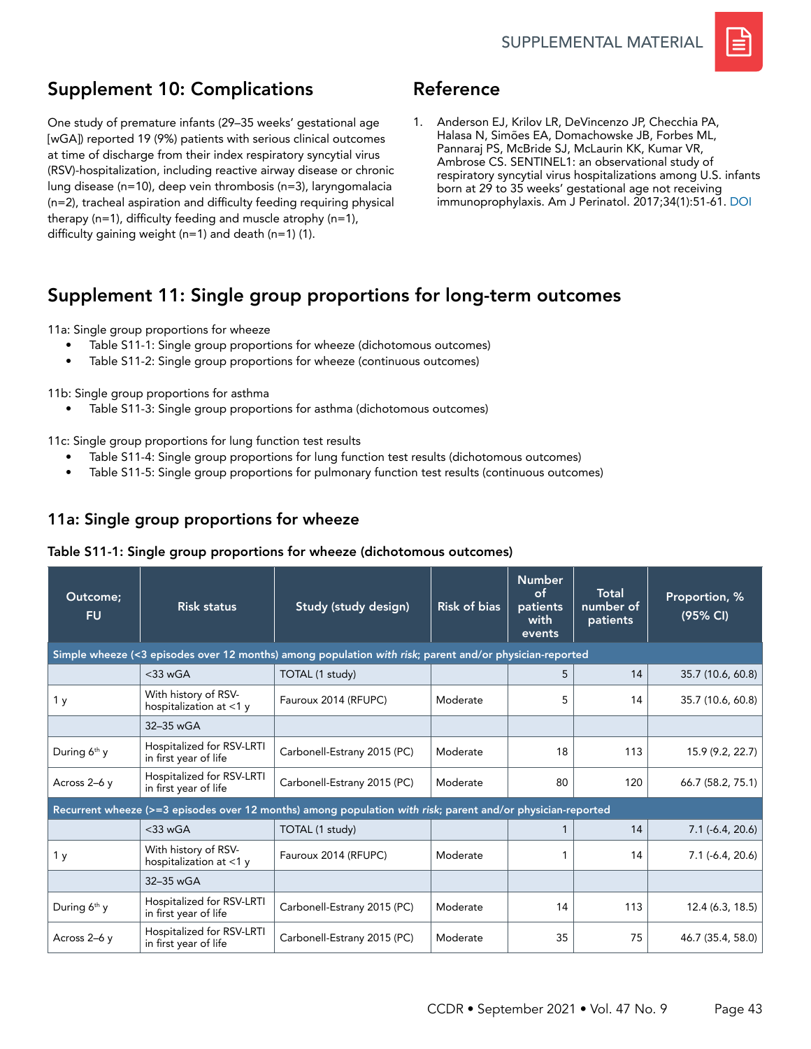## Supplement 10: Complications

One study of premature infants (29–35 weeks' gestational age [wGA]) reported 19 (9%) patients with serious clinical outcomes at time of discharge from their index respiratory syncytial virus (RSV)-hospitalization, including reactive airway disease or chronic lung disease (n=10), deep vein thrombosis (n=3), laryngomalacia (n=2), tracheal aspiration and difficulty feeding requiring physical therapy (n=1), difficulty feeding and muscle atrophy (n=1), difficulty gaining weight (n=1) and death (n=1) (1).

## Reference

1. Anderson EJ, Krilov LR, DeVincenzo JP, Checchia PA, Halasa N, Simões EA, Domachowske JB, Forbes ML, Pannaraj PS, McBride SJ, McLaurin KK, Kumar VR, Ambrose CS. SENTINEL1: an observational study of respiratory syncytial virus hospitalizations among U.S. infants born at 29 to 35 weeks' gestational age not receiving immunoprophylaxis. Am J Perinatol. 2017;34(1):51-61. DOI

## Supplement 11: Single group proportions for long-term outcomes

11a: Single group proportions for wheeze
- Table S11-1: Single group proportions for wheeze (dichotomous outcomes)
- Table S11-2: Single group proportions for wheeze (continuous outcomes)

11b: Single group proportions for asthma
- Table S11-3: Single group proportions for asthma (dichotomous outcomes)

11c: Single group proportions for lung function test results
- Table S11-4: Single group proportions for lung function test results (dichotomous outcomes)
- Table S11-5: Single group proportions for pulmonary function test results (continuous outcomes)

### 11a: Single group proportions for wheeze

**Table S11-1: Single group proportions for wheeze (dichotomous outcomes)**

| Outcome; FU | Risk status | Study (study design) | Risk of bias | Number of patients with events | Total number of patients | Proportion, % (95% CI) |
|---|---|---|---|---|---|---|
| Simple wheeze (<3 episodes over 12 months) among population *with risk*; parent and/or physician-reported | | | | | | |
| | <33 wGA | TOTAL (1 study) | | 5 | 14 | 35.7 (10.6, 60.8) |
| 1 y | With history of RSV-hospitalization at <1 y | Fauroux 2014 (RFUPC) | Moderate | 5 | 14 | 35.7 (10.6, 60.8) |
| | 32–35 wGA | | | | | |
| During 6th y | Hospitalized for RSV-LRTI in first year of life | Carbonell-Estrany 2015 (PC) | Moderate | 18 | 113 | 15.9 (9.2, 22.7) |
| Across 2–6 y | Hospitalized for RSV-LRTI in first year of life | Carbonell-Estrany 2015 (PC) | Moderate | 80 | 120 | 66.7 (58.2, 75.1) |
| Recurrent wheeze (>=3 episodes over 12 months) among population *with risk*; parent and/or physician-reported | | | | | | |
| | <33 wGA | TOTAL (1 study) | | 1 | 14 | 7.1 (-6.4, 20.6) |
| 1 y | With history of RSV-hospitalization at <1 y | Fauroux 2014 (RFUPC) | Moderate | 1 | 14 | 7.1 (-6.4, 20.6) |
| | 32–35 wGA | | | | | |
| During 6th y | Hospitalized for RSV-LRTI in first year of life | Carbonell-Estrany 2015 (PC) | Moderate | 14 | 113 | 12.4 (6.3, 18.5) |
| Across 2–6 y | Hospitalized for RSV-LRTI in first year of life | Carbonell-Estrany 2015 (PC) | Moderate | 35 | 75 | 46.7 (35.4, 58.0) |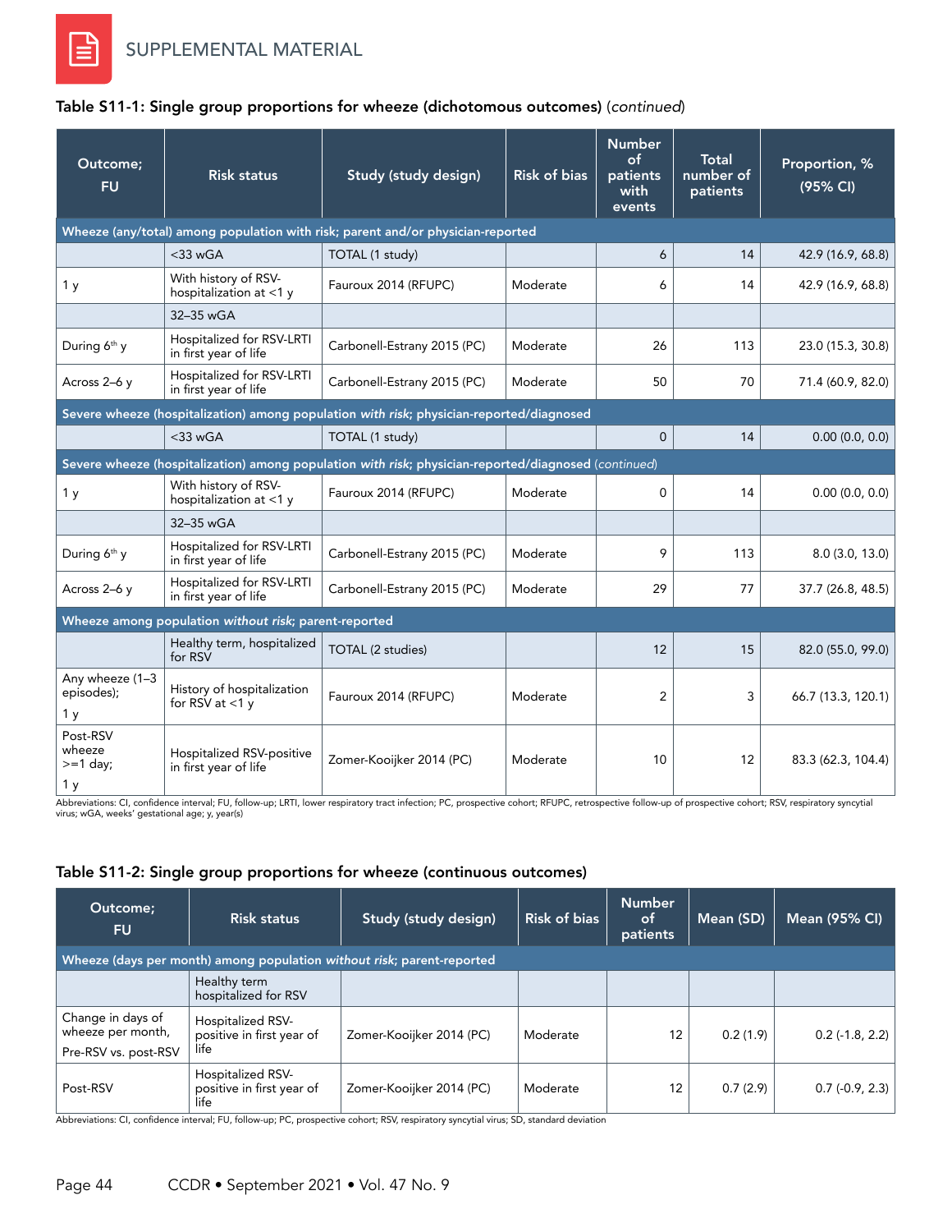SUPPLEMENTAL MATERIAL

### Table S11-1: Single group proportions for wheeze (dichotomous outcomes) (*continued*)

| Outcome; FU | Risk status | Study (study design) | Risk of bias | Number of patients with events | Total number of patients | Proportion, % (95% CI) |
|---|---|---|---|---|---|---|
| **Wheeze (any/total) among population with risk; parent and/or physician-reported** | | | | | | |
| | <33 wGA | TOTAL (1 study) | | 6 | 14 | 42.9 (16.9, 68.8) |
| 1 y | With history of RSV-hospitalization at <1 y | Fauroux 2014 (RFUPC) | Moderate | 6 | 14 | 42.9 (16.9, 68.8) |
| | 32–35 wGA | | | | | |
| During 6th y | Hospitalized for RSV-LRTI in first year of life | Carbonell-Estrany 2015 (PC) | Moderate | 26 | 113 | 23.0 (15.3, 30.8) |
| Across 2–6 y | Hospitalized for RSV-LRTI in first year of life | Carbonell-Estrany 2015 (PC) | Moderate | 50 | 70 | 71.4 (60.9, 82.0) |
| **Severe wheeze (hospitalization) among population *with risk*; physician-reported/diagnosed** | | | | | | |
| | <33 wGA | TOTAL (1 study) | | 0 | 14 | 0.00 (0.0, 0.0) |
| **Severe wheeze (hospitalization) among population *with risk*; physician-reported/diagnosed** (*continued*) | | | | | | |
| 1 y | With history of RSV-hospitalization at <1 y | Fauroux 2014 (RFUPC) | Moderate | 0 | 14 | 0.00 (0.0, 0.0) |
| | 32–35 wGA | | | | | |
| During 6th y | Hospitalized for RSV-LRTI in first year of life | Carbonell-Estrany 2015 (PC) | Moderate | 9 | 113 | 8.0 (3.0, 13.0) |
| Across 2–6 y | Hospitalized for RSV-LRTI in first year of life | Carbonell-Estrany 2015 (PC) | Moderate | 29 | 77 | 37.7 (26.8, 48.5) |
| **Wheeze among population *without risk*; parent-reported** | | | | | | |
| | Healthy term, hospitalized for RSV | TOTAL (2 studies) | | 12 | 15 | 82.0 (55.0, 99.0) |
| Any wheeze (1–3 episodes); 1 y | History of hospitalization for RSV at <1 y | Fauroux 2014 (RFUPC) | Moderate | 2 | 3 | 66.7 (13.3, 120.1) |
| Post-RSV wheeze >=1 day; 1 y | Hospitalized RSV-positive in first year of life | Zomer-Kooijker 2014 (PC) | Moderate | 10 | 12 | 83.3 (62.3, 104.4) |

Abbreviations: CI, confidence interval; FU, follow-up; LRTI, lower respiratory tract infection; PC, prospective cohort; RFUPC, retrospective follow-up of prospective cohort; RSV, respiratory syncytial virus; wGA, weeks' gestational age; y, year(s)

### Table S11-2: Single group proportions for wheeze (continuous outcomes)

| Outcome; FU | Risk status | Study (study design) | Risk of bias | Number of patients | Mean (SD) | Mean (95% CI) |
|---|---|---|---|---|---|---|
| **Wheeze (days per month) among population *without risk*; parent-reported** | | | | | | |
| | Healthy term hospitalized for RSV | | | | | |
| Change in days of wheeze per month, Pre-RSV vs. post-RSV | Hospitalized RSV-positive in first year of life | Zomer-Kooijker 2014 (PC) | Moderate | 12 | 0.2 (1.9) | 0.2 (-1.8, 2.2) |
| Post-RSV | Hospitalized RSV-positive in first year of life | Zomer-Kooijker 2014 (PC) | Moderate | 12 | 0.7 (2.9) | 0.7 (-0.9, 2.3) |

Abbreviations: CI, confidence interval; FU, follow-up; PC, prospective cohort; RSV, respiratory syncytial virus; SD, standard deviation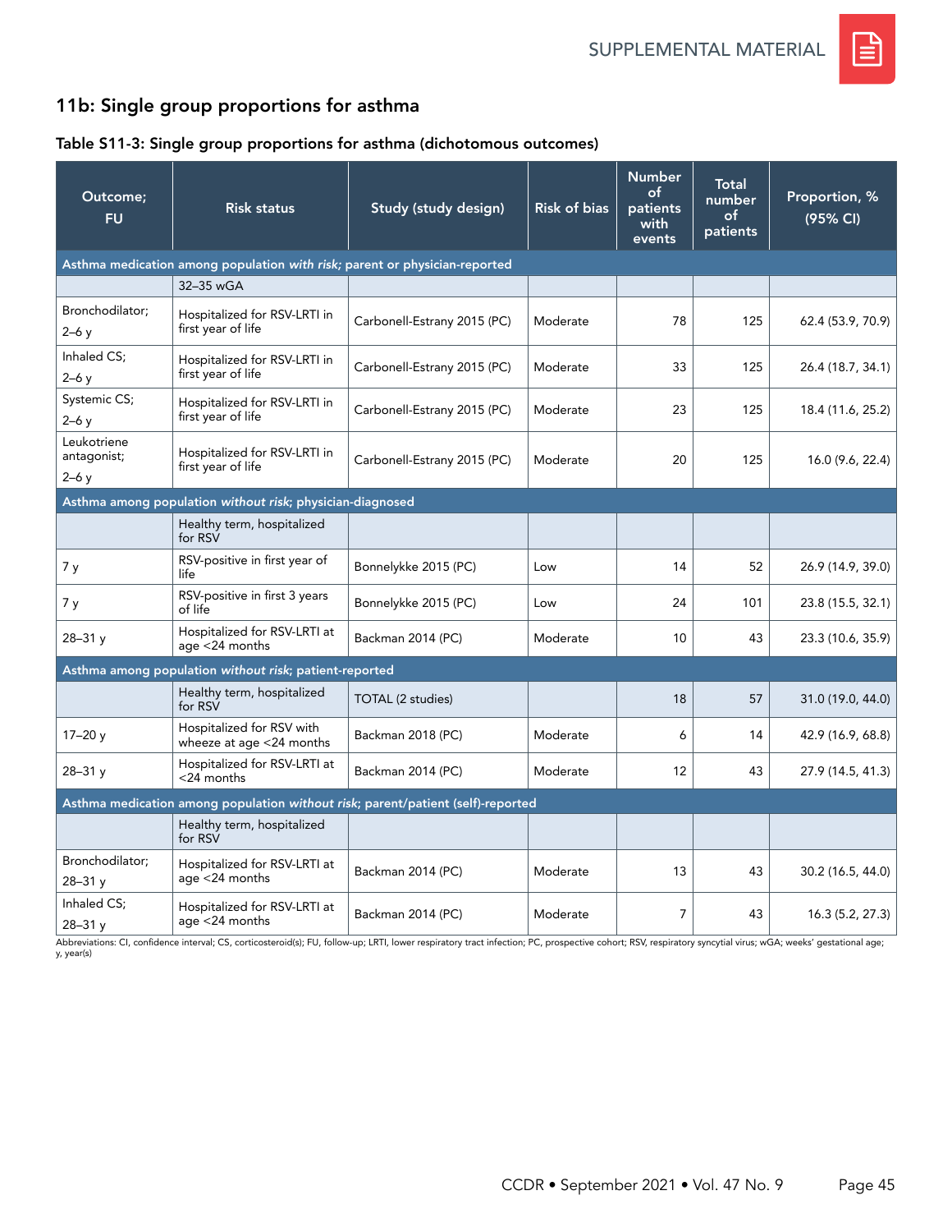## 11b: Single group proportions for asthma

### Table S11-3: Single group proportions for asthma (dichotomous outcomes)

| Outcome; FU | Risk status | Study (study design) | Risk of bias | Number of patients with events | Total number of patients | Proportion, % (95% CI) |
|---|---|---|---|---|---|---|
| **Asthma medication among population *with risk;* parent or physician-reported** | | | | | | |
| | 32–35 wGA | | | | | |
| Bronchodilator; 2–6 y | Hospitalized for RSV-LRTI in first year of life | Carbonell-Estrany 2015 (PC) | Moderate | 78 | 125 | 62.4 (53.9, 70.9) |
| Inhaled CS; 2–6 y | Hospitalized for RSV-LRTI in first year of life | Carbonell-Estrany 2015 (PC) | Moderate | 33 | 125 | 26.4 (18.7, 34.1) |
| Systemic CS; 2–6 y | Hospitalized for RSV-LRTI in first year of life | Carbonell-Estrany 2015 (PC) | Moderate | 23 | 125 | 18.4 (11.6, 25.2) |
| Leukotriene antagonist; 2–6 y | Hospitalized for RSV-LRTI in first year of life | Carbonell-Estrany 2015 (PC) | Moderate | 20 | 125 | 16.0 (9.6, 22.4) |
| **Asthma among population *without risk;* physician-diagnosed** | | | | | | |
| | Healthy term, hospitalized for RSV | | | | | |
| 7 y | RSV-positive in first year of life | Bonnelykke 2015 (PC) | Low | 14 | 52 | 26.9 (14.9, 39.0) |
| 7 y | RSV-positive in first 3 years of life | Bonnelykke 2015 (PC) | Low | 24 | 101 | 23.8 (15.5, 32.1) |
| 28–31 y | Hospitalized for RSV-LRTI at age <24 months | Backman 2014 (PC) | Moderate | 10 | 43 | 23.3 (10.6, 35.9) |
| **Asthma among population *without risk;* patient-reported** | | | | | | |
| | Healthy term, hospitalized for RSV | TOTAL (2 studies) | | 18 | 57 | 31.0 (19.0, 44.0) |
| 17–20 y | Hospitalized for RSV with wheeze at age <24 months | Backman 2018 (PC) | Moderate | 6 | 14 | 42.9 (16.9, 68.8) |
| 28–31 y | Hospitalized for RSV-LRTI at <24 months | Backman 2014 (PC) | Moderate | 12 | 43 | 27.9 (14.5, 41.3) |
| **Asthma medication among population *without risk;* parent/patient (self)-reported** | | | | | | |
| | Healthy term, hospitalized for RSV | | | | | |
| Bronchodilator; 28–31 y | Hospitalized for RSV-LRTI at age <24 months | Backman 2014 (PC) | Moderate | 13 | 43 | 30.2 (16.5, 44.0) |
| Inhaled CS; 28–31 y | Hospitalized for RSV-LRTI at age <24 months | Backman 2014 (PC) | Moderate | 7 | 43 | 16.3 (5.2, 27.3) |

Abbreviations: CI, confidence interval; CS, corticosteroid(s); FU, follow-up; LRTI, lower respiratory tract infection; PC, prospective cohort; RSV, respiratory syncytial virus; wGA; weeks' gestational age; y, year(s)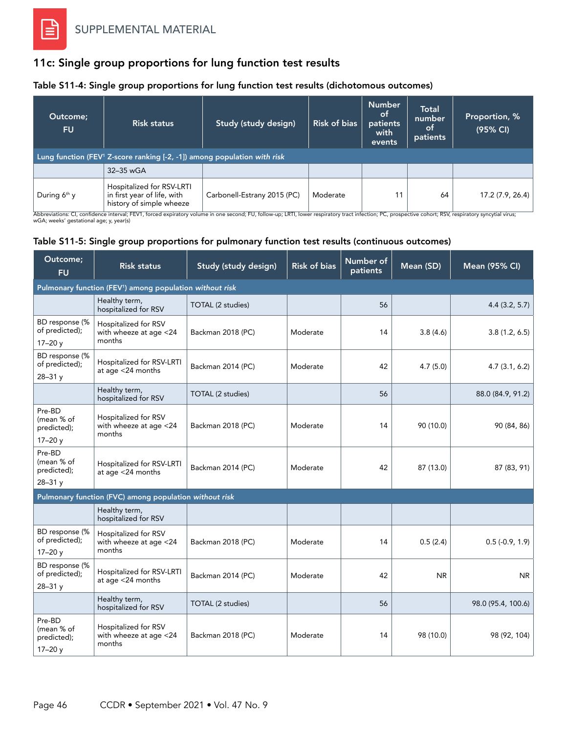## 11c: Single group proportions for lung function test results

### Table S11-4: Single group proportions for lung function test results (dichotomous outcomes)

| Outcome; FU | Risk status | Study (study design) | Risk of bias | Number of patients with events | Total number of patients | Proportion, % (95% CI) |
|---|---|---|---|---|---|---|
| **Lung function (FEV[1] Z-score ranking [-2, -1]) among population *with risk*** | | | | | | |
| | 32–35 wGA | | | | | |
| During 6th y | Hospitalized for RSV-LRTI in first year of life, with history of simple wheeze | Carbonell-Estrany 2015 (PC) | Moderate | 11 | 64 | 17.2 (7.9, 26.4) |

Abbreviations: CI, confidence interval; FEV1, forced expiratory volume in one second; FU, follow-up; LRTI, lower respiratory tract infection; PC, prospective cohort; RSV, respiratory syncytial virus; wGA; weeks' gestational age; y, year(s)

### Table S11-5: Single group proportions for pulmonary function test results (continuous outcomes)

| Outcome; FU | Risk status | Study (study design) | Risk of bias | Number of patients | Mean (SD) | Mean (95% CI) |
|---|---|---|---|---|---|---|
| **Pulmonary function (FEV[1]) among population *without risk*** | | | | | | |
| | Healthy term, hospitalized for RSV | TOTAL (2 studies) | | 56 | | 4.4 (3.2, 5.7) |
| BD response (% of predicted); 17–20 y | Hospitalized for RSV with wheeze at age <24 months | Backman 2018 (PC) | Moderate | 14 | 3.8 (4.6) | 3.8 (1.2, 6.5) |
| BD response (% of predicted); 28–31 y | Hospitalized for RSV-LRTI at age <24 months | Backman 2014 (PC) | Moderate | 42 | 4.7 (5.0) | 4.7 (3.1, 6.2) |
| | Healthy term, hospitalized for RSV | TOTAL (2 studies) | | 56 | | 88.0 (84.9, 91.2) |
| Pre-BD (mean % of predicted); 17–20 y | Hospitalized for RSV with wheeze at age <24 months | Backman 2018 (PC) | Moderate | 14 | 90 (10.0) | 90 (84, 86) |
| Pre-BD (mean % of predicted); 28–31 y | Hospitalized for RSV-LRTI at age <24 months | Backman 2014 (PC) | Moderate | 42 | 87 (13.0) | 87 (83, 91) |
| **Pulmonary function (FVC) among population *without risk*** | | | | | | |
| | Healthy term, hospitalized for RSV | | | | | |
| BD response (% of predicted); 17–20 y | Hospitalized for RSV with wheeze at age <24 months | Backman 2018 (PC) | Moderate | 14 | 0.5 (2.4) | 0.5 (-0.9, 1.9) |
| BD response (% of predicted); 28–31 y | Hospitalized for RSV-LRTI at age <24 months | Backman 2014 (PC) | Moderate | 42 | NR | NR |
| | Healthy term, hospitalized for RSV | TOTAL (2 studies) | | 56 | | 98.0 (95.4, 100.6) |
| Pre-BD (mean % of predicted); 17–20 y | Hospitalized for RSV with wheeze at age <24 months | Backman 2018 (PC) | Moderate | 14 | 98 (10.0) | 98 (92, 104) |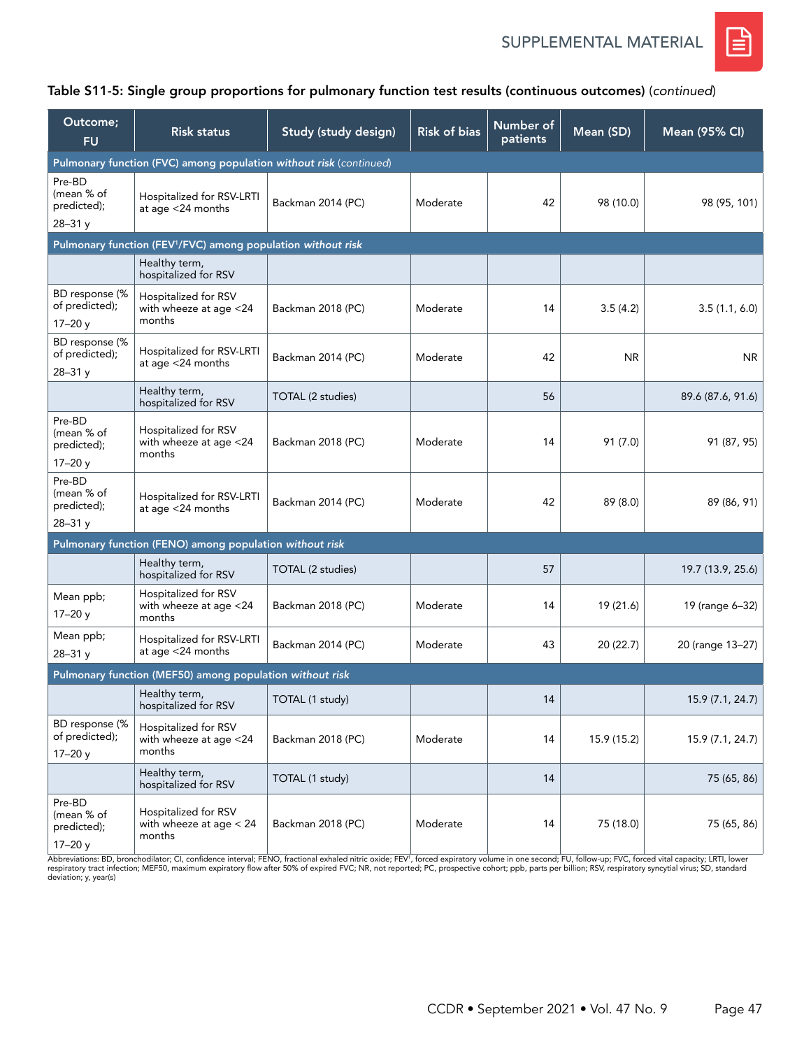## Table S11-5: Single group proportions for pulmonary function test results (continuous outcomes) (*continued*)

| Outcome; FU | Risk status | Study (study design) | Risk of bias | Number of patients | Mean (SD) | Mean (95% CI) |
|---|---|---|---|---|---|---|
| **Pulmonary function (FVC) among population *without risk* (*continued*)** | | | | | | |
| Pre-BD (mean % of predicted); 28–31 y | Hospitalized for RSV-LRTI at age <24 months | Backman 2014 (PC) | Moderate | 42 | 98 (10.0) | 98 (95, 101) |
| **Pulmonary function (FEV[1]/FVC) among population *without risk*** | | | | | | |
| | Healthy term, hospitalized for RSV | | | | | |
| BD response (% of predicted); 17–20 y | Hospitalized for RSV with wheeze at age <24 months | Backman 2018 (PC) | Moderate | 14 | 3.5 (4.2) | 3.5 (1.1, 6.0) |
| BD response (% of predicted); 28–31 y | Hospitalized for RSV-LRTI at age <24 months | Backman 2014 (PC) | Moderate | 42 | NR | NR |
| | Healthy term, hospitalized for RSV | TOTAL (2 studies) | | 56 | | 89.6 (87.6, 91.6) |
| Pre-BD (mean % of predicted); 17–20 y | Hospitalized for RSV with wheeze at age <24 months | Backman 2018 (PC) | Moderate | 14 | 91 (7.0) | 91 (87, 95) |
| Pre-BD (mean % of predicted); 28–31 y | Hospitalized for RSV-LRTI at age <24 months | Backman 2014 (PC) | Moderate | 42 | 89 (8.0) | 89 (86, 91) |
| **Pulmonary function (FENO) among population *without risk*** | | | | | | |
| | Healthy term, hospitalized for RSV | TOTAL (2 studies) | | 57 | | 19.7 (13.9, 25.6) |
| Mean ppb; 17–20 y | Hospitalized for RSV with wheeze at age <24 months | Backman 2018 (PC) | Moderate | 14 | 19 (21.6) | 19 (range 6–32) |
| Mean ppb; 28–31 y | Hospitalized for RSV-LRTI at age <24 months | Backman 2014 (PC) | Moderate | 43 | 20 (22.7) | 20 (range 13–27) |
| **Pulmonary function (MEF50) among population *without risk*** | | | | | | |
| | Healthy term, hospitalized for RSV | TOTAL (1 study) | | 14 | | 15.9 (7.1, 24.7) |
| BD response (% of predicted); 17–20 y | Hospitalized for RSV with wheeze at age <24 months | Backman 2018 (PC) | Moderate | 14 | 15.9 (15.2) | 15.9 (7.1, 24.7) |
| | Healthy term, hospitalized for RSV | TOTAL (1 study) | | 14 | | 75 (65, 86) |
| Pre-BD (mean % of predicted); 17–20 y | Hospitalized for RSV with wheeze at age < 24 months | Backman 2018 (PC) | Moderate | 14 | 75 (18.0) | 75 (65, 86) |

Abbreviations: BD, bronchodilator; CI, confidence interval; FENO, fractional exhaled nitric oxide; FEV[1], forced expiratory volume in one second; FU, follow-up; FVC, forced vital capacity; LRTI, lower respiratory tract infection; MEF50, maximum expiratory flow after 50% of expired FVC; NR, not reported; PC, prospective cohort; ppb, parts per billion; RSV, respiratory syncytial virus; SD, standard deviation; y, year(s)